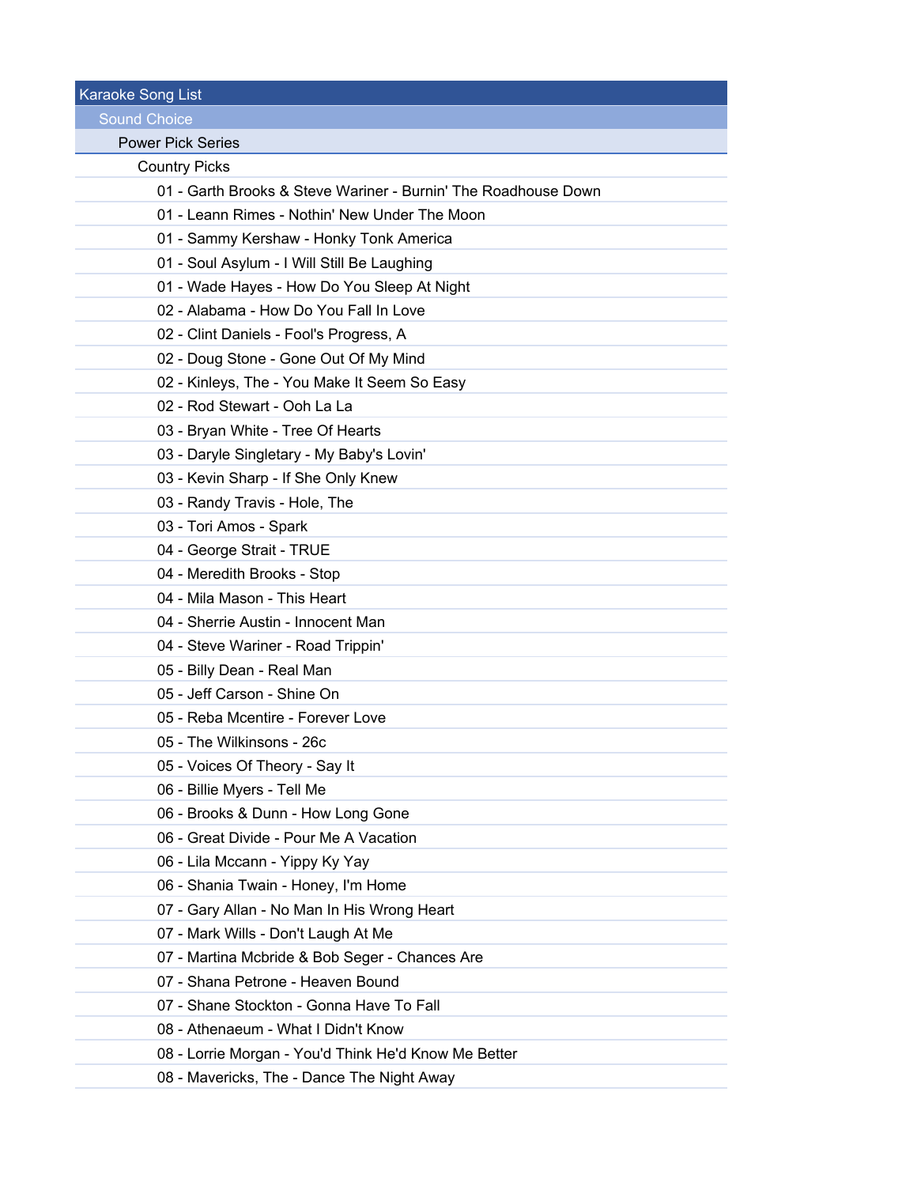# Karaoke Song List

## Sound Choice

### Power Pick Series

#### Country Picks

- 01 - Garth Brooks & Steve Wariner - Burnin' The Roadhouse Down
- 01 - Leann Rimes - Nothin' New Under The Moon
- 01 - Sammy Kershaw - Honky Tonk America
- 01 - Soul Asylum - I Will Still Be Laughing
- 01 - Wade Hayes - How Do You Sleep At Night
- 02 - Alabama - How Do You Fall In Love
- 02 - Clint Daniels - Fool's Progress, A
- 02 - Doug Stone - Gone Out Of My Mind
- 02 - Kinleys, The - You Make It Seem So Easy
- 02 - Rod Stewart - Ooh La La
- 03 - Bryan White - Tree Of Hearts
- 03 - Daryle Singletary - My Baby's Lovin'
- 03 - Kevin Sharp - If She Only Knew
- 03 - Randy Travis - Hole, The
- 03 - Tori Amos - Spark
- 04 - George Strait - TRUE
- 04 - Meredith Brooks - Stop
- 04 - Mila Mason - This Heart
- 04 - Sherrie Austin - Innocent Man
- 04 - Steve Wariner - Road Trippin'
- 05 - Billy Dean - Real Man
- 05 - Jeff Carson - Shine On
- 05 - Reba Mcentire - Forever Love
- 05 - The Wilkinsons - 26c
- 05 - Voices Of Theory - Say It
- 06 - Billie Myers - Tell Me
- 06 - Brooks & Dunn - How Long Gone
- 06 - Great Divide - Pour Me A Vacation
- 06 - Lila Mccann - Yippy Ky Yay
- 06 - Shania Twain - Honey, I'm Home
- 07 - Gary Allan - No Man In His Wrong Heart
- 07 - Mark Wills - Don't Laugh At Me
- 07 - Martina Mcbride & Bob Seger - Chances Are
- 07 - Shana Petrone - Heaven Bound
- 07 - Shane Stockton - Gonna Have To Fall
- 08 - Athenaeum - What I Didn't Know
- 08 - Lorrie Morgan - You'd Think He'd Know Me Better
- 08 - Mavericks, The - Dance The Night Away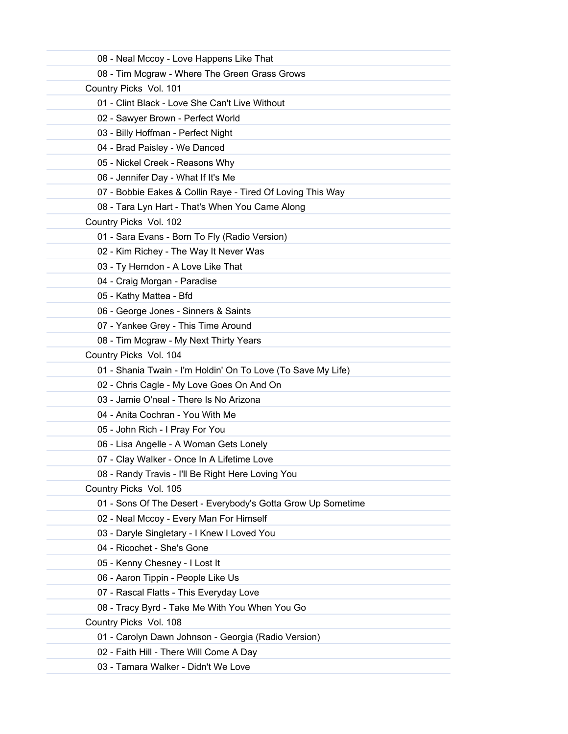08 - Neal Mccoy - Love Happens Like That

08 - Tim Mcgraw - Where The Green Grass Grows

Country Picks Vol. 101

01 - Clint Black - Love She Can't Live Without

02 - Sawyer Brown - Perfect World

03 - Billy Hoffman - Perfect Night

04 - Brad Paisley - We Danced

05 - Nickel Creek - Reasons Why

06 - Jennifer Day - What If It's Me

07 - Bobbie Eakes & Collin Raye - Tired Of Loving This Way

08 - Tara Lyn Hart - That's When You Came Along

Country Picks Vol. 102

01 - Sara Evans - Born To Fly (Radio Version)

02 - Kim Richey - The Way It Never Was

03 - Ty Herndon - A Love Like That

04 - Craig Morgan - Paradise

05 - Kathy Mattea - Bfd

06 - George Jones - Sinners & Saints

07 - Yankee Grey - This Time Around

08 - Tim Mcgraw - My Next Thirty Years

Country Picks Vol. 104

01 - Shania Twain - I'm Holdin' On To Love (To Save My Life)

02 - Chris Cagle - My Love Goes On And On

03 - Jamie O'neal - There Is No Arizona

04 - Anita Cochran - You With Me

05 - John Rich - I Pray For You

06 - Lisa Angelle - A Woman Gets Lonely

07 - Clay Walker - Once In A Lifetime Love

08 - Randy Travis - I'll Be Right Here Loving You

Country Picks Vol. 105

01 - Sons Of The Desert - Everybody's Gotta Grow Up Sometime

02 - Neal Mccoy - Every Man For Himself

03 - Daryle Singletary - I Knew I Loved You

04 - Ricochet - She's Gone

05 - Kenny Chesney - I Lost It

06 - Aaron Tippin - People Like Us

07 - Rascal Flatts - This Everyday Love

08 - Tracy Byrd - Take Me With You When You Go

Country Picks Vol. 108

01 - Carolyn Dawn Johnson - Georgia (Radio Version)

02 - Faith Hill - There Will Come A Day

03 - Tamara Walker - Didn't We Love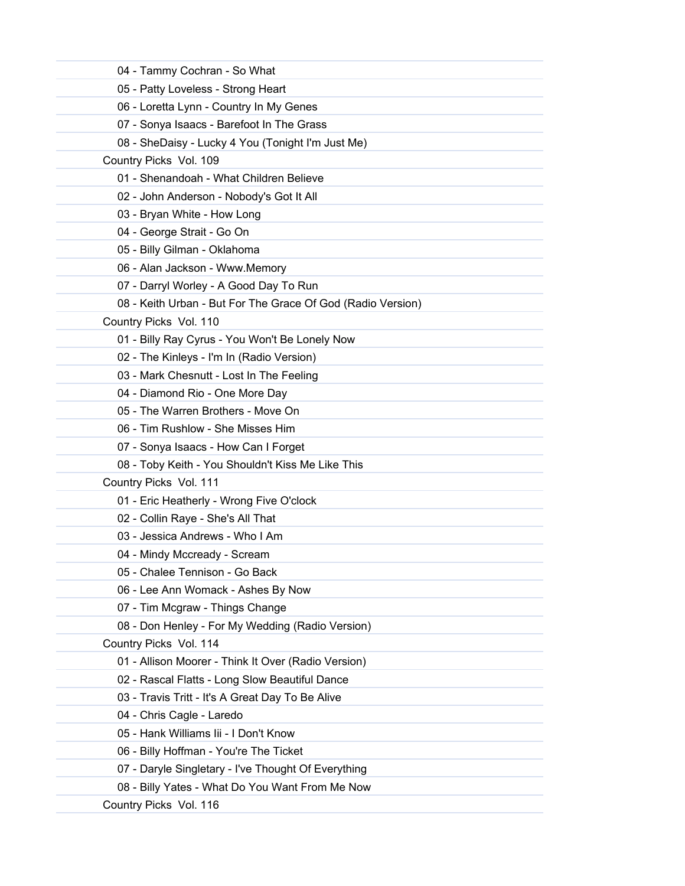04 - Tammy Cochran - So What

05 - Patty Loveless - Strong Heart

06 - Loretta Lynn - Country In My Genes

07 - Sonya Isaacs - Barefoot In The Grass

08 - SheDaisy - Lucky 4 You (Tonight I'm Just Me)

Country Picks  Vol. 109

01 - Shenandoah - What Children Believe

02 - John Anderson - Nobody's Got It All

03 - Bryan White - How Long

04 - George Strait - Go On

05 - Billy Gilman - Oklahoma

06 - Alan Jackson - Www.Memory

07 - Darryl Worley - A Good Day To Run

08 - Keith Urban - But For The Grace Of God (Radio Version)

Country Picks  Vol. 110

01 - Billy Ray Cyrus - You Won't Be Lonely Now

02 - The Kinleys - I'm In (Radio Version)

03 - Mark Chesnutt - Lost In The Feeling

04 - Diamond Rio - One More Day

05 - The Warren Brothers - Move On

06 - Tim Rushlow - She Misses Him

07 - Sonya Isaacs - How Can I Forget

08 - Toby Keith - You Shouldn't Kiss Me Like This

Country Picks  Vol. 111

01 - Eric Heatherly - Wrong Five O'clock

02 - Collin Raye - She's All That

03 - Jessica Andrews - Who I Am

04 - Mindy Mccready - Scream

05 - Chalee Tennison - Go Back

06 - Lee Ann Womack - Ashes By Now

07 - Tim Mcgraw - Things Change

08 - Don Henley - For My Wedding (Radio Version)

Country Picks  Vol. 114

01 - Allison Moorer - Think It Over (Radio Version)

02 - Rascal Flatts - Long Slow Beautiful Dance

03 - Travis Tritt - It's A Great Day To Be Alive

04 - Chris Cagle - Laredo

05 - Hank Williams Iii - I Don't Know

06 - Billy Hoffman - You're The Ticket

07 - Daryle Singletary - I've Thought Of Everything

08 - Billy Yates - What Do You Want From Me Now

Country Picks  Vol. 116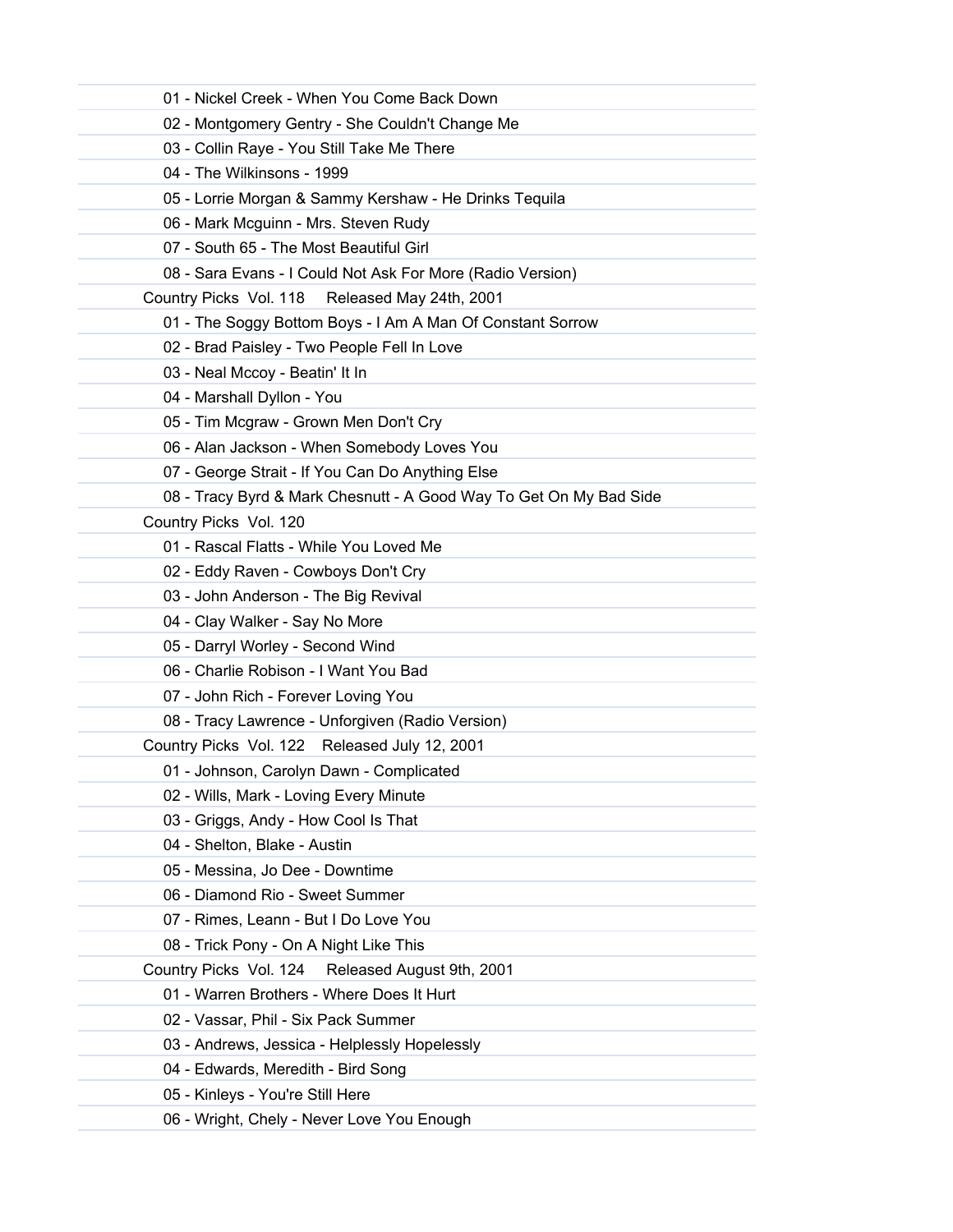01 - Nickel Creek - When You Come Back Down
02 - Montgomery Gentry - She Couldn't Change Me
03 - Collin Raye - You Still Take Me There
04 - The Wilkinsons - 1999
05 - Lorrie Morgan & Sammy Kershaw - He Drinks Tequila
06 - Mark Mcguinn - Mrs. Steven Rudy
07 - South 65 - The Most Beautiful Girl
08 - Sara Evans - I Could Not Ask For More (Radio Version)

Country Picks Vol. 118 Released May 24th, 2001

01 - The Soggy Bottom Boys - I Am A Man Of Constant Sorrow
02 - Brad Paisley - Two People Fell In Love
03 - Neal Mccoy - Beatin' It In
04 - Marshall Dyllon - You
05 - Tim Mcgraw - Grown Men Don't Cry
06 - Alan Jackson - When Somebody Loves You
07 - George Strait - If You Can Do Anything Else
08 - Tracy Byrd & Mark Chesnutt - A Good Way To Get On My Bad Side

Country Picks Vol. 120

01 - Rascal Flatts - While You Loved Me
02 - Eddy Raven - Cowboys Don't Cry
03 - John Anderson - The Big Revival
04 - Clay Walker - Say No More
05 - Darryl Worley - Second Wind
06 - Charlie Robison - I Want You Bad
07 - John Rich - Forever Loving You
08 - Tracy Lawrence - Unforgiven (Radio Version)

Country Picks Vol. 122 Released July 12, 2001

01 - Johnson, Carolyn Dawn - Complicated
02 - Wills, Mark - Loving Every Minute
03 - Griggs, Andy - How Cool Is That
04 - Shelton, Blake - Austin
05 - Messina, Jo Dee - Downtime
06 - Diamond Rio - Sweet Summer
07 - Rimes, Leann - But I Do Love You
08 - Trick Pony - On A Night Like This

Country Picks Vol. 124 Released August 9th, 2001

01 - Warren Brothers - Where Does It Hurt
02 - Vassar, Phil - Six Pack Summer
03 - Andrews, Jessica - Helplessly Hopelessly
04 - Edwards, Meredith - Bird Song
05 - Kinleys - You're Still Here
06 - Wright, Chely - Never Love You Enough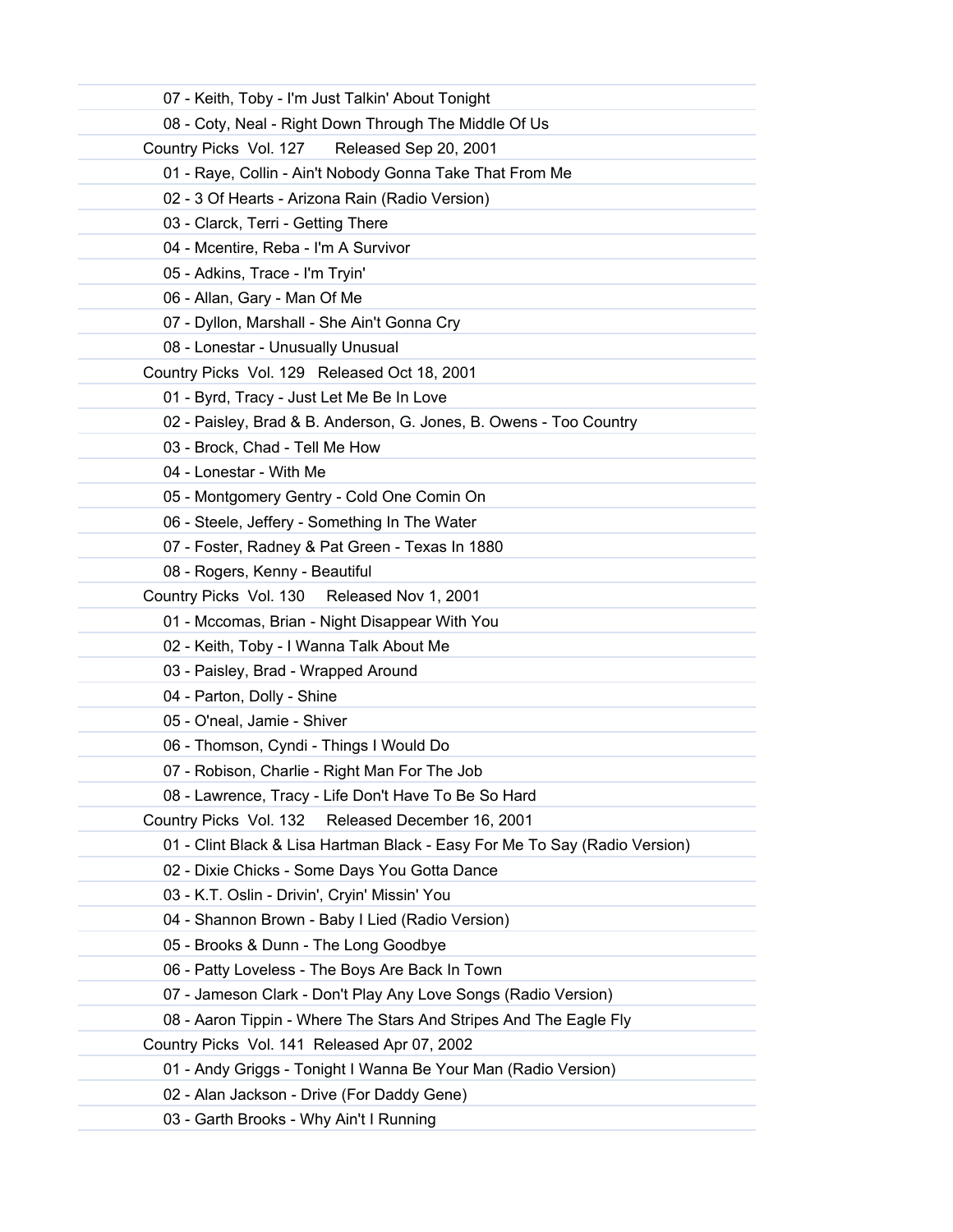07 - Keith, Toby - I'm Just Talkin' About Tonight

08 - Coty, Neal - Right Down Through The Middle Of Us

Country Picks Vol. 127 Released Sep 20, 2001

01 - Raye, Collin - Ain't Nobody Gonna Take That From Me

02 - 3 Of Hearts - Arizona Rain (Radio Version)

03 - Clarck, Terri - Getting There

04 - Mcentire, Reba - I'm A Survivor

05 - Adkins, Trace - I'm Tryin'

06 - Allan, Gary - Man Of Me

07 - Dyllon, Marshall - She Ain't Gonna Cry

08 - Lonestar - Unusually Unusual

Country Picks Vol. 129 Released Oct 18, 2001

01 - Byrd, Tracy - Just Let Me Be In Love

02 - Paisley, Brad & B. Anderson, G. Jones, B. Owens - Too Country

03 - Brock, Chad - Tell Me How

04 - Lonestar - With Me

05 - Montgomery Gentry - Cold One Comin On

06 - Steele, Jeffery - Something In The Water

07 - Foster, Radney & Pat Green - Texas In 1880

08 - Rogers, Kenny - Beautiful

Country Picks Vol. 130 Released Nov 1, 2001

01 - Mccomas, Brian - Night Disappear With You

02 - Keith, Toby - I Wanna Talk About Me

03 - Paisley, Brad - Wrapped Around

04 - Parton, Dolly - Shine

05 - O'neal, Jamie - Shiver

06 - Thomson, Cyndi - Things I Would Do

07 - Robison, Charlie - Right Man For The Job

08 - Lawrence, Tracy - Life Don't Have To Be So Hard

Country Picks Vol. 132 Released December 16, 2001

01 - Clint Black & Lisa Hartman Black - Easy For Me To Say (Radio Version)

02 - Dixie Chicks - Some Days You Gotta Dance

03 - K.T. Oslin - Drivin', Cryin' Missin' You

04 - Shannon Brown - Baby I Lied (Radio Version)

05 - Brooks & Dunn - The Long Goodbye

06 - Patty Loveless - The Boys Are Back In Town

07 - Jameson Clark - Don't Play Any Love Songs (Radio Version)

08 - Aaron Tippin - Where The Stars And Stripes And The Eagle Fly

Country Picks Vol. 141 Released Apr 07, 2002

01 - Andy Griggs - Tonight I Wanna Be Your Man (Radio Version)

02 - Alan Jackson - Drive (For Daddy Gene)

03 - Garth Brooks - Why Ain't I Running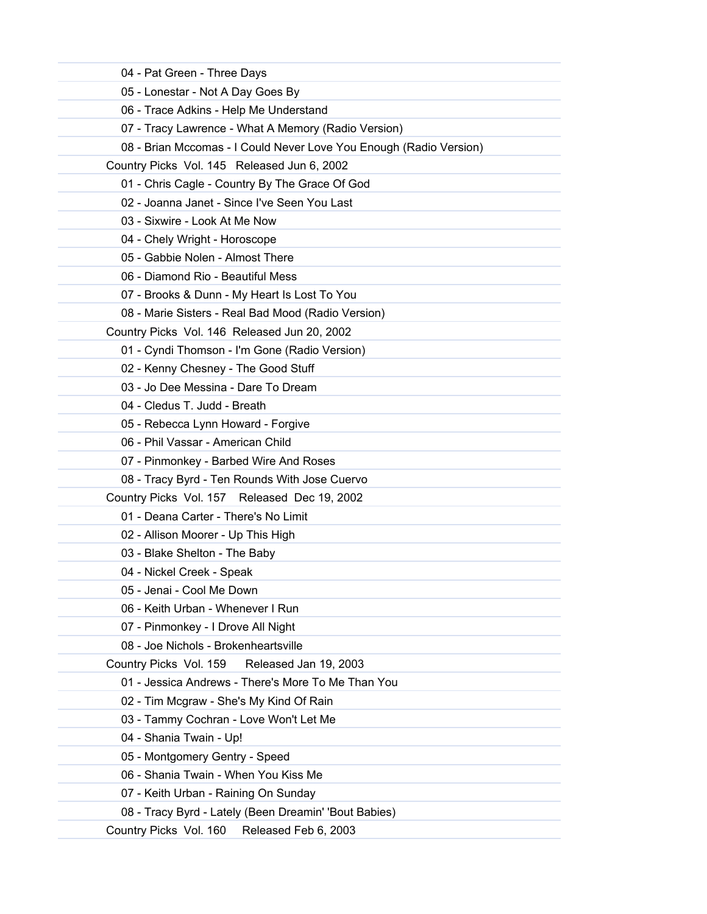04 - Pat Green - Three Days

05 - Lonestar - Not A Day Goes By

06 - Trace Adkins - Help Me Understand

07 - Tracy Lawrence - What A Memory (Radio Version)

08 - Brian Mccomas - I Could Never Love You Enough (Radio Version)

Country Picks Vol. 145 Released Jun 6, 2002

01 - Chris Cagle - Country By The Grace Of God

02 - Joanna Janet - Since I've Seen You Last

03 - Sixwire - Look At Me Now

04 - Chely Wright - Horoscope

05 - Gabbie Nolen - Almost There

06 - Diamond Rio - Beautiful Mess

07 - Brooks & Dunn - My Heart Is Lost To You

08 - Marie Sisters - Real Bad Mood (Radio Version)

Country Picks Vol. 146 Released Jun 20, 2002

01 - Cyndi Thomson - I'm Gone (Radio Version)

02 - Kenny Chesney - The Good Stuff

03 - Jo Dee Messina - Dare To Dream

04 - Cledus T. Judd - Breath

05 - Rebecca Lynn Howard - Forgive

06 - Phil Vassar - American Child

07 - Pinmonkey - Barbed Wire And Roses

08 - Tracy Byrd - Ten Rounds With Jose Cuervo

Country Picks Vol. 157 Released Dec 19, 2002

01 - Deana Carter - There's No Limit

02 - Allison Moorer - Up This High

03 - Blake Shelton - The Baby

04 - Nickel Creek - Speak

05 - Jenai - Cool Me Down

06 - Keith Urban - Whenever I Run

07 - Pinmonkey - I Drove All Night

08 - Joe Nichols - Brokenheartsville

Country Picks Vol. 159 Released Jan 19, 2003

01 - Jessica Andrews - There's More To Me Than You

02 - Tim Mcgraw - She's My Kind Of Rain

03 - Tammy Cochran - Love Won't Let Me

04 - Shania Twain - Up!

05 - Montgomery Gentry - Speed

06 - Shania Twain - When You Kiss Me

07 - Keith Urban - Raining On Sunday

08 - Tracy Byrd - Lately (Been Dreamin' 'Bout Babies)

Country Picks Vol. 160 Released Feb 6, 2003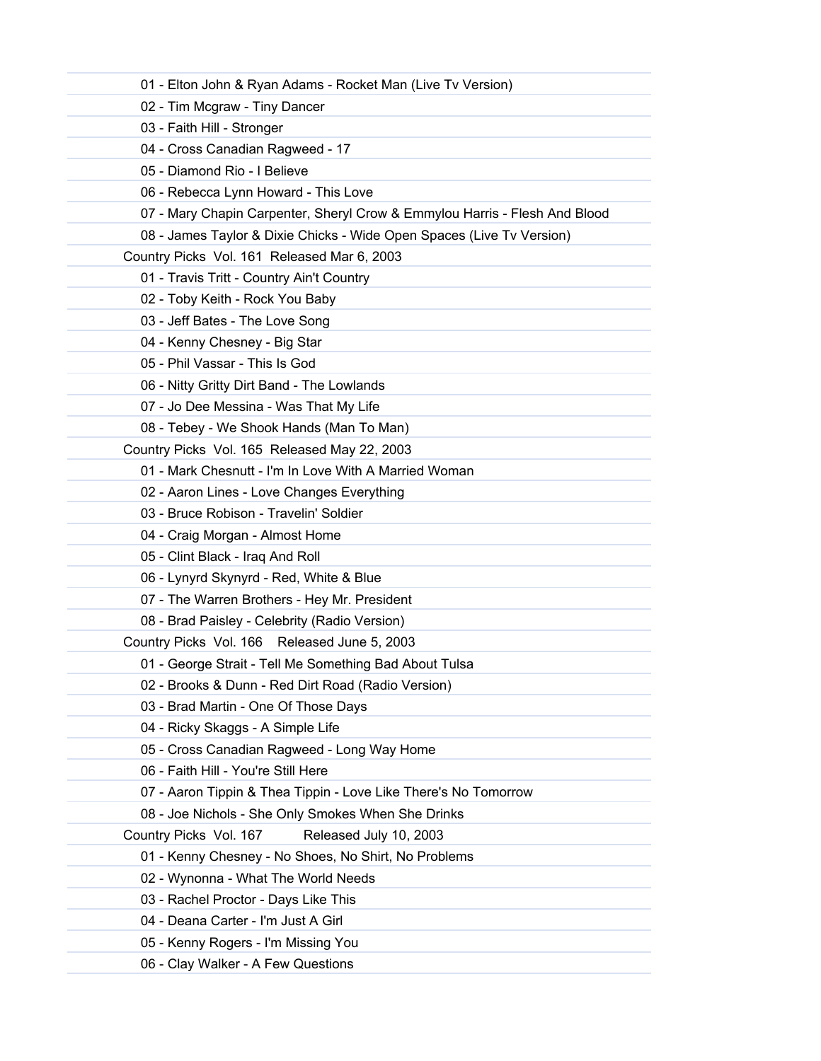01 - Elton John & Ryan Adams - Rocket Man (Live Tv Version)
02 - Tim Mcgraw - Tiny Dancer
03 - Faith Hill - Stronger
04 - Cross Canadian Ragweed - 17
05 - Diamond Rio - I Believe
06 - Rebecca Lynn Howard - This Love
07 - Mary Chapin Carpenter, Sheryl Crow & Emmylou Harris - Flesh And Blood
08 - James Taylor & Dixie Chicks - Wide Open Spaces (Live Tv Version)

Country Picks Vol. 161 Released Mar 6, 2003

01 - Travis Tritt - Country Ain't Country
02 - Toby Keith - Rock You Baby
03 - Jeff Bates - The Love Song
04 - Kenny Chesney - Big Star
05 - Phil Vassar - This Is God
06 - Nitty Gritty Dirt Band - The Lowlands
07 - Jo Dee Messina - Was That My Life
08 - Tebey - We Shook Hands (Man To Man)

Country Picks Vol. 165 Released May 22, 2003

01 - Mark Chesnutt - I'm In Love With A Married Woman
02 - Aaron Lines - Love Changes Everything
03 - Bruce Robison - Travelin' Soldier
04 - Craig Morgan - Almost Home
05 - Clint Black - Iraq And Roll
06 - Lynyrd Skynyrd - Red, White & Blue
07 - The Warren Brothers - Hey Mr. President
08 - Brad Paisley - Celebrity (Radio Version)

Country Picks Vol. 166 Released June 5, 2003

01 - George Strait - Tell Me Something Bad About Tulsa
02 - Brooks & Dunn - Red Dirt Road (Radio Version)
03 - Brad Martin - One Of Those Days
04 - Ricky Skaggs - A Simple Life
05 - Cross Canadian Ragweed - Long Way Home
06 - Faith Hill - You're Still Here
07 - Aaron Tippin & Thea Tippin - Love Like There's No Tomorrow
08 - Joe Nichols - She Only Smokes When She Drinks

Country Picks Vol. 167 Released July 10, 2003

01 - Kenny Chesney - No Shoes, No Shirt, No Problems
02 - Wynonna - What The World Needs
03 - Rachel Proctor - Days Like This
04 - Deana Carter - I'm Just A Girl
05 - Kenny Rogers - I'm Missing You
06 - Clay Walker - A Few Questions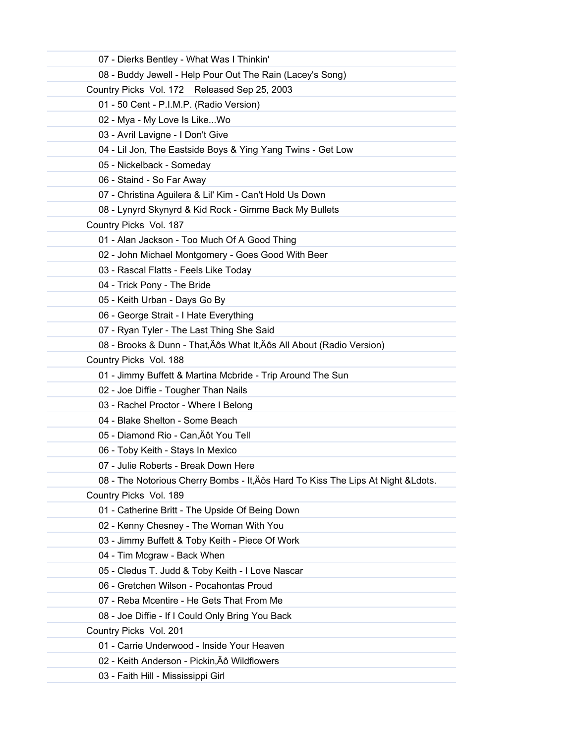07 - Dierks Bentley - What Was I Thinkin'

08 - Buddy Jewell - Help Pour Out The Rain (Lacey's Song)

Country Picks Vol. 172 Released Sep 25, 2003

01 - 50 Cent - P.I.M.P. (Radio Version)

02 - Mya - My Love Is Like...Wo

03 - Avril Lavigne - I Don't Give

04 - Lil Jon, The Eastside Boys & Ying Yang Twins - Get Low

05 - Nickelback - Someday

06 - Staind - So Far Away

07 - Christina Aguilera & Lil' Kim - Can't Hold Us Down

08 - Lynyrd Skynyrd & Kid Rock - Gimme Back My Bullets

Country Picks Vol. 187

01 - Alan Jackson - Too Much Of A Good Thing

02 - John Michael Montgomery - Goes Good With Beer

03 - Rascal Flatts - Feels Like Today

04 - Trick Pony - The Bride

05 - Keith Urban - Days Go By

06 - George Strait - I Hate Everything

07 - Ryan Tyler - The Last Thing She Said

08 - Brooks & Dunn - That‚Äôs What It‚Äôs All About (Radio Version)

Country Picks Vol. 188

01 - Jimmy Buffett & Martina Mcbride - Trip Around The Sun

02 - Joe Diffie - Tougher Than Nails

03 - Rachel Proctor - Where I Belong

04 - Blake Shelton - Some Beach

05 - Diamond Rio - Can‚Äôt You Tell

06 - Toby Keith - Stays In Mexico

07 - Julie Roberts - Break Down Here

08 - The Notorious Cherry Bombs - It‚Äôs Hard To Kiss The Lips At Night &Ldots.

Country Picks Vol. 189

01 - Catherine Britt - The Upside Of Being Down

02 - Kenny Chesney - The Woman With You

03 - Jimmy Buffett & Toby Keith - Piece Of Work

04 - Tim Mcgraw - Back When

05 - Cledus T. Judd & Toby Keith - I Love Nascar

06 - Gretchen Wilson - Pocahontas Proud

07 - Reba Mcentire - He Gets That From Me

08 - Joe Diffie - If I Could Only Bring You Back

Country Picks Vol. 201

01 - Carrie Underwood - Inside Your Heaven

02 - Keith Anderson - Pickin‚Äô Wildflowers

03 - Faith Hill - Mississippi Girl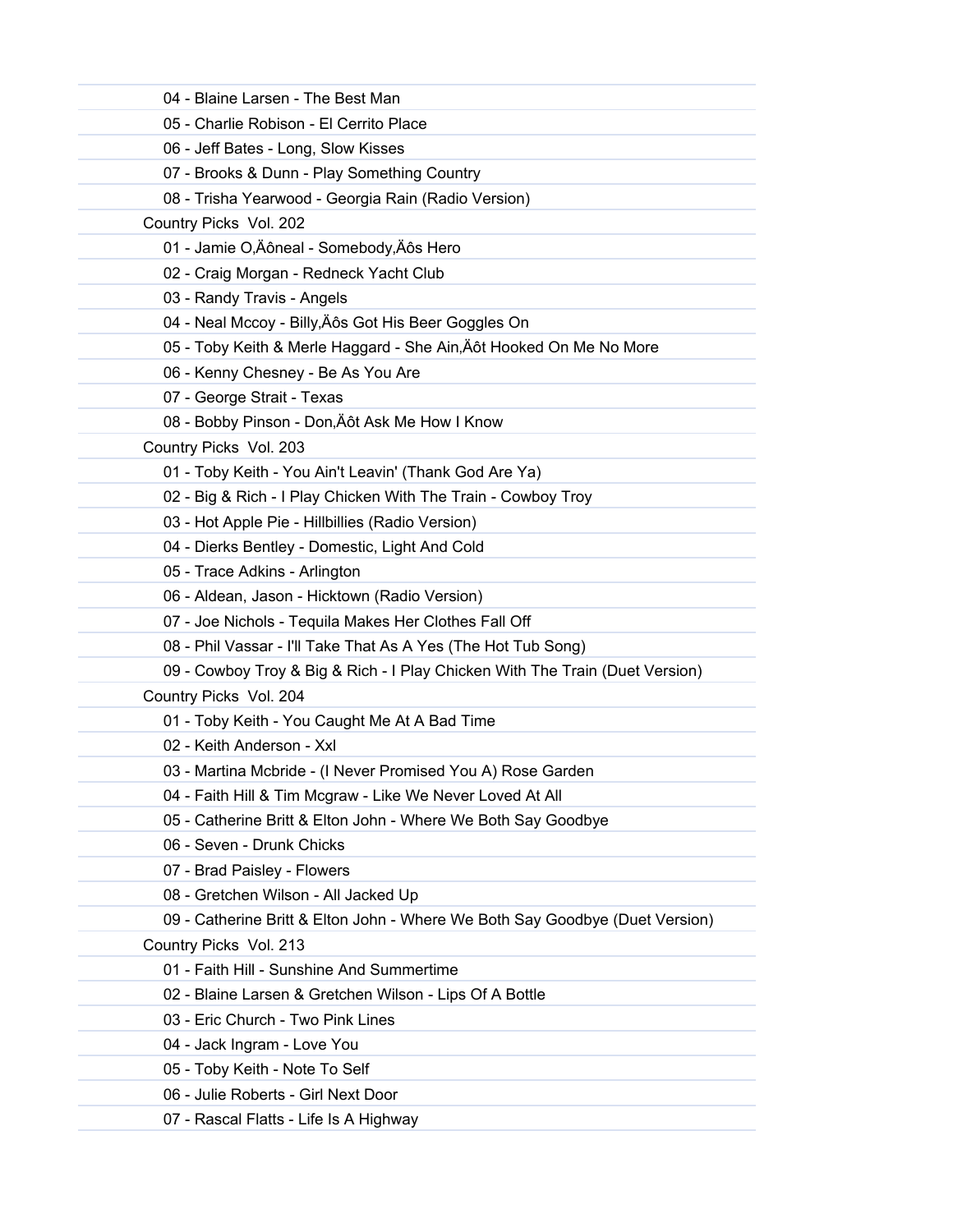04 - Blaine Larsen - The Best Man
05 - Charlie Robison - El Cerrito Place
06 - Jeff Bates - Long, Slow Kisses
07 - Brooks & Dunn - Play Something Country
08 - Trisha Yearwood - Georgia Rain (Radio Version)

Country Picks  Vol. 202

01 - Jamie O,Äôneal - Somebody,Äôs Hero
02 - Craig Morgan - Redneck Yacht Club
03 - Randy Travis - Angels
04 - Neal Mccoy - Billy,Äôs Got His Beer Goggles On
05 - Toby Keith & Merle Haggard - She Ain,Äôt Hooked On Me No More
06 - Kenny Chesney - Be As You Are
07 - George Strait - Texas
08 - Bobby Pinson - Don,Äôt Ask Me How I Know

Country Picks  Vol. 203

01 - Toby Keith - You Ain't Leavin' (Thank God Are Ya)
02 - Big & Rich - I Play Chicken With The Train - Cowboy Troy
03 - Hot Apple Pie - Hillbillies (Radio Version)
04 - Dierks Bentley - Domestic, Light And Cold
05 - Trace Adkins - Arlington
06 - Aldean, Jason - Hicktown (Radio Version)
07 - Joe Nichols - Tequila Makes Her Clothes Fall Off
08 - Phil Vassar - I'll Take That As A Yes (The Hot Tub Song)
09 - Cowboy Troy & Big & Rich - I Play Chicken With The Train (Duet Version)

Country Picks  Vol. 204

01 - Toby Keith - You Caught Me At A Bad Time
02 - Keith Anderson - Xxl
03 - Martina Mcbride - (I Never Promised You A) Rose Garden
04 - Faith Hill & Tim Mcgraw - Like We Never Loved At All
05 - Catherine Britt & Elton John - Where We Both Say Goodbye
06 - Seven - Drunk Chicks
07 - Brad Paisley - Flowers
08 - Gretchen Wilson - All Jacked Up
09 - Catherine Britt & Elton John - Where We Both Say Goodbye (Duet Version)

Country Picks  Vol. 213

01 - Faith Hill - Sunshine And Summertime
02 - Blaine Larsen & Gretchen Wilson - Lips Of A Bottle
03 - Eric Church - Two Pink Lines
04 - Jack Ingram - Love You
05 - Toby Keith - Note To Self
06 - Julie Roberts - Girl Next Door
07 - Rascal Flatts - Life Is A Highway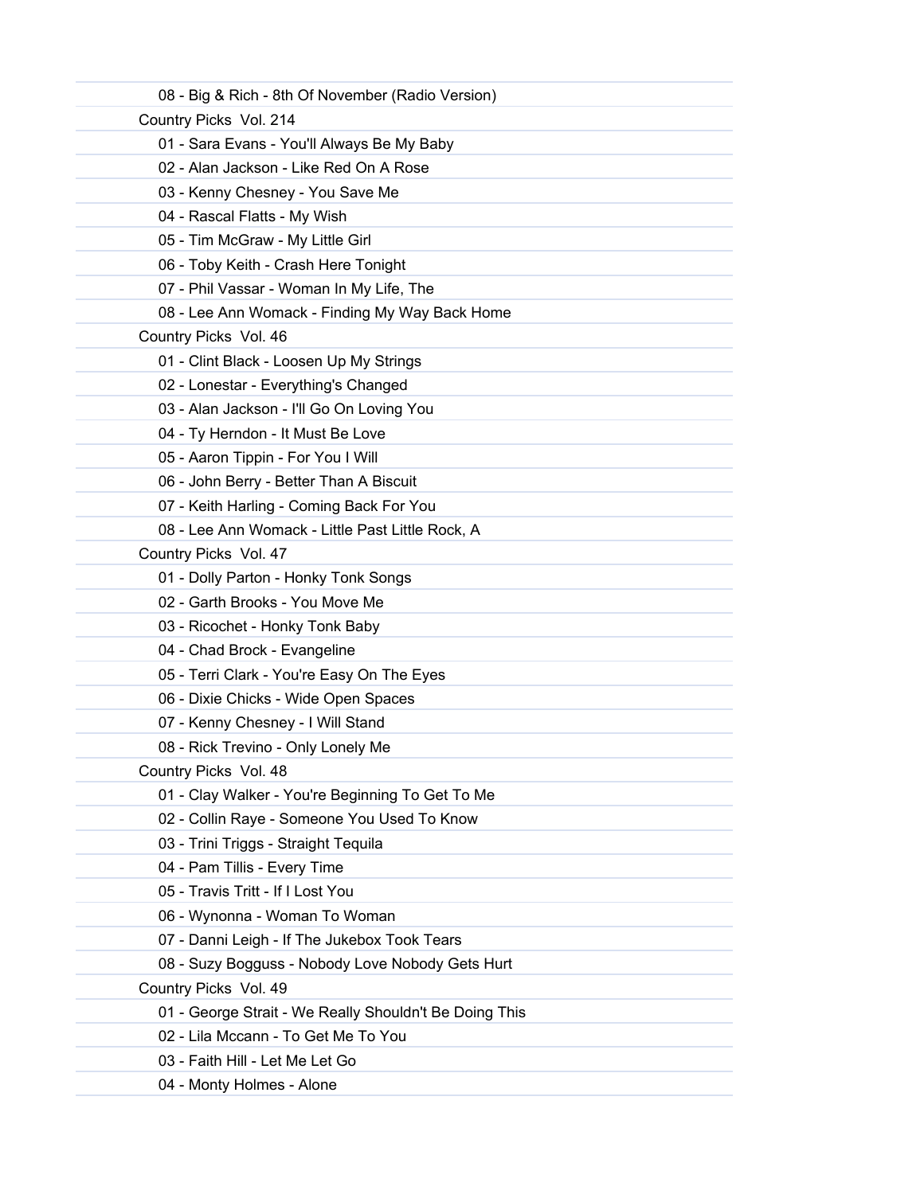- 08 - Big & Rich - 8th Of November (Radio Version)

Country Picks  Vol. 214

- 01 - Sara Evans - You'll Always Be My Baby
- 02 - Alan Jackson - Like Red On A Rose
- 03 - Kenny Chesney - You Save Me
- 04 - Rascal Flatts - My Wish
- 05 - Tim McGraw - My Little Girl
- 06 - Toby Keith - Crash Here Tonight
- 07 - Phil Vassar - Woman In My Life, The
- 08 - Lee Ann Womack - Finding My Way Back Home

Country Picks  Vol. 46

- 01 - Clint Black - Loosen Up My Strings
- 02 - Lonestar - Everything's Changed
- 03 - Alan Jackson - I'll Go On Loving You
- 04 - Ty Herndon - It Must Be Love
- 05 - Aaron Tippin - For You I Will
- 06 - John Berry - Better Than A Biscuit
- 07 - Keith Harling - Coming Back For You
- 08 - Lee Ann Womack - Little Past Little Rock, A

Country Picks  Vol. 47

- 01 - Dolly Parton - Honky Tonk Songs
- 02 - Garth Brooks - You Move Me
- 03 - Ricochet - Honky Tonk Baby
- 04 - Chad Brock - Evangeline
- 05 - Terri Clark - You're Easy On The Eyes
- 06 - Dixie Chicks - Wide Open Spaces
- 07 - Kenny Chesney - I Will Stand
- 08 - Rick Trevino - Only Lonely Me

Country Picks  Vol. 48

- 01 - Clay Walker - You're Beginning To Get To Me
- 02 - Collin Raye - Someone You Used To Know
- 03 - Trini Triggs - Straight Tequila
- 04 - Pam Tillis - Every Time
- 05 - Travis Tritt - If I Lost You
- 06 - Wynonna - Woman To Woman
- 07 - Danni Leigh - If The Jukebox Took Tears
- 08 - Suzy Bogguss - Nobody Love Nobody Gets Hurt

Country Picks  Vol. 49

- 01 - George Strait - We Really Shouldn't Be Doing This
- 02 - Lila Mccann - To Get Me To You
- 03 - Faith Hill - Let Me Let Go
- 04 - Monty Holmes - Alone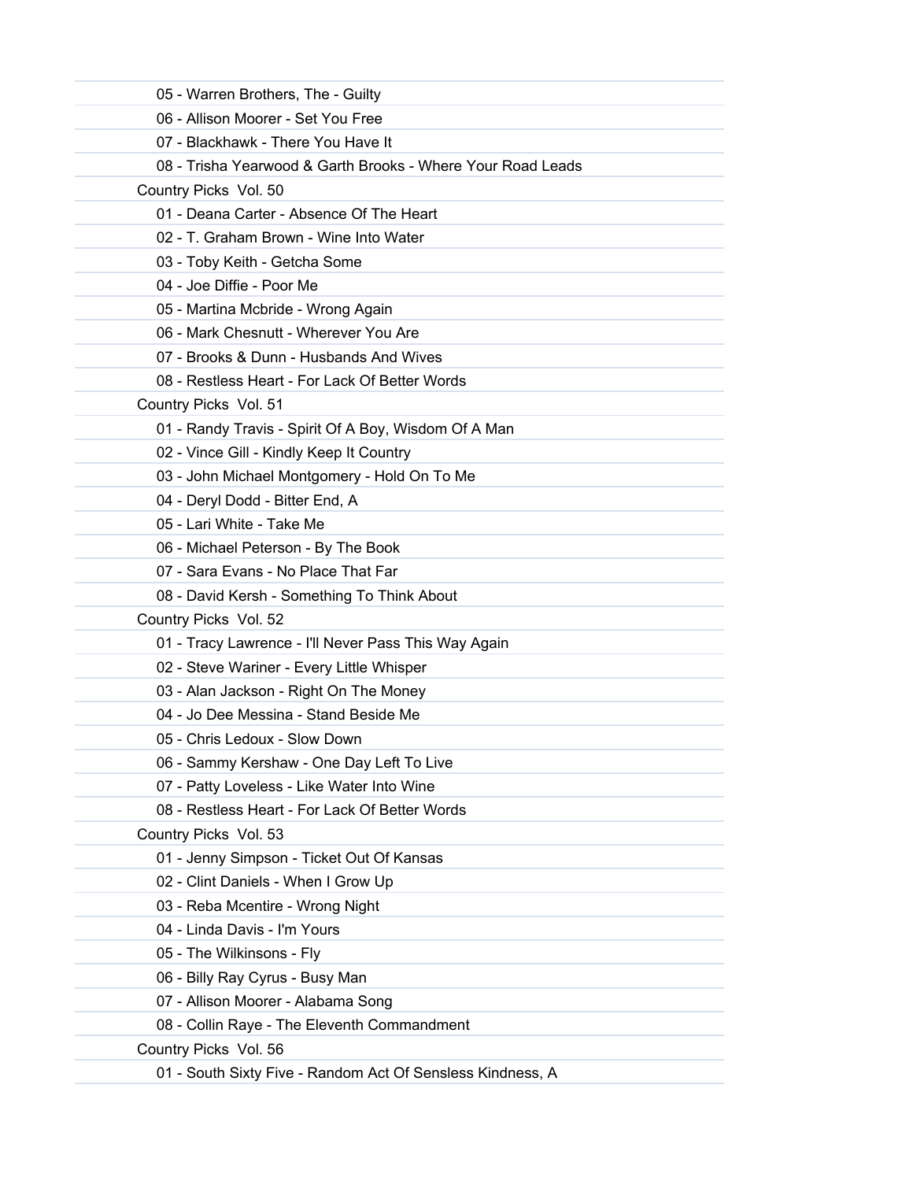05 - Warren Brothers, The - Guilty

06 - Allison Moorer - Set You Free

07 - Blackhawk - There You Have It

08 - Trisha Yearwood & Garth Brooks - Where Your Road Leads

Country Picks Vol. 50

01 - Deana Carter - Absence Of The Heart

02 - T. Graham Brown - Wine Into Water

03 - Toby Keith - Getcha Some

04 - Joe Diffie - Poor Me

05 - Martina Mcbride - Wrong Again

06 - Mark Chesnutt - Wherever You Are

07 - Brooks & Dunn - Husbands And Wives

08 - Restless Heart - For Lack Of Better Words

Country Picks Vol. 51

01 - Randy Travis - Spirit Of A Boy, Wisdom Of A Man

02 - Vince Gill - Kindly Keep It Country

03 - John Michael Montgomery - Hold On To Me

04 - Deryl Dodd - Bitter End, A

05 - Lari White - Take Me

06 - Michael Peterson - By The Book

07 - Sara Evans - No Place That Far

08 - David Kersh - Something To Think About

Country Picks Vol. 52

01 - Tracy Lawrence - I'll Never Pass This Way Again

02 - Steve Wariner - Every Little Whisper

03 - Alan Jackson - Right On The Money

04 - Jo Dee Messina - Stand Beside Me

05 - Chris Ledoux - Slow Down

06 - Sammy Kershaw - One Day Left To Live

07 - Patty Loveless - Like Water Into Wine

08 - Restless Heart - For Lack Of Better Words

Country Picks Vol. 53

01 - Jenny Simpson - Ticket Out Of Kansas

02 - Clint Daniels - When I Grow Up

03 - Reba Mcentire - Wrong Night

04 - Linda Davis - I'm Yours

05 - The Wilkinsons - Fly

06 - Billy Ray Cyrus - Busy Man

07 - Allison Moorer - Alabama Song

08 - Collin Raye - The Eleventh Commandment

Country Picks Vol. 56

01 - South Sixty Five - Random Act Of Sensless Kindness, A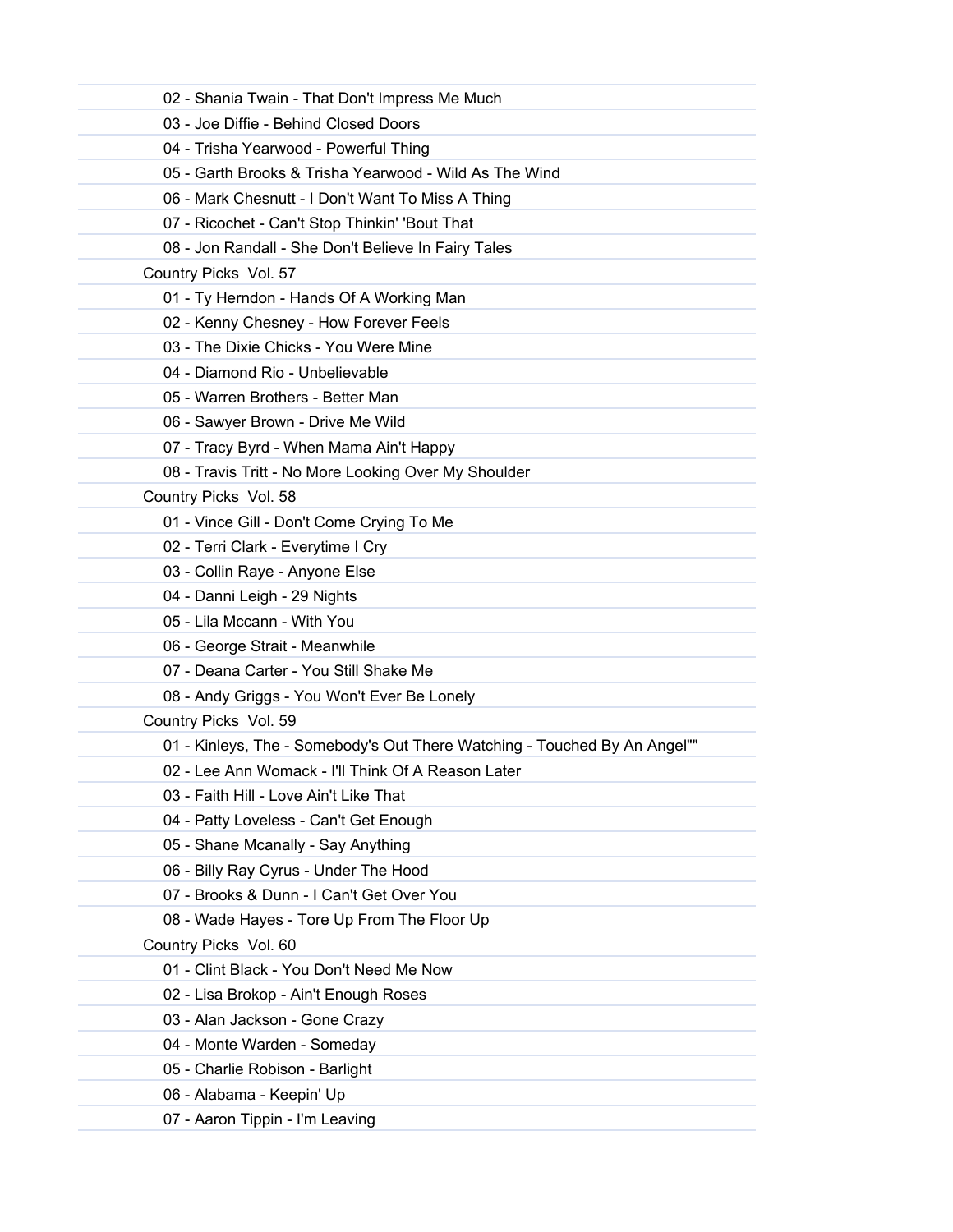02 - Shania Twain - That Don't Impress Me Much
03 - Joe Diffie - Behind Closed Doors
04 - Trisha Yearwood - Powerful Thing
05 - Garth Brooks & Trisha Yearwood - Wild As The Wind
06 - Mark Chesnutt - I Don't Want To Miss A Thing
07 - Ricochet - Can't Stop Thinkin' 'Bout That
08 - Jon Randall - She Don't Believe In Fairy Tales

Country Picks  Vol. 57

01 - Ty Herndon - Hands Of A Working Man
02 - Kenny Chesney - How Forever Feels
03 - The Dixie Chicks - You Were Mine
04 - Diamond Rio - Unbelievable
05 - Warren Brothers - Better Man
06 - Sawyer Brown - Drive Me Wild
07 - Tracy Byrd - When Mama Ain't Happy
08 - Travis Tritt - No More Looking Over My Shoulder

Country Picks  Vol. 58

01 - Vince Gill - Don't Come Crying To Me
02 - Terri Clark - Everytime I Cry
03 - Collin Raye - Anyone Else
04 - Danni Leigh - 29 Nights
05 - Lila Mccann - With You
06 - George Strait - Meanwhile
07 - Deana Carter - You Still Shake Me
08 - Andy Griggs - You Won't Ever Be Lonely

Country Picks  Vol. 59

01 - Kinleys, The - Somebody's Out There Watching - Touched By An Angel""
02 - Lee Ann Womack - I'll Think Of A Reason Later
03 - Faith Hill - Love Ain't Like That
04 - Patty Loveless - Can't Get Enough
05 - Shane Mcanally - Say Anything
06 - Billy Ray Cyrus - Under The Hood
07 - Brooks & Dunn - I Can't Get Over You
08 - Wade Hayes - Tore Up From The Floor Up

Country Picks  Vol. 60

01 - Clint Black - You Don't Need Me Now
02 - Lisa Brokop - Ain't Enough Roses
03 - Alan Jackson - Gone Crazy
04 - Monte Warden - Someday
05 - Charlie Robison - Barlight
06 - Alabama - Keepin' Up
07 - Aaron Tippin - I'm Leaving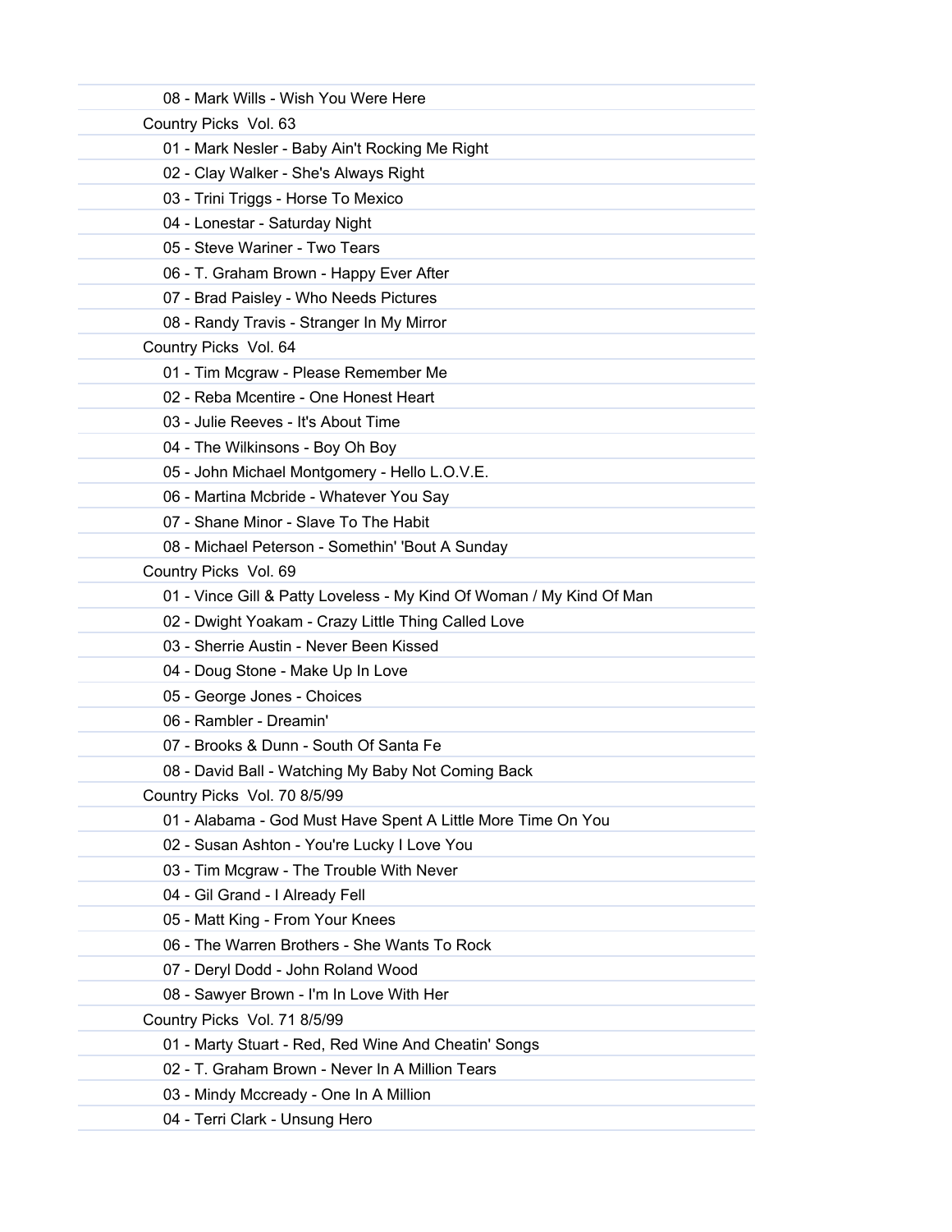- 08 - Mark Wills - Wish You Were Here

Country Picks  Vol. 63

- 01 - Mark Nesler - Baby Ain't Rocking Me Right
- 02 - Clay Walker - She's Always Right
- 03 - Trini Triggs - Horse To Mexico
- 04 - Lonestar - Saturday Night
- 05 - Steve Wariner - Two Tears
- 06 - T. Graham Brown - Happy Ever After
- 07 - Brad Paisley - Who Needs Pictures
- 08 - Randy Travis - Stranger In My Mirror

Country Picks  Vol. 64

- 01 - Tim Mcgraw - Please Remember Me
- 02 - Reba Mcentire - One Honest Heart
- 03 - Julie Reeves - It's About Time
- 04 - The Wilkinsons - Boy Oh Boy
- 05 - John Michael Montgomery - Hello L.O.V.E.
- 06 - Martina Mcbride - Whatever You Say
- 07 - Shane Minor - Slave To The Habit
- 08 - Michael Peterson - Somethin' 'Bout A Sunday

Country Picks  Vol. 69

- 01 - Vince Gill & Patty Loveless - My Kind Of Woman / My Kind Of Man
- 02 - Dwight Yoakam - Crazy Little Thing Called Love
- 03 - Sherrie Austin - Never Been Kissed
- 04 - Doug Stone - Make Up In Love
- 05 - George Jones - Choices
- 06 - Rambler - Dreamin'
- 07 - Brooks & Dunn - South Of Santa Fe
- 08 - David Ball - Watching My Baby Not Coming Back

Country Picks  Vol. 70 8/5/99

- 01 - Alabama - God Must Have Spent A Little More Time On You
- 02 - Susan Ashton - You're Lucky I Love You
- 03 - Tim Mcgraw - The Trouble With Never
- 04 - Gil Grand - I Already Fell
- 05 - Matt King - From Your Knees
- 06 - The Warren Brothers - She Wants To Rock
- 07 - Deryl Dodd - John Roland Wood
- 08 - Sawyer Brown - I'm In Love With Her

Country Picks  Vol. 71 8/5/99

- 01 - Marty Stuart - Red, Red Wine And Cheatin' Songs
- 02 - T. Graham Brown - Never In A Million Tears
- 03 - Mindy Mccready - One In A Million
- 04 - Terri Clark - Unsung Hero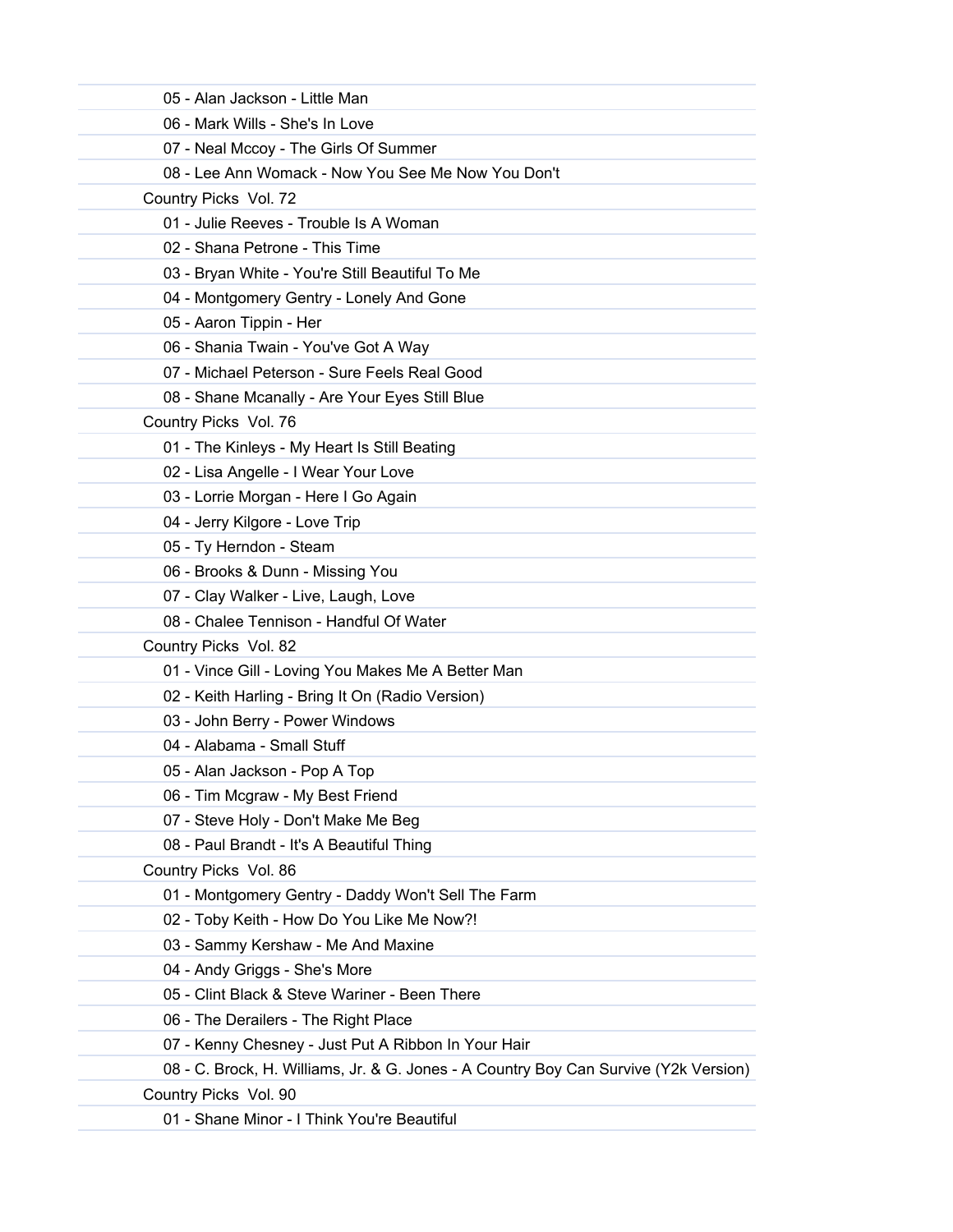05 - Alan Jackson - Little Man

06 - Mark Wills - She's In Love

07 - Neal Mccoy - The Girls Of Summer

08 - Lee Ann Womack - Now You See Me Now You Don't

Country Picks Vol. 72

01 - Julie Reeves - Trouble Is A Woman

02 - Shana Petrone - This Time

03 - Bryan White - You're Still Beautiful To Me

04 - Montgomery Gentry - Lonely And Gone

05 - Aaron Tippin - Her

06 - Shania Twain - You've Got A Way

07 - Michael Peterson - Sure Feels Real Good

08 - Shane Mcanally - Are Your Eyes Still Blue

Country Picks Vol. 76

01 - The Kinleys - My Heart Is Still Beating

02 - Lisa Angelle - I Wear Your Love

03 - Lorrie Morgan - Here I Go Again

04 - Jerry Kilgore - Love Trip

05 - Ty Herndon - Steam

06 - Brooks & Dunn - Missing You

07 - Clay Walker - Live, Laugh, Love

08 - Chalee Tennison - Handful Of Water

Country Picks Vol. 82

01 - Vince Gill - Loving You Makes Me A Better Man

02 - Keith Harling - Bring It On (Radio Version)

03 - John Berry - Power Windows

04 - Alabama - Small Stuff

05 - Alan Jackson - Pop A Top

06 - Tim Mcgraw - My Best Friend

07 - Steve Holy - Don't Make Me Beg

08 - Paul Brandt - It's A Beautiful Thing

Country Picks Vol. 86

01 - Montgomery Gentry - Daddy Won't Sell The Farm

02 - Toby Keith - How Do You Like Me Now?!

03 - Sammy Kershaw - Me And Maxine

04 - Andy Griggs - She's More

05 - Clint Black & Steve Wariner - Been There

06 - The Derailers - The Right Place

07 - Kenny Chesney - Just Put A Ribbon In Your Hair

08 - C. Brock, H. Williams, Jr. & G. Jones - A Country Boy Can Survive (Y2k Version)

Country Picks Vol. 90

01 - Shane Minor - I Think You're Beautiful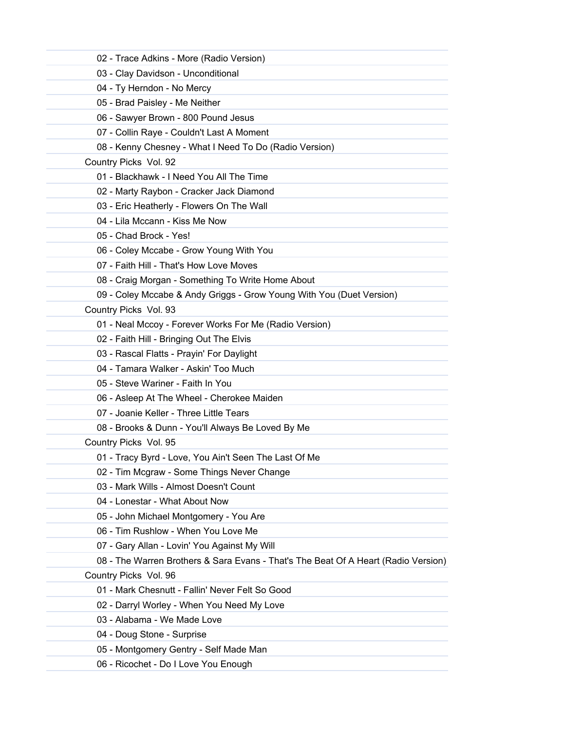02 - Trace Adkins - More (Radio Version)
03 - Clay Davidson - Unconditional
04 - Ty Herndon - No Mercy
05 - Brad Paisley - Me Neither
06 - Sawyer Brown - 800 Pound Jesus
07 - Collin Raye - Couldn't Last A Moment
08 - Kenny Chesney - What I Need To Do (Radio Version)

Country Picks Vol. 92

01 - Blackhawk - I Need You All The Time
02 - Marty Raybon - Cracker Jack Diamond
03 - Eric Heatherly - Flowers On The Wall
04 - Lila Mccann - Kiss Me Now
05 - Chad Brock - Yes!
06 - Coley Mccabe - Grow Young With You
07 - Faith Hill - That's How Love Moves
08 - Craig Morgan - Something To Write Home About
09 - Coley Mccabe & Andy Griggs - Grow Young With You (Duet Version)

Country Picks Vol. 93

01 - Neal Mccoy - Forever Works For Me (Radio Version)
02 - Faith Hill - Bringing Out The Elvis
03 - Rascal Flatts - Prayin' For Daylight
04 - Tamara Walker - Askin' Too Much
05 - Steve Wariner - Faith In You
06 - Asleep At The Wheel - Cherokee Maiden
07 - Joanie Keller - Three Little Tears
08 - Brooks & Dunn - You'll Always Be Loved By Me

Country Picks Vol. 95

01 - Tracy Byrd - Love, You Ain't Seen The Last Of Me
02 - Tim Mcgraw - Some Things Never Change
03 - Mark Wills - Almost Doesn't Count
04 - Lonestar - What About Now
05 - John Michael Montgomery - You Are
06 - Tim Rushlow - When You Love Me
07 - Gary Allan - Lovin' You Against My Will
08 - The Warren Brothers & Sara Evans - That's The Beat Of A Heart (Radio Version)

Country Picks Vol. 96

01 - Mark Chesnutt - Fallin' Never Felt So Good
02 - Darryl Worley - When You Need My Love
03 - Alabama - We Made Love
04 - Doug Stone - Surprise
05 - Montgomery Gentry - Self Made Man
06 - Ricochet - Do I Love You Enough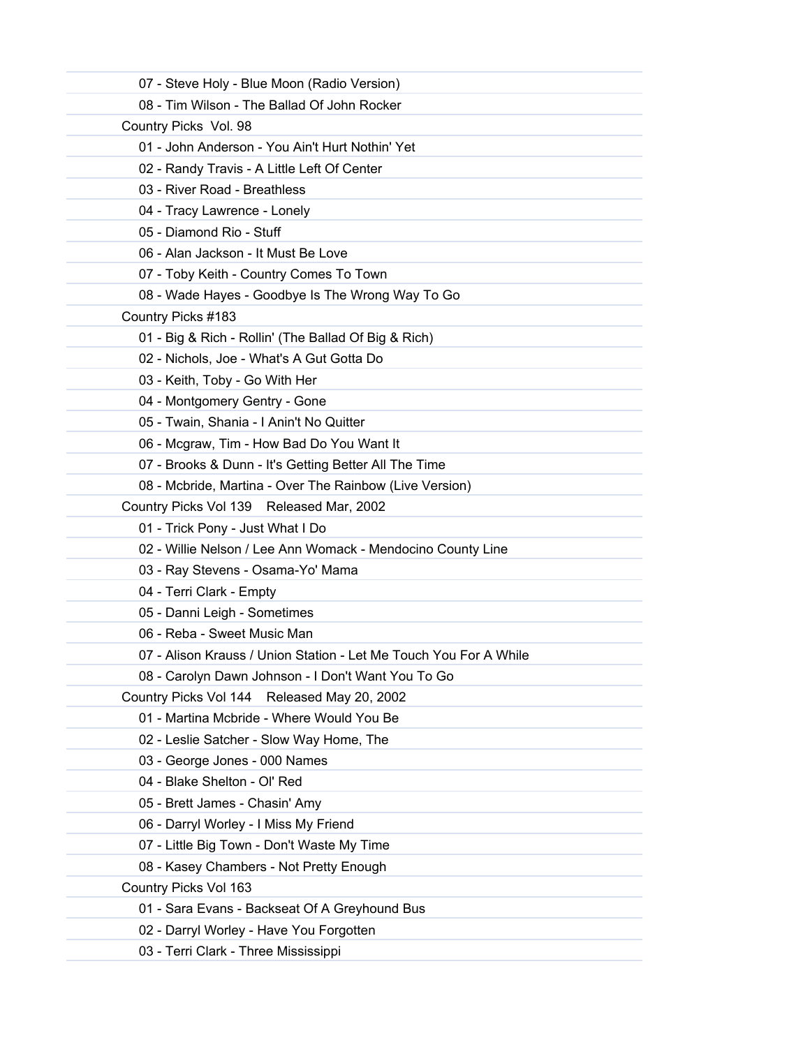07 - Steve Holy - Blue Moon (Radio Version)

08 - Tim Wilson - The Ballad Of John Rocker

Country Picks  Vol. 98

01 - John Anderson - You Ain't Hurt Nothin' Yet

02 - Randy Travis - A Little Left Of Center

03 - River Road - Breathless

04 - Tracy Lawrence - Lonely

05 - Diamond Rio - Stuff

06 - Alan Jackson - It Must Be Love

07 - Toby Keith - Country Comes To Town

08 - Wade Hayes - Goodbye Is The Wrong Way To Go

Country Picks #183

01 - Big & Rich - Rollin' (The Ballad Of Big & Rich)

02 - Nichols, Joe - What's A Gut Gotta Do

03 - Keith, Toby - Go With Her

04 - Montgomery Gentry - Gone

05 - Twain, Shania - I Anin't No Quitter

06 - Mcgraw, Tim - How Bad Do You Want It

07 - Brooks & Dunn - It's Getting Better All The Time

08 - Mcbride, Martina - Over The Rainbow (Live Version)

Country Picks Vol 139    Released Mar, 2002

01 - Trick Pony - Just What I Do

02 - Willie Nelson / Lee Ann Womack - Mendocino County Line

03 - Ray Stevens - Osama-Yo' Mama

04 - Terri Clark - Empty

05 - Danni Leigh - Sometimes

06 - Reba - Sweet Music Man

07 - Alison Krauss / Union Station - Let Me Touch You For A While

08 - Carolyn Dawn Johnson - I Don't Want You To Go

Country Picks Vol 144    Released May 20, 2002

01 - Martina Mcbride - Where Would You Be

02 - Leslie Satcher - Slow Way Home, The

03 - George Jones - 000 Names

04 - Blake Shelton - Ol' Red

05 - Brett James - Chasin' Amy

06 - Darryl Worley - I Miss My Friend

07 - Little Big Town - Don't Waste My Time

08 - Kasey Chambers - Not Pretty Enough

Country Picks Vol 163

01 - Sara Evans - Backseat Of A Greyhound Bus

02 - Darryl Worley - Have You Forgotten

03 - Terri Clark - Three Mississippi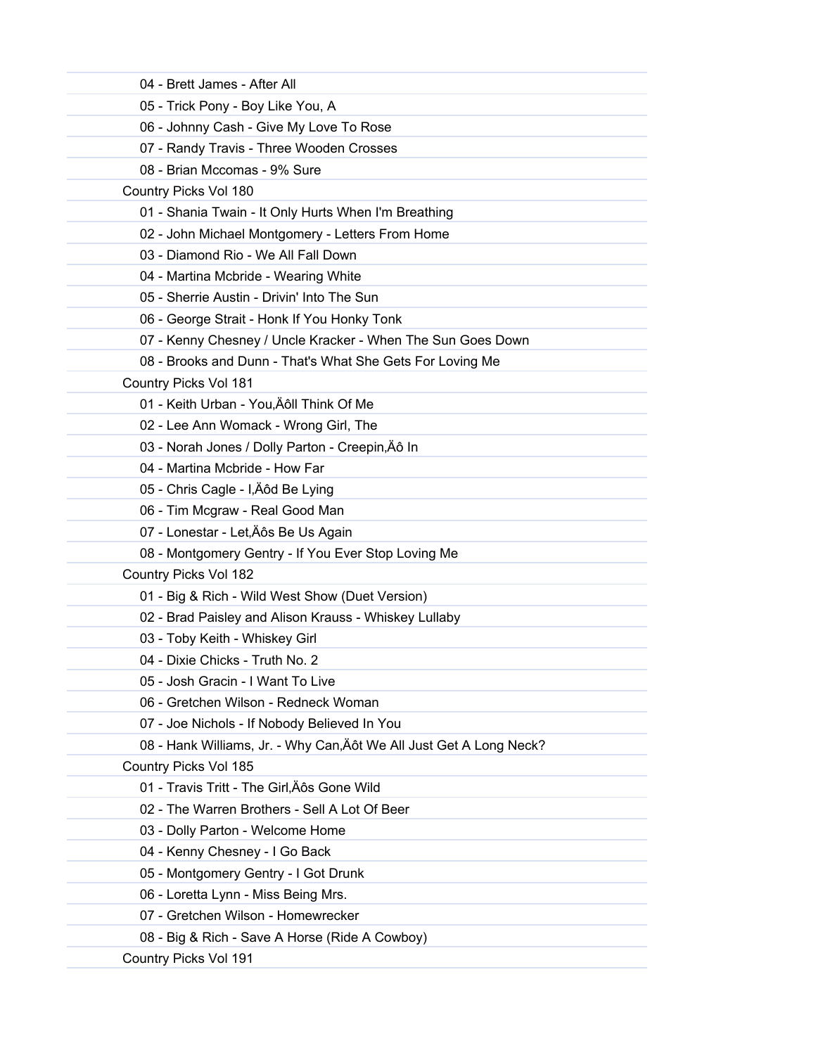- 04 - Brett James - After All
- 05 - Trick Pony - Boy Like You, A
- 06 - Johnny Cash - Give My Love To Rose
- 07 - Randy Travis - Three Wooden Crosses
- 08 - Brian Mccomas - 9% Sure

Country Picks Vol 180

- 01 - Shania Twain - It Only Hurts When I'm Breathing
- 02 - John Michael Montgomery - Letters From Home
- 03 - Diamond Rio - We All Fall Down
- 04 - Martina Mcbride - Wearing White
- 05 - Sherrie Austin - Drivin' Into The Sun
- 06 - George Strait - Honk If You Honky Tonk
- 07 - Kenny Chesney / Uncle Kracker - When The Sun Goes Down
- 08 - Brooks and Dunn - That's What She Gets For Loving Me

Country Picks Vol 181

- 01 - Keith Urban - You,Äôll Think Of Me
- 02 - Lee Ann Womack - Wrong Girl, The
- 03 - Norah Jones / Dolly Parton - Creepin,Äô In
- 04 - Martina Mcbride - How Far
- 05 - Chris Cagle - I,Äôd Be Lying
- 06 - Tim Mcgraw - Real Good Man
- 07 - Lonestar - Let,Äôs Be Us Again
- 08 - Montgomery Gentry - If You Ever Stop Loving Me

Country Picks Vol 182

- 01 - Big & Rich - Wild West Show (Duet Version)
- 02 - Brad Paisley and Alison Krauss - Whiskey Lullaby
- 03 - Toby Keith - Whiskey Girl
- 04 - Dixie Chicks - Truth No. 2
- 05 - Josh Gracin - I Want To Live
- 06 - Gretchen Wilson - Redneck Woman
- 07 - Joe Nichols - If Nobody Believed In You
- 08 - Hank Williams, Jr. - Why Can,Äôt We All Just Get A Long Neck?

Country Picks Vol 185

- 01 - Travis Tritt - The Girl,Äôs Gone Wild
- 02 - The Warren Brothers - Sell A Lot Of Beer
- 03 - Dolly Parton - Welcome Home
- 04 - Kenny Chesney - I Go Back
- 05 - Montgomery Gentry - I Got Drunk
- 06 - Loretta Lynn - Miss Being Mrs.
- 07 - Gretchen Wilson - Homewrecker
- 08 - Big & Rich - Save A Horse (Ride A Cowboy)

Country Picks Vol 191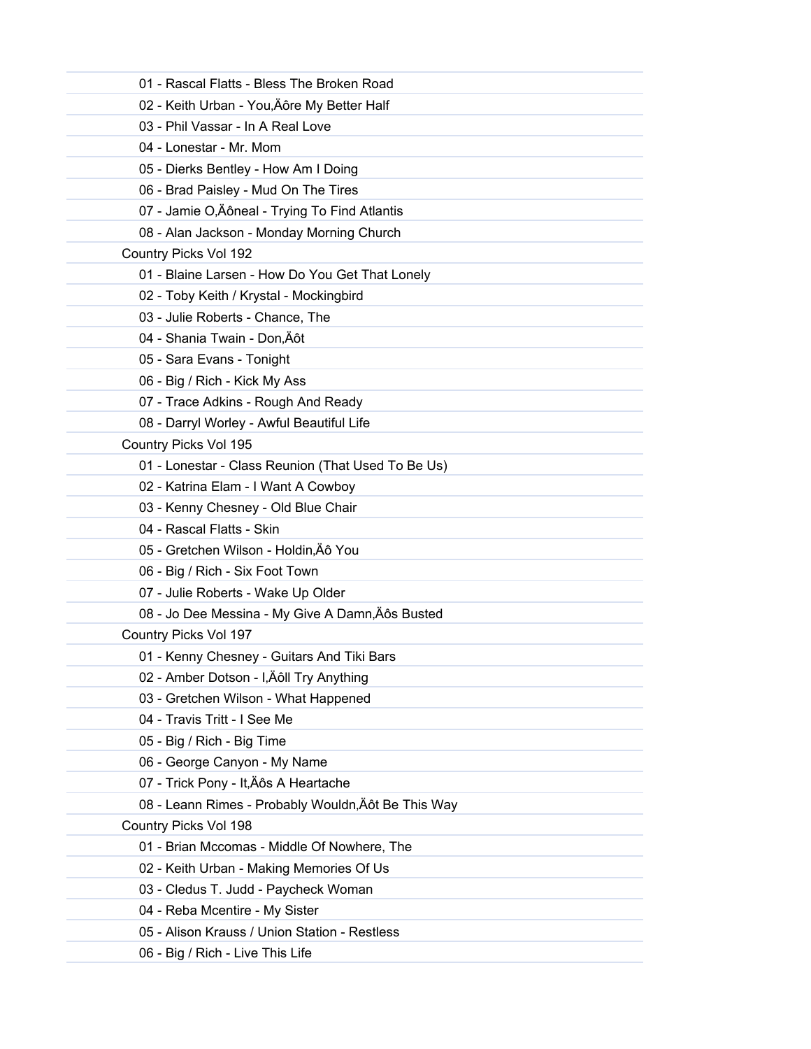01 - Rascal Flatts - Bless The Broken Road
02 - Keith Urban - You‚Äôre My Better Half
03 - Phil Vassar - In A Real Love
04 - Lonestar - Mr. Mom
05 - Dierks Bentley - How Am I Doing
06 - Brad Paisley - Mud On The Tires
07 - Jamie O‚Äôneal - Trying To Find Atlantis
08 - Alan Jackson - Monday Morning Church

Country Picks Vol 192

01 - Blaine Larsen - How Do You Get That Lonely
02 - Toby Keith / Krystal - Mockingbird
03 - Julie Roberts - Chance, The
04 - Shania Twain - Don‚Äôt
05 - Sara Evans - Tonight
06 - Big / Rich - Kick My Ass
07 - Trace Adkins - Rough And Ready
08 - Darryl Worley - Awful Beautiful Life

Country Picks Vol 195

01 - Lonestar - Class Reunion (That Used To Be Us)
02 - Katrina Elam - I Want A Cowboy
03 - Kenny Chesney - Old Blue Chair
04 - Rascal Flatts - Skin
05 - Gretchen Wilson - Holdin‚Äô You
06 - Big / Rich - Six Foot Town
07 - Julie Roberts - Wake Up Older
08 - Jo Dee Messina - My Give A Damn‚Äôs Busted

Country Picks Vol 197

01 - Kenny Chesney - Guitars And Tiki Bars
02 - Amber Dotson - I‚Äôll Try Anything
03 - Gretchen Wilson - What Happened
04 - Travis Tritt - I See Me
05 - Big / Rich - Big Time
06 - George Canyon - My Name
07 - Trick Pony - It‚Äôs A Heartache
08 - Leann Rimes - Probably Wouldn‚Äôt Be This Way

Country Picks Vol 198

01 - Brian Mccomas - Middle Of Nowhere, The
02 - Keith Urban - Making Memories Of Us
03 - Cledus T. Judd - Paycheck Woman
04 - Reba Mcentire - My Sister
05 - Alison Krauss / Union Station - Restless
06 - Big / Rich - Live This Life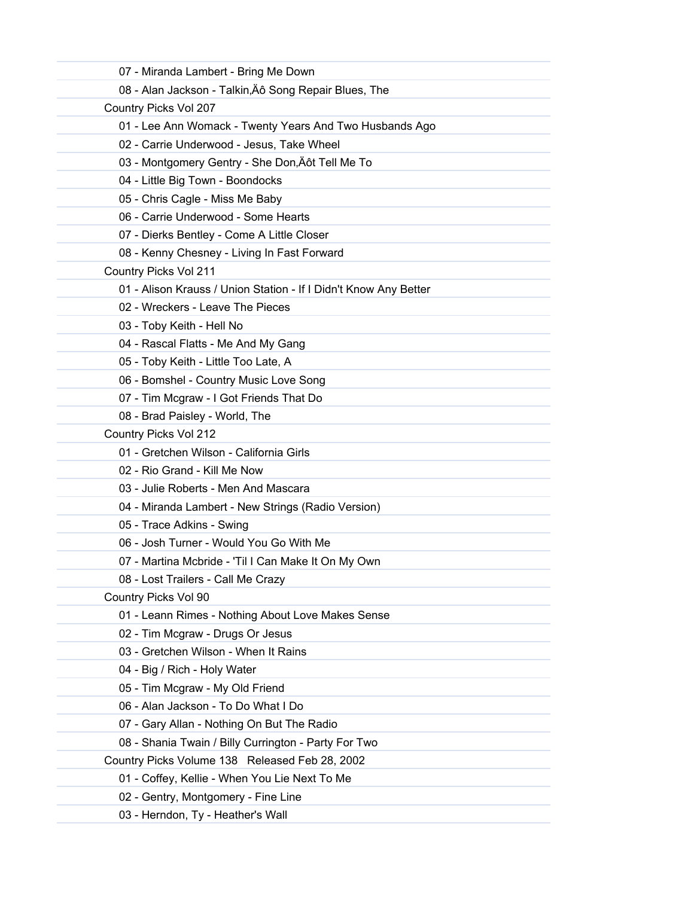07 - Miranda Lambert - Bring Me Down

08 - Alan Jackson - Talkin‚Äô Song Repair Blues, The

Country Picks Vol 207

01 - Lee Ann Womack - Twenty Years And Two Husbands Ago

02 - Carrie Underwood - Jesus, Take Wheel

03 - Montgomery Gentry - She Don‚Äôt Tell Me To

04 - Little Big Town - Boondocks

05 - Chris Cagle - Miss Me Baby

06 - Carrie Underwood - Some Hearts

07 - Dierks Bentley - Come A Little Closer

08 - Kenny Chesney - Living In Fast Forward

Country Picks Vol 211

01 - Alison Krauss / Union Station - If I Didn't Know Any Better

02 - Wreckers - Leave The Pieces

03 - Toby Keith - Hell No

04 - Rascal Flatts - Me And My Gang

05 - Toby Keith - Little Too Late, A

06 - Bomshel - Country Music Love Song

07 - Tim Mcgraw - I Got Friends That Do

08 - Brad Paisley - World, The

Country Picks Vol 212

01 - Gretchen Wilson - California Girls

02 - Rio Grand - Kill Me Now

03 - Julie Roberts - Men And Mascara

04 - Miranda Lambert - New Strings (Radio Version)

05 - Trace Adkins - Swing

06 - Josh Turner - Would You Go With Me

07 - Martina Mcbride - 'Til I Can Make It On My Own

08 - Lost Trailers - Call Me Crazy

Country Picks Vol 90

01 - Leann Rimes - Nothing About Love Makes Sense

02 - Tim Mcgraw - Drugs Or Jesus

03 - Gretchen Wilson - When It Rains

04 - Big / Rich - Holy Water

05 - Tim Mcgraw - My Old Friend

06 - Alan Jackson - To Do What I Do

07 - Gary Allan - Nothing On But The Radio

08 - Shania Twain / Billy Currington - Party For Two

Country Picks Volume 138   Released Feb 28, 2002

01 - Coffey, Kellie - When You Lie Next To Me

02 - Gentry, Montgomery - Fine Line

03 - Herndon, Ty - Heather's Wall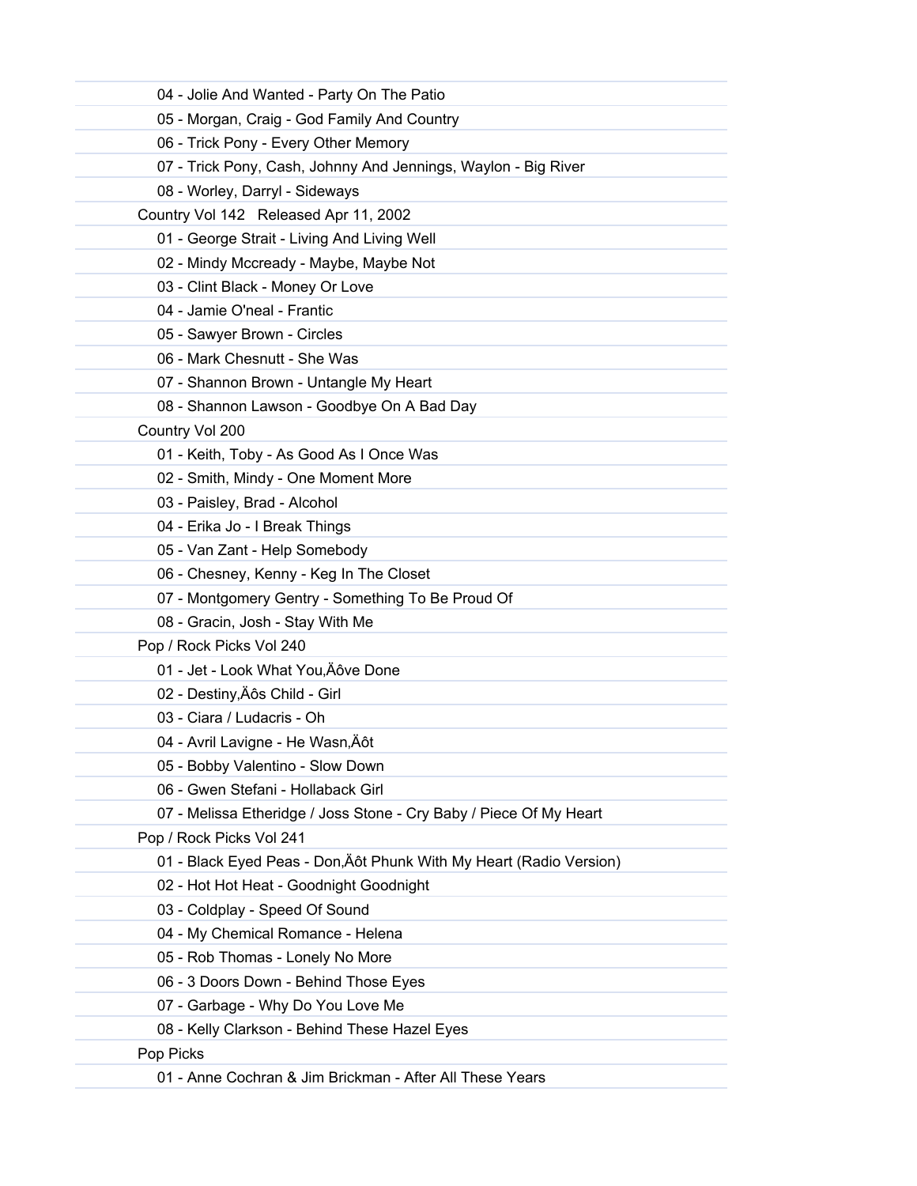04 - Jolie And Wanted - Party On The Patio
05 - Morgan, Craig - God Family And Country
06 - Trick Pony - Every Other Memory
07 - Trick Pony, Cash, Johnny And Jennings, Waylon - Big River
08 - Worley, Darryl - Sideways

Country Vol 142   Released Apr 11, 2002

01 - George Strait - Living And Living Well
02 - Mindy Mccready - Maybe, Maybe Not
03 - Clint Black - Money Or Love
04 - Jamie O'neal - Frantic
05 - Sawyer Brown - Circles
06 - Mark Chesnutt - She Was
07 - Shannon Brown - Untangle My Heart
08 - Shannon Lawson - Goodbye On A Bad Day

Country Vol 200

01 - Keith, Toby - As Good As I Once Was
02 - Smith, Mindy - One Moment More
03 - Paisley, Brad - Alcohol
04 - Erika Jo - I Break Things
05 - Van Zant - Help Somebody
06 - Chesney, Kenny - Keg In The Closet
07 - Montgomery Gentry - Something To Be Proud Of
08 - Gracin, Josh - Stay With Me

Pop / Rock Picks Vol 240

01 - Jet - Look What You‚Äôve Done
02 - Destiny‚Äôs Child - Girl
03 - Ciara / Ludacris - Oh
04 - Avril Lavigne - He Wasn‚Äôt
05 - Bobby Valentino - Slow Down
06 - Gwen Stefani - Hollaback Girl
07 - Melissa Etheridge / Joss Stone - Cry Baby / Piece Of My Heart

Pop / Rock Picks Vol 241

01 - Black Eyed Peas - Don‚Äôt Phunk With My Heart (Radio Version)
02 - Hot Hot Heat - Goodnight Goodnight
03 - Coldplay - Speed Of Sound
04 - My Chemical Romance - Helena
05 - Rob Thomas - Lonely No More
06 - 3 Doors Down - Behind Those Eyes
07 - Garbage - Why Do You Love Me
08 - Kelly Clarkson - Behind These Hazel Eyes

Pop Picks

01 - Anne Cochran & Jim Brickman - After All These Years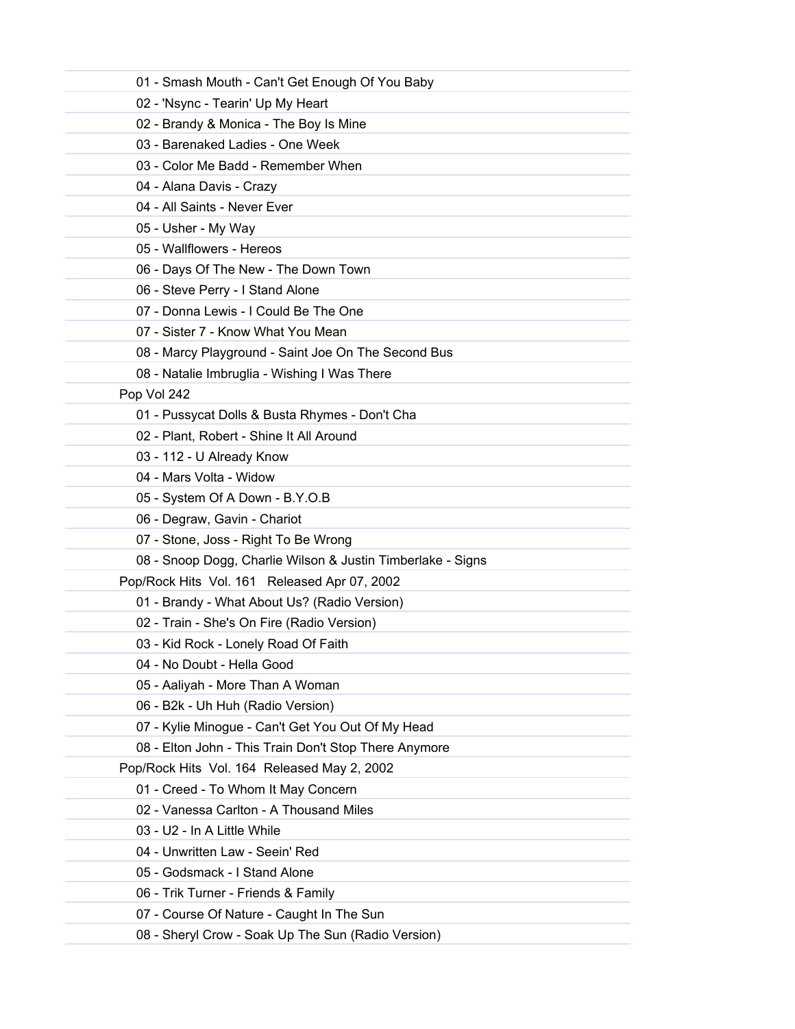01 - Smash Mouth - Can't Get Enough Of You Baby
02 - 'Nsync - Tearin' Up My Heart
02 - Brandy & Monica - The Boy Is Mine
03 - Barenaked Ladies - One Week
03 - Color Me Badd - Remember When
04 - Alana Davis - Crazy
04 - All Saints - Never Ever
05 - Usher - My Way
05 - Wallflowers - Hereos
06 - Days Of The New - The Down Town
06 - Steve Perry - I Stand Alone
07 - Donna Lewis - I Could Be The One
07 - Sister 7 - Know What You Mean
08 - Marcy Playground - Saint Joe On The Second Bus
08 - Natalie Imbruglia - Wishing I Was There

Pop Vol 242

01 - Pussycat Dolls & Busta Rhymes - Don't Cha
02 - Plant, Robert - Shine It All Around
03 - 112 - U Already Know
04 - Mars Volta - Widow
05 - System Of A Down - B.Y.O.B
06 - Degraw, Gavin - Chariot
07 - Stone, Joss - Right To Be Wrong
08 - Snoop Dogg, Charlie Wilson & Justin Timberlake - Signs

Pop/Rock Hits Vol. 161 Released Apr 07, 2002

01 - Brandy - What About Us? (Radio Version)
02 - Train - She's On Fire (Radio Version)
03 - Kid Rock - Lonely Road Of Faith
04 - No Doubt - Hella Good
05 - Aaliyah - More Than A Woman
06 - B2k - Uh Huh (Radio Version)
07 - Kylie Minogue - Can't Get You Out Of My Head
08 - Elton John - This Train Don't Stop There Anymore

Pop/Rock Hits Vol. 164 Released May 2, 2002

01 - Creed - To Whom It May Concern
02 - Vanessa Carlton - A Thousand Miles
03 - U2 - In A Little While
04 - Unwritten Law - Seein' Red
05 - Godsmack - I Stand Alone
06 - Trik Turner - Friends & Family
07 - Course Of Nature - Caught In The Sun
08 - Sheryl Crow - Soak Up The Sun (Radio Version)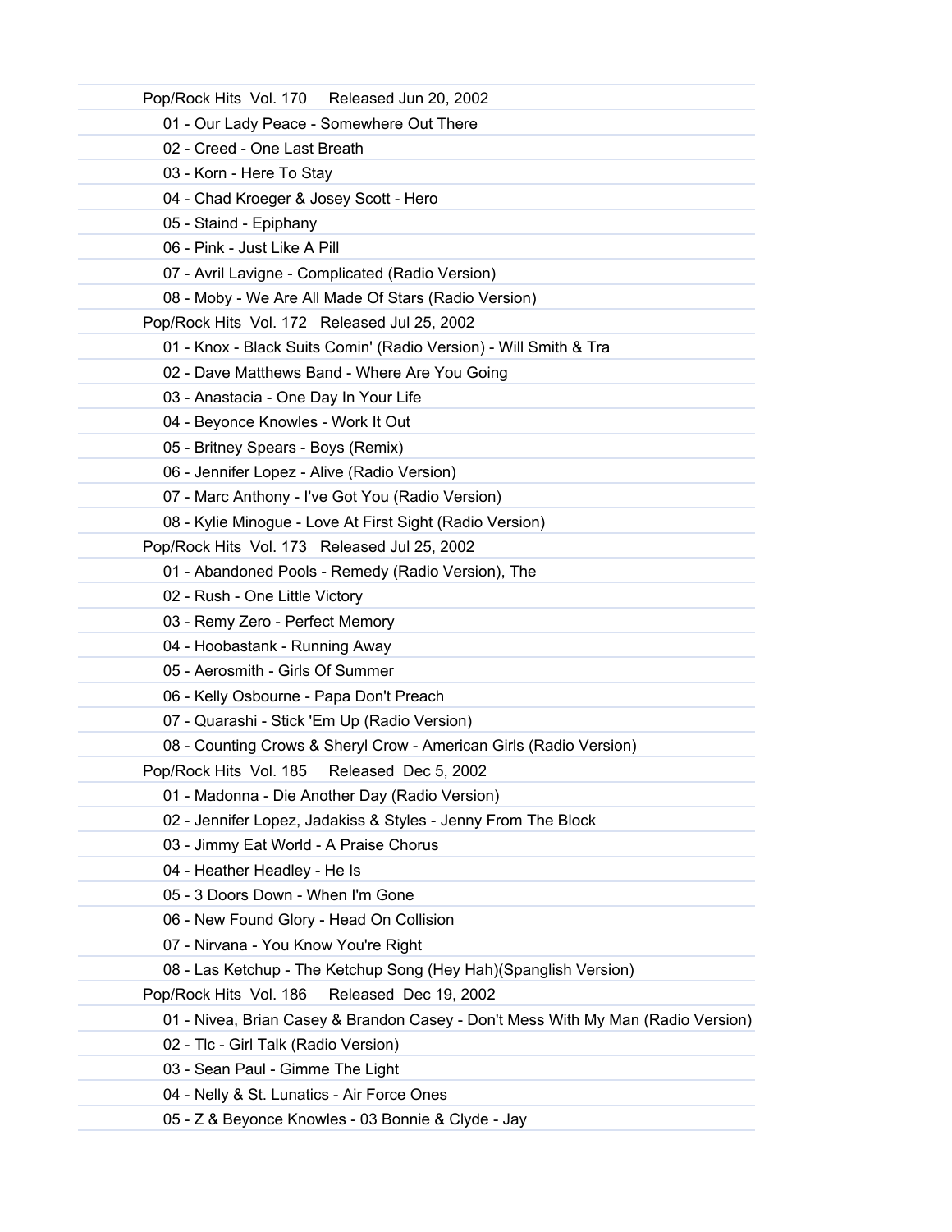Pop/Rock Hits Vol. 170 Released Jun 20, 2002

- 01 - Our Lady Peace - Somewhere Out There
- 02 - Creed - One Last Breath
- 03 - Korn - Here To Stay
- 04 - Chad Kroeger & Josey Scott - Hero
- 05 - Staind - Epiphany
- 06 - Pink - Just Like A Pill
- 07 - Avril Lavigne - Complicated (Radio Version)
- 08 - Moby - We Are All Made Of Stars (Radio Version)

Pop/Rock Hits Vol. 172 Released Jul 25, 2002

- 01 - Knox - Black Suits Comin' (Radio Version) - Will Smith & Tra
- 02 - Dave Matthews Band - Where Are You Going
- 03 - Anastacia - One Day In Your Life
- 04 - Beyonce Knowles - Work It Out
- 05 - Britney Spears - Boys (Remix)
- 06 - Jennifer Lopez - Alive (Radio Version)
- 07 - Marc Anthony - I've Got You (Radio Version)
- 08 - Kylie Minogue - Love At First Sight (Radio Version)

Pop/Rock Hits Vol. 173 Released Jul 25, 2002

- 01 - Abandoned Pools - Remedy (Radio Version), The
- 02 - Rush - One Little Victory
- 03 - Remy Zero - Perfect Memory
- 04 - Hoobastank - Running Away
- 05 - Aerosmith - Girls Of Summer
- 06 - Kelly Osbourne - Papa Don't Preach
- 07 - Quarashi - Stick 'Em Up (Radio Version)
- 08 - Counting Crows & Sheryl Crow - American Girls (Radio Version)

Pop/Rock Hits Vol. 185 Released Dec 5, 2002

- 01 - Madonna - Die Another Day (Radio Version)
- 02 - Jennifer Lopez, Jadakiss & Styles - Jenny From The Block
- 03 - Jimmy Eat World - A Praise Chorus
- 04 - Heather Headley - He Is
- 05 - 3 Doors Down - When I'm Gone
- 06 - New Found Glory - Head On Collision
- 07 - Nirvana - You Know You're Right
- 08 - Las Ketchup - The Ketchup Song (Hey Hah)(Spanglish Version)

Pop/Rock Hits Vol. 186 Released Dec 19, 2002

- 01 - Nivea, Brian Casey & Brandon Casey - Don't Mess With My Man (Radio Version)
- 02 - Tlc - Girl Talk (Radio Version)
- 03 - Sean Paul - Gimme The Light
- 04 - Nelly & St. Lunatics - Air Force Ones
- 05 - Z & Beyonce Knowles - 03 Bonnie & Clyde - Jay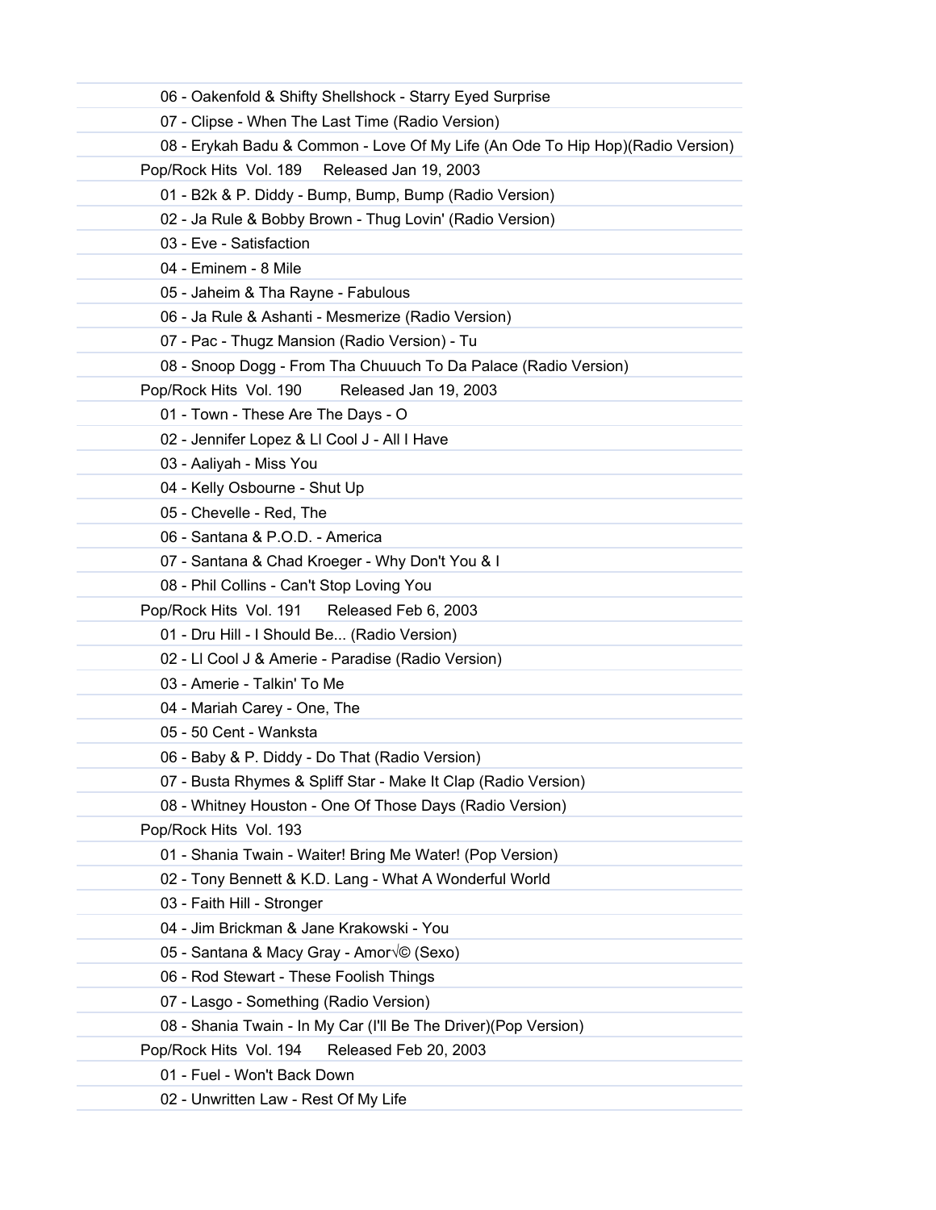06 - Oakenfold & Shifty Shellshock - Starry Eyed Surprise

07 - Clipse - When The Last Time (Radio Version)

08 - Erykah Badu & Common - Love Of My Life (An Ode To Hip Hop)(Radio Version)

Pop/Rock Hits Vol. 189 Released Jan 19, 2003

01 - B2k & P. Diddy - Bump, Bump, Bump (Radio Version)

02 - Ja Rule & Bobby Brown - Thug Lovin' (Radio Version)

03 - Eve - Satisfaction

04 - Eminem - 8 Mile

05 - Jaheim & Tha Rayne - Fabulous

06 - Ja Rule & Ashanti - Mesmerize (Radio Version)

07 - Pac - Thugz Mansion (Radio Version) - Tu

08 - Snoop Dogg - From Tha Chuuuch To Da Palace (Radio Version)

Pop/Rock Hits Vol. 190 Released Jan 19, 2003

01 - Town - These Are The Days - O

02 - Jennifer Lopez & Ll Cool J - All I Have

03 - Aaliyah - Miss You

04 - Kelly Osbourne - Shut Up

05 - Chevelle - Red, The

06 - Santana & P.O.D. - America

07 - Santana & Chad Kroeger - Why Don't You & I

08 - Phil Collins - Can't Stop Loving You

Pop/Rock Hits Vol. 191 Released Feb 6, 2003

01 - Dru Hill - I Should Be... (Radio Version)

02 - Ll Cool J & Amerie - Paradise (Radio Version)

03 - Amerie - Talkin' To Me

04 - Mariah Carey - One, The

05 - 50 Cent - Wanksta

06 - Baby & P. Diddy - Do That (Radio Version)

07 - Busta Rhymes & Spliff Star - Make It Clap (Radio Version)

08 - Whitney Houston - One Of Those Days (Radio Version)

Pop/Rock Hits Vol. 193

01 - Shania Twain - Waiter! Bring Me Water! (Pop Version)

02 - Tony Bennett & K.D. Lang - What A Wonderful World

03 - Faith Hill - Stronger

04 - Jim Brickman & Jane Krakowski - You

05 - Santana & Macy Gray - Amor√© (Sexo)

06 - Rod Stewart - These Foolish Things

07 - Lasgo - Something (Radio Version)

08 - Shania Twain - In My Car (I'll Be The Driver)(Pop Version)

Pop/Rock Hits Vol. 194 Released Feb 20, 2003

01 - Fuel - Won't Back Down

02 - Unwritten Law - Rest Of My Life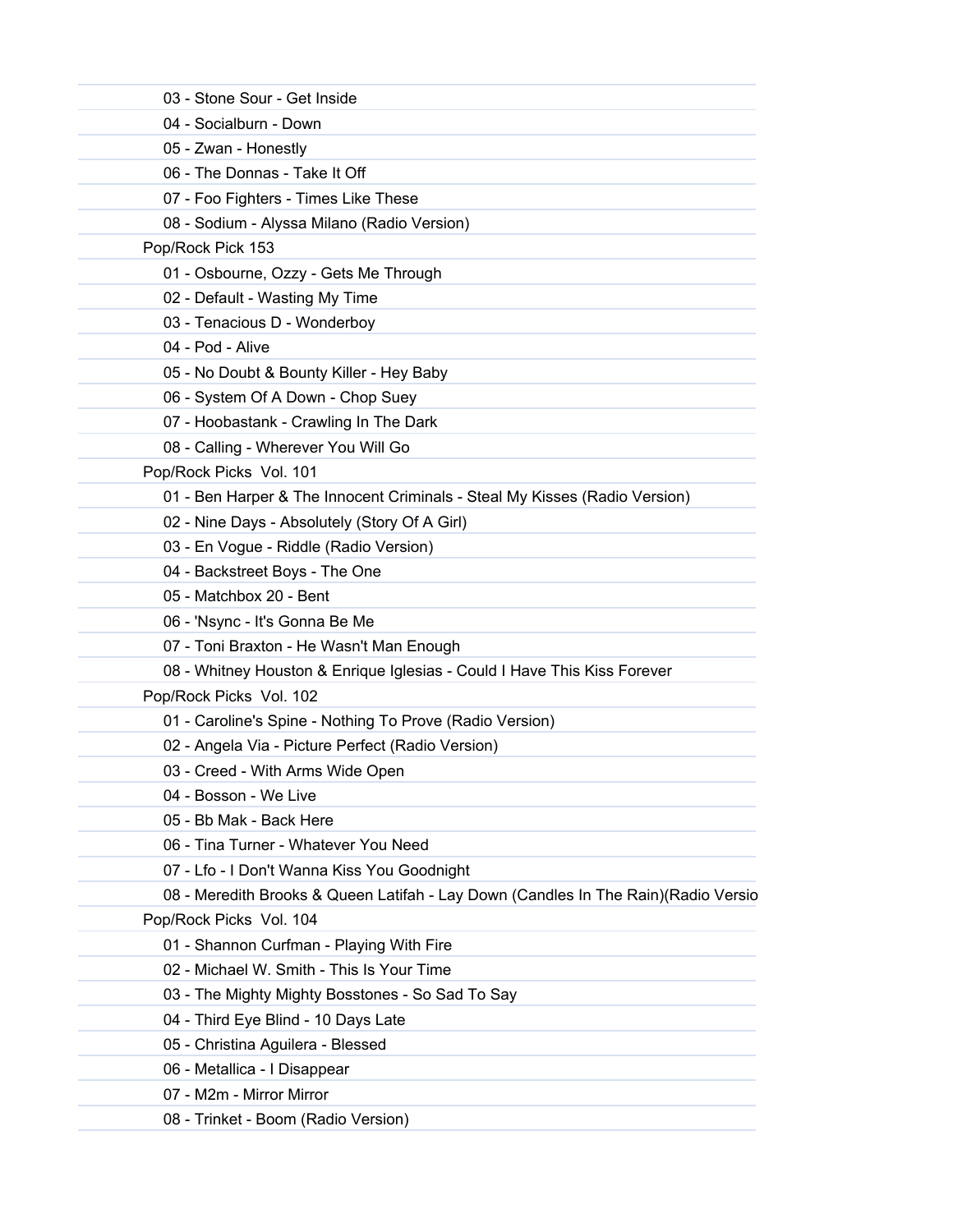- 03 - Stone Sour - Get Inside
- 04 - Socialburn - Down
- 05 - Zwan - Honestly
- 06 - The Donnas - Take It Off
- 07 - Foo Fighters - Times Like These
- 08 - Sodium - Alyssa Milano (Radio Version)

Pop/Rock Pick 153

- 01 - Osbourne, Ozzy - Gets Me Through
- 02 - Default - Wasting My Time
- 03 - Tenacious D - Wonderboy
- 04 - Pod - Alive
- 05 - No Doubt & Bounty Killer - Hey Baby
- 06 - System Of A Down - Chop Suey
- 07 - Hoobastank - Crawling In The Dark
- 08 - Calling - Wherever You Will Go

Pop/Rock Picks Vol. 101

- 01 - Ben Harper & The Innocent Criminals - Steal My Kisses (Radio Version)
- 02 - Nine Days - Absolutely (Story Of A Girl)
- 03 - En Vogue - Riddle (Radio Version)
- 04 - Backstreet Boys - The One
- 05 - Matchbox 20 - Bent
- 06 - 'Nsync - It's Gonna Be Me
- 07 - Toni Braxton - He Wasn't Man Enough
- 08 - Whitney Houston & Enrique Iglesias - Could I Have This Kiss Forever

Pop/Rock Picks Vol. 102

- 01 - Caroline's Spine - Nothing To Prove (Radio Version)
- 02 - Angela Via - Picture Perfect (Radio Version)
- 03 - Creed - With Arms Wide Open
- 04 - Bosson - We Live
- 05 - Bb Mak - Back Here
- 06 - Tina Turner - Whatever You Need
- 07 - Lfo - I Don't Wanna Kiss You Goodnight
- 08 - Meredith Brooks & Queen Latifah - Lay Down (Candles In The Rain)(Radio Versio

Pop/Rock Picks Vol. 104

- 01 - Shannon Curfman - Playing With Fire
- 02 - Michael W. Smith - This Is Your Time
- 03 - The Mighty Mighty Bosstones - So Sad To Say
- 04 - Third Eye Blind - 10 Days Late
- 05 - Christina Aguilera - Blessed
- 06 - Metallica - I Disappear
- 07 - M2m - Mirror Mirror
- 08 - Trinket - Boom (Radio Version)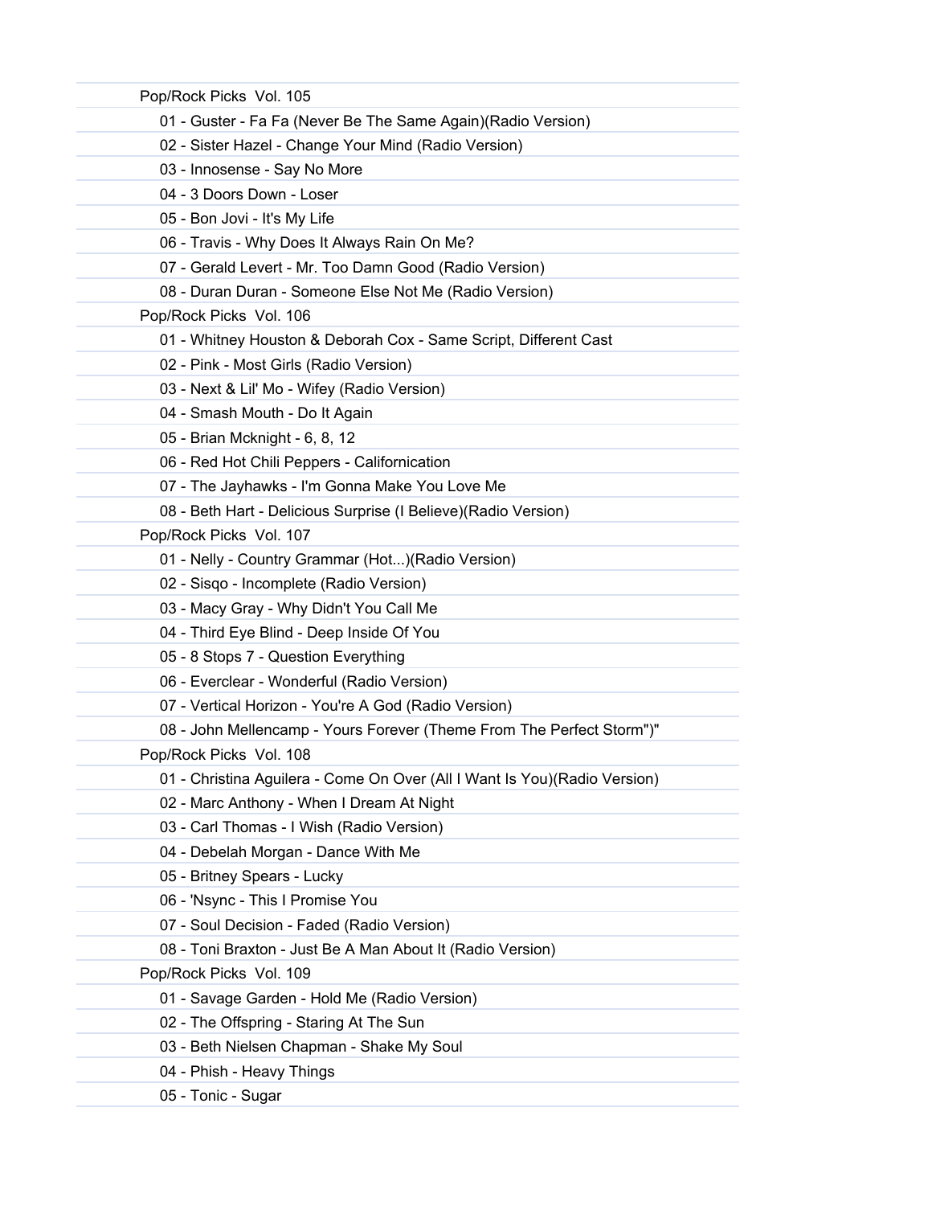Pop/Rock Picks  Vol. 105

- 01 - Guster - Fa Fa (Never Be The Same Again)(Radio Version)
- 02 - Sister Hazel - Change Your Mind (Radio Version)
- 03 - Innosense - Say No More
- 04 - 3 Doors Down - Loser
- 05 - Bon Jovi - It's My Life
- 06 - Travis - Why Does It Always Rain On Me?
- 07 - Gerald Levert - Mr. Too Damn Good (Radio Version)
- 08 - Duran Duran - Someone Else Not Me (Radio Version)

Pop/Rock Picks  Vol. 106

- 01 - Whitney Houston & Deborah Cox - Same Script, Different Cast
- 02 - Pink - Most Girls (Radio Version)
- 03 - Next & Lil' Mo - Wifey (Radio Version)
- 04 - Smash Mouth - Do It Again
- 05 - Brian Mcknight - 6, 8, 12
- 06 - Red Hot Chili Peppers - Californication
- 07 - The Jayhawks - I'm Gonna Make You Love Me
- 08 - Beth Hart - Delicious Surprise (I Believe)(Radio Version)

Pop/Rock Picks  Vol. 107

- 01 - Nelly - Country Grammar (Hot...)(Radio Version)
- 02 - Sisqo - Incomplete (Radio Version)
- 03 - Macy Gray - Why Didn't You Call Me
- 04 - Third Eye Blind - Deep Inside Of You
- 05 - 8 Stops 7 - Question Everything
- 06 - Everclear - Wonderful (Radio Version)
- 07 - Vertical Horizon - You're A God (Radio Version)
- 08 - John Mellencamp - Yours Forever (Theme From The Perfect Storm")"

Pop/Rock Picks  Vol. 108

- 01 - Christina Aguilera - Come On Over (All I Want Is You)(Radio Version)
- 02 - Marc Anthony - When I Dream At Night
- 03 - Carl Thomas - I Wish (Radio Version)
- 04 - Debelah Morgan - Dance With Me
- 05 - Britney Spears - Lucky
- 06 - 'Nsync - This I Promise You
- 07 - Soul Decision - Faded (Radio Version)
- 08 - Toni Braxton - Just Be A Man About It (Radio Version)

Pop/Rock Picks  Vol. 109

- 01 - Savage Garden - Hold Me (Radio Version)
- 02 - The Offspring - Staring At The Sun
- 03 - Beth Nielsen Chapman - Shake My Soul
- 04 - Phish - Heavy Things
- 05 - Tonic - Sugar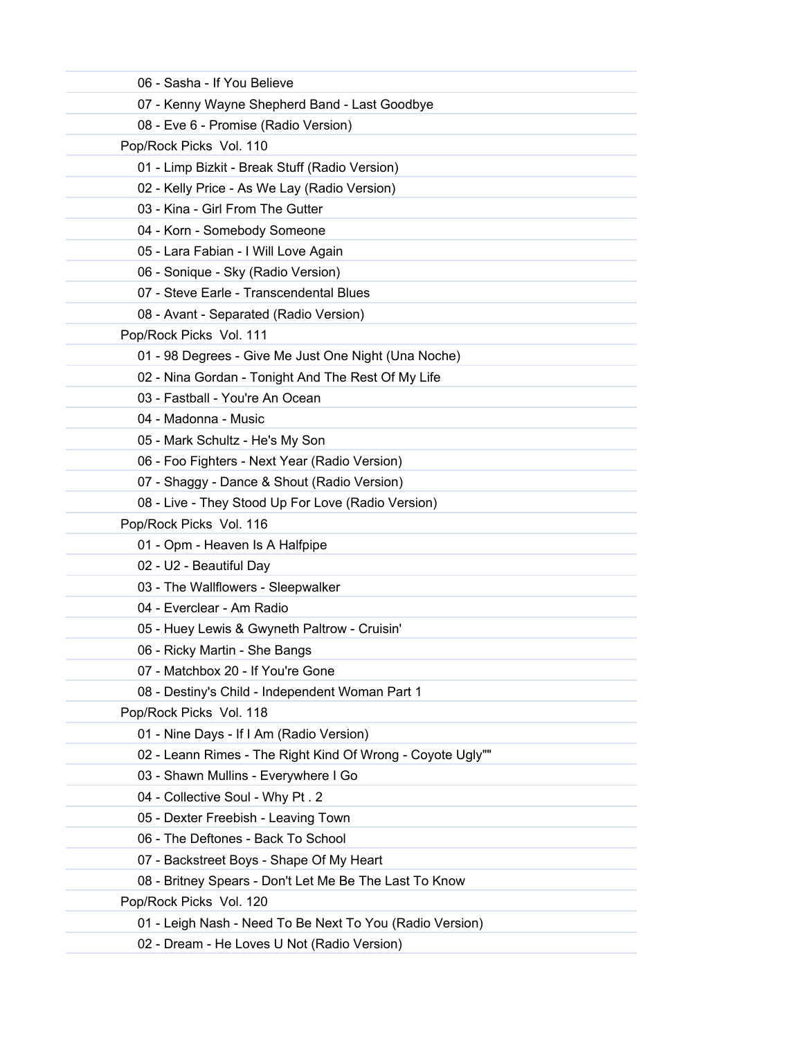06 - Sasha - If You Believe

07 - Kenny Wayne Shepherd Band - Last Goodbye

08 - Eve 6 - Promise (Radio Version)

Pop/Rock Picks  Vol. 110

01 - Limp Bizkit - Break Stuff (Radio Version)

02 - Kelly Price - As We Lay (Radio Version)

03 - Kina - Girl From The Gutter

04 - Korn - Somebody Someone

05 - Lara Fabian - I Will Love Again

06 - Sonique - Sky (Radio Version)

07 - Steve Earle - Transcendental Blues

08 - Avant - Separated (Radio Version)

Pop/Rock Picks  Vol. 111

01 - 98 Degrees - Give Me Just One Night (Una Noche)

02 - Nina Gordan - Tonight And The Rest Of My Life

03 - Fastball - You're An Ocean

04 - Madonna - Music

05 - Mark Schultz - He's My Son

06 - Foo Fighters - Next Year (Radio Version)

07 - Shaggy - Dance & Shout (Radio Version)

08 - Live - They Stood Up For Love (Radio Version)

Pop/Rock Picks  Vol. 116

01 - Opm - Heaven Is A Halfpipe

02 - U2 - Beautiful Day

03 - The Wallflowers - Sleepwalker

04 - Everclear - Am Radio

05 - Huey Lewis & Gwyneth Paltrow - Cruisin'

06 - Ricky Martin - She Bangs

07 - Matchbox 20 - If You're Gone

08 - Destiny's Child - Independent Woman Part 1

Pop/Rock Picks  Vol. 118

01 - Nine Days - If I Am (Radio Version)

02 - Leann Rimes - The Right Kind Of Wrong - Coyote Ugly""

03 - Shawn Mullins - Everywhere I Go

04 - Collective Soul - Why Pt . 2

05 - Dexter Freebish - Leaving Town

06 - The Deftones - Back To School

07 - Backstreet Boys - Shape Of My Heart

08 - Britney Spears - Don't Let Me Be The Last To Know

Pop/Rock Picks  Vol. 120

01 - Leigh Nash - Need To Be Next To You (Radio Version)

02 - Dream - He Loves U Not (Radio Version)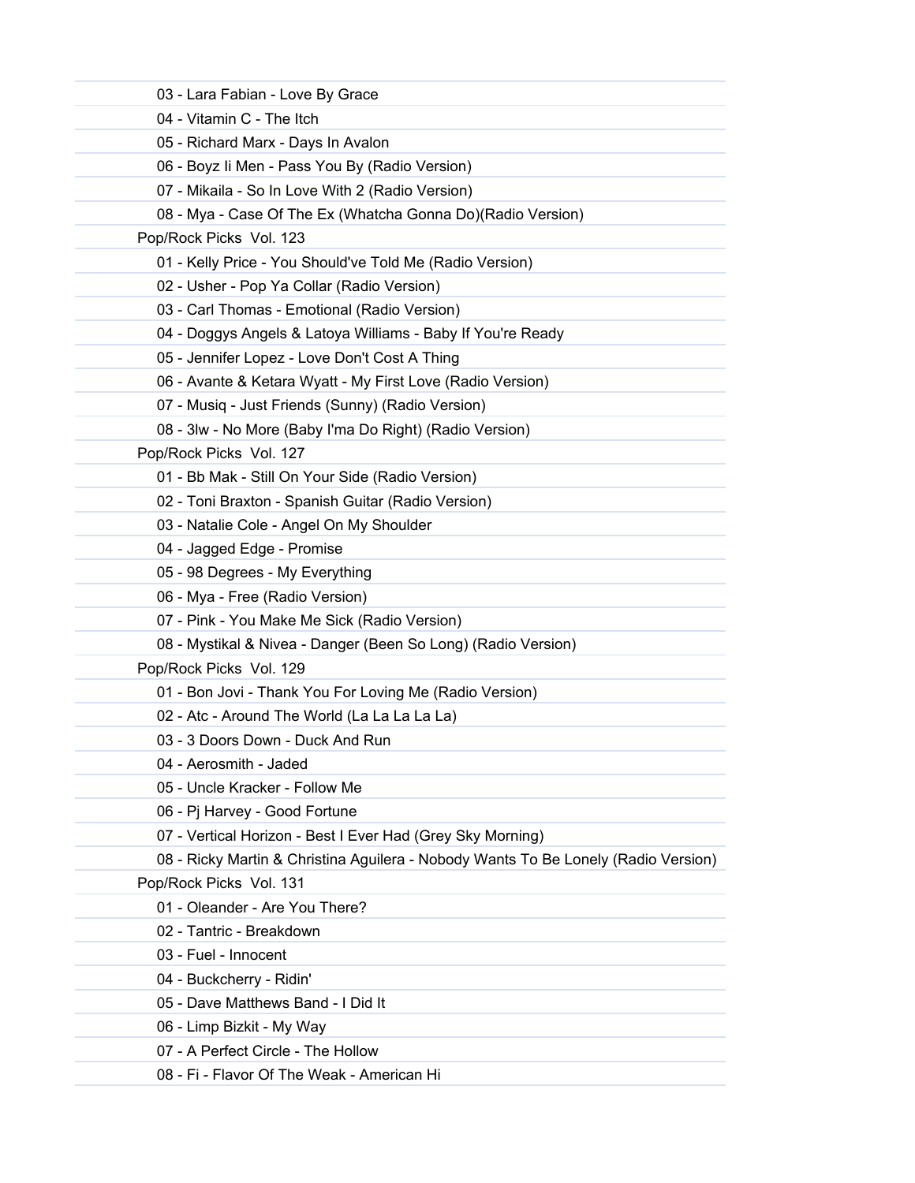- 03 - Lara Fabian - Love By Grace
- 04 - Vitamin C - The Itch
- 05 - Richard Marx - Days In Avalon
- 06 - Boyz Ii Men - Pass You By (Radio Version)
- 07 - Mikaila - So In Love With 2 (Radio Version)
- 08 - Mya - Case Of The Ex (Whatcha Gonna Do)(Radio Version)

Pop/Rock Picks  Vol. 123

- 01 - Kelly Price - You Should've Told Me (Radio Version)
- 02 - Usher - Pop Ya Collar (Radio Version)
- 03 - Carl Thomas - Emotional (Radio Version)
- 04 - Doggys Angels & Latoya Williams - Baby If You're Ready
- 05 - Jennifer Lopez - Love Don't Cost A Thing
- 06 - Avante & Ketara Wyatt - My First Love (Radio Version)
- 07 - Musiq - Just Friends (Sunny) (Radio Version)
- 08 - 3lw - No More (Baby I'ma Do Right) (Radio Version)

Pop/Rock Picks  Vol. 127

- 01 - Bb Mak - Still On Your Side (Radio Version)
- 02 - Toni Braxton - Spanish Guitar (Radio Version)
- 03 - Natalie Cole - Angel On My Shoulder
- 04 - Jagged Edge - Promise
- 05 - 98 Degrees - My Everything
- 06 - Mya - Free (Radio Version)
- 07 - Pink - You Make Me Sick (Radio Version)
- 08 - Mystikal & Nivea - Danger (Been So Long) (Radio Version)

Pop/Rock Picks  Vol. 129

- 01 - Bon Jovi - Thank You For Loving Me (Radio Version)
- 02 - Atc - Around The World (La La La La La)
- 03 - 3 Doors Down - Duck And Run
- 04 - Aerosmith - Jaded
- 05 - Uncle Kracker - Follow Me
- 06 - Pj Harvey - Good Fortune
- 07 - Vertical Horizon - Best I Ever Had (Grey Sky Morning)
- 08 - Ricky Martin & Christina Aguilera - Nobody Wants To Be Lonely (Radio Version)

Pop/Rock Picks  Vol. 131

- 01 - Oleander - Are You There?
- 02 - Tantric - Breakdown
- 03 - Fuel - Innocent
- 04 - Buckcherry - Ridin'
- 05 - Dave Matthews Band - I Did It
- 06 - Limp Bizkit - My Way
- 07 - A Perfect Circle - The Hollow
- 08 - Fi - Flavor Of The Weak - American Hi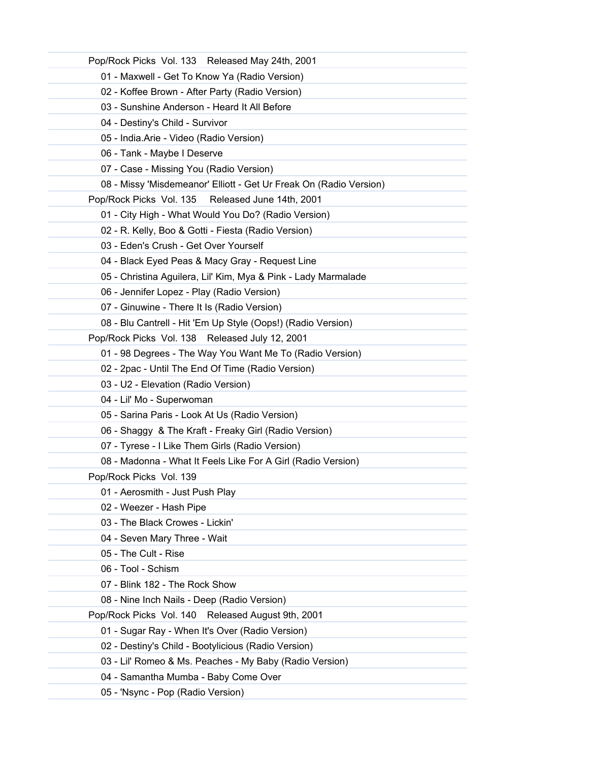Pop/Rock Picks  Vol. 133    Released May 24th, 2001

01 - Maxwell - Get To Know Ya (Radio Version)
02 - Koffee Brown - After Party (Radio Version)
03 - Sunshine Anderson - Heard It All Before
04 - Destiny's Child - Survivor
05 - India.Arie - Video (Radio Version)
06 - Tank - Maybe I Deserve
07 - Case - Missing You (Radio Version)
08 - Missy 'Misdemeanor' Elliott - Get Ur Freak On (Radio Version)

Pop/Rock Picks  Vol. 135     Released June 14th, 2001

01 - City High - What Would You Do? (Radio Version)
02 - R. Kelly, Boo & Gotti - Fiesta (Radio Version)
03 - Eden's Crush - Get Over Yourself
04 - Black Eyed Peas & Macy Gray - Request Line
05 - Christina Aguilera, Lil' Kim, Mya & Pink - Lady Marmalade
06 - Jennifer Lopez - Play (Radio Version)
07 - Ginuwine - There It Is (Radio Version)
08 - Blu Cantrell - Hit 'Em Up Style (Oops!) (Radio Version)

Pop/Rock Picks  Vol. 138    Released July 12, 2001

01 - 98 Degrees - The Way You Want Me To (Radio Version)
02 - 2pac - Until The End Of Time (Radio Version)
03 - U2 - Elevation (Radio Version)
04 - Lil' Mo - Superwoman
05 - Sarina Paris - Look At Us (Radio Version)
06 - Shaggy  & The Kraft - Freaky Girl (Radio Version)
07 - Tyrese - I Like Them Girls (Radio Version)
08 - Madonna - What It Feels Like For A Girl (Radio Version)

Pop/Rock Picks  Vol. 139

01 - Aerosmith - Just Push Play
02 - Weezer - Hash Pipe
03 - The Black Crowes - Lickin'
04 - Seven Mary Three - Wait
05 - The Cult - Rise
06 - Tool - Schism
07 - Blink 182 - The Rock Show
08 - Nine Inch Nails - Deep (Radio Version)

Pop/Rock Picks  Vol. 140    Released August 9th, 2001

01 - Sugar Ray - When It's Over (Radio Version)
02 - Destiny's Child - Bootylicious (Radio Version)
03 - Lil' Romeo & Ms. Peaches - My Baby (Radio Version)
04 - Samantha Mumba - Baby Come Over
05 - 'Nsync - Pop (Radio Version)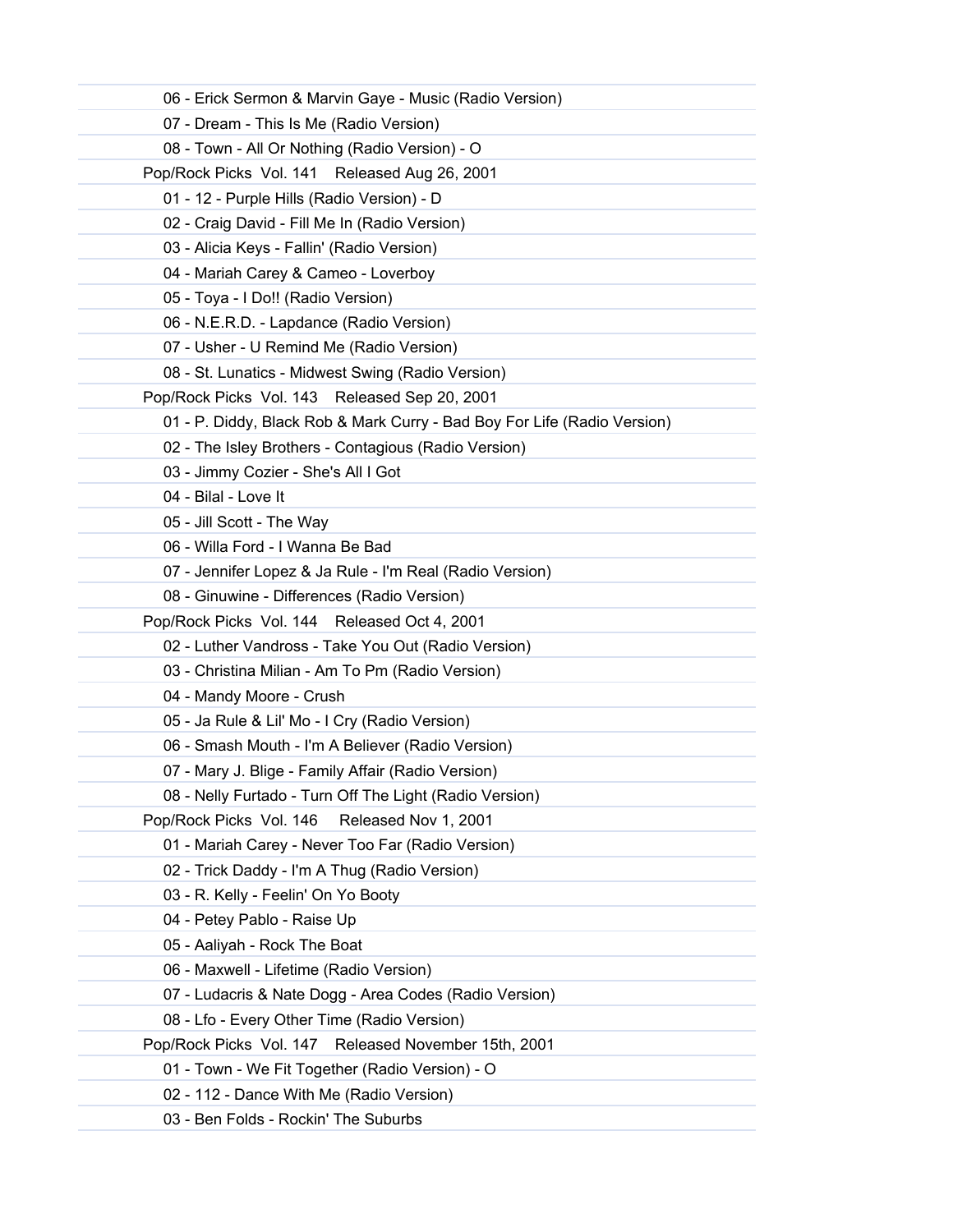06 - Erick Sermon & Marvin Gaye - Music (Radio Version)

07 - Dream - This Is Me (Radio Version)

08 - Town - All Or Nothing (Radio Version) - O

Pop/Rock Picks  Vol. 141    Released Aug 26, 2001

01 - 12 - Purple Hills (Radio Version) - D

02 - Craig David - Fill Me In (Radio Version)

03 - Alicia Keys - Fallin' (Radio Version)

04 - Mariah Carey & Cameo - Loverboy

05 - Toya - I Do!! (Radio Version)

06 - N.E.R.D. - Lapdance (Radio Version)

07 - Usher - U Remind Me (Radio Version)

08 - St. Lunatics - Midwest Swing (Radio Version)

Pop/Rock Picks  Vol. 143    Released Sep 20, 2001

01 - P. Diddy, Black Rob & Mark Curry - Bad Boy For Life (Radio Version)

02 - The Isley Brothers - Contagious (Radio Version)

03 - Jimmy Cozier - She's All I Got

04 - Bilal - Love It

05 - Jill Scott - The Way

06 - Willa Ford - I Wanna Be Bad

07 - Jennifer Lopez & Ja Rule - I'm Real (Radio Version)

08 - Ginuwine - Differences (Radio Version)

Pop/Rock Picks  Vol. 144    Released Oct 4, 2001

02 - Luther Vandross - Take You Out (Radio Version)

03 - Christina Milian - Am To Pm (Radio Version)

04 - Mandy Moore - Crush

05 - Ja Rule & Lil' Mo - I Cry (Radio Version)

06 - Smash Mouth - I'm A Believer (Radio Version)

07 - Mary J. Blige - Family Affair (Radio Version)

08 - Nelly Furtado - Turn Off The Light (Radio Version)

Pop/Rock Picks  Vol. 146    Released Nov 1, 2001

01 - Mariah Carey - Never Too Far (Radio Version)

02 - Trick Daddy - I'm A Thug (Radio Version)

03 - R. Kelly - Feelin' On Yo Booty

04 - Petey Pablo - Raise Up

05 - Aaliyah - Rock The Boat

06 - Maxwell - Lifetime (Radio Version)

07 - Ludacris & Nate Dogg - Area Codes (Radio Version)

08 - Lfo - Every Other Time (Radio Version)

Pop/Rock Picks  Vol. 147    Released November 15th, 2001

01 - Town - We Fit Together (Radio Version) - O

02 - 112 - Dance With Me (Radio Version)

03 - Ben Folds - Rockin' The Suburbs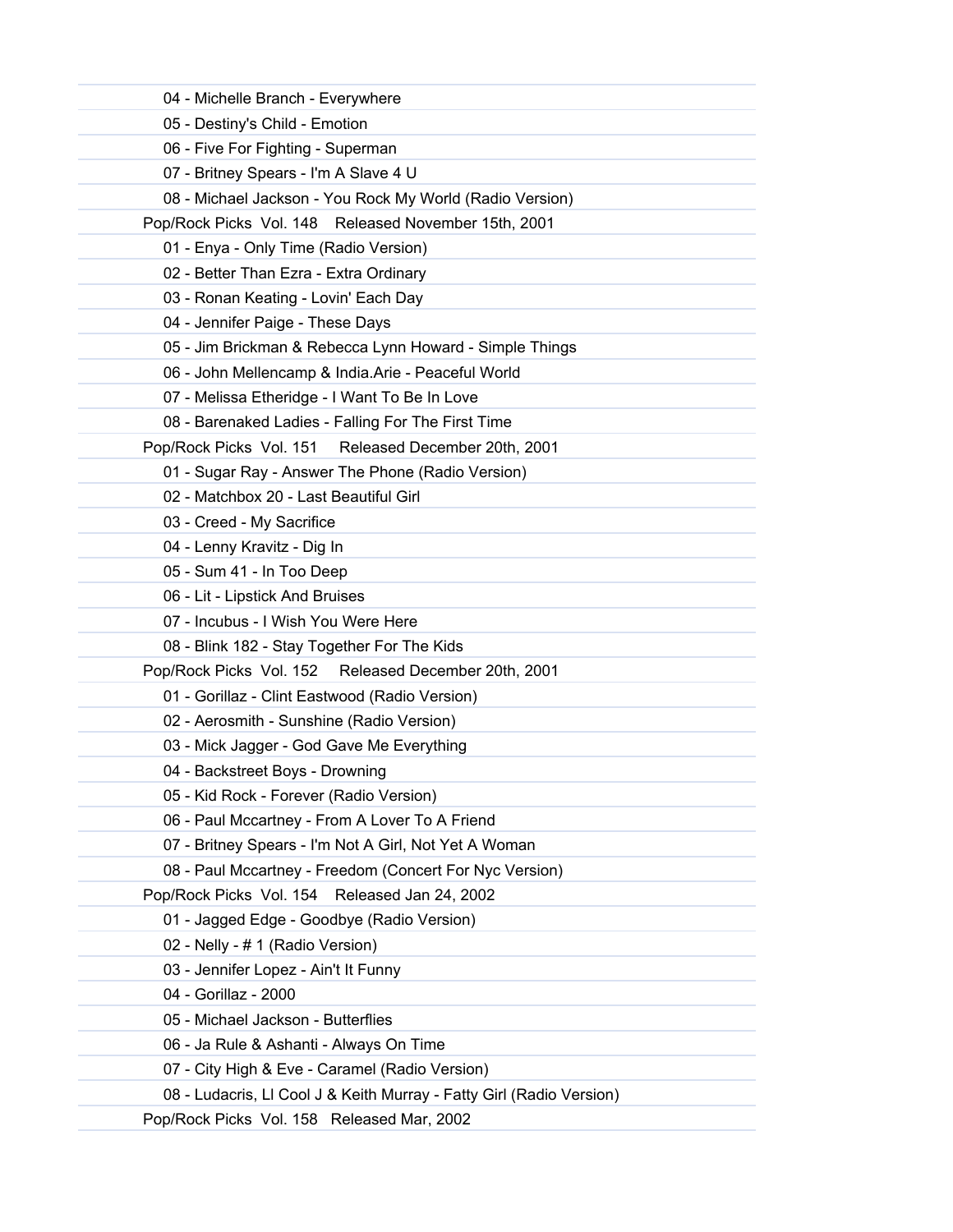04 - Michelle Branch - Everywhere

05 - Destiny's Child - Emotion

06 - Five For Fighting - Superman

07 - Britney Spears - I'm A Slave 4 U

08 - Michael Jackson - You Rock My World (Radio Version)

Pop/Rock Picks Vol. 148 Released November 15th, 2001

01 - Enya - Only Time (Radio Version)

02 - Better Than Ezra - Extra Ordinary

03 - Ronan Keating - Lovin' Each Day

04 - Jennifer Paige - These Days

05 - Jim Brickman & Rebecca Lynn Howard - Simple Things

06 - John Mellencamp & India.Arie - Peaceful World

07 - Melissa Etheridge - I Want To Be In Love

08 - Barenaked Ladies - Falling For The First Time

Pop/Rock Picks Vol. 151 Released December 20th, 2001

01 - Sugar Ray - Answer The Phone (Radio Version)

02 - Matchbox 20 - Last Beautiful Girl

03 - Creed - My Sacrifice

04 - Lenny Kravitz - Dig In

05 - Sum 41 - In Too Deep

06 - Lit - Lipstick And Bruises

07 - Incubus - I Wish You Were Here

08 - Blink 182 - Stay Together For The Kids

Pop/Rock Picks Vol. 152 Released December 20th, 2001

01 - Gorillaz - Clint Eastwood (Radio Version)

02 - Aerosmith - Sunshine (Radio Version)

03 - Mick Jagger - God Gave Me Everything

04 - Backstreet Boys - Drowning

05 - Kid Rock - Forever (Radio Version)

06 - Paul Mccartney - From A Lover To A Friend

07 - Britney Spears - I'm Not A Girl, Not Yet A Woman

08 - Paul Mccartney - Freedom (Concert For Nyc Version)

Pop/Rock Picks Vol. 154 Released Jan 24, 2002

01 - Jagged Edge - Goodbye (Radio Version)

02 - Nelly - # 1 (Radio Version)

03 - Jennifer Lopez - Ain't It Funny

04 - Gorillaz - 2000

05 - Michael Jackson - Butterflies

06 - Ja Rule & Ashanti - Always On Time

07 - City High & Eve - Caramel (Radio Version)

08 - Ludacris, Ll Cool J & Keith Murray - Fatty Girl (Radio Version)

Pop/Rock Picks Vol. 158 Released Mar, 2002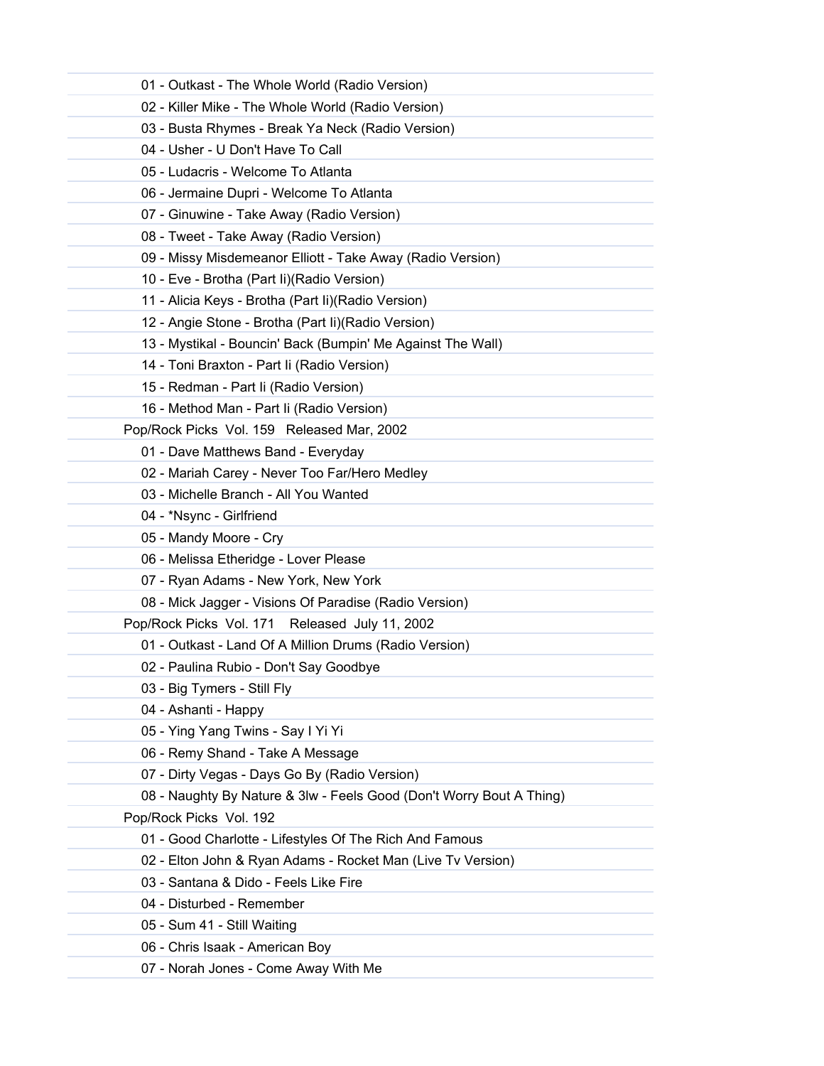01 - Outkast - The Whole World (Radio Version)
02 - Killer Mike - The Whole World (Radio Version)
03 - Busta Rhymes - Break Ya Neck (Radio Version)
04 - Usher - U Don't Have To Call
05 - Ludacris - Welcome To Atlanta
06 - Jermaine Dupri - Welcome To Atlanta
07 - Ginuwine - Take Away (Radio Version)
08 - Tweet - Take Away (Radio Version)
09 - Missy Misdemeanor Elliott - Take Away (Radio Version)
10 - Eve - Brotha (Part Ii)(Radio Version)
11 - Alicia Keys - Brotha (Part Ii)(Radio Version)
12 - Angie Stone - Brotha (Part Ii)(Radio Version)
13 - Mystikal - Bouncin' Back (Bumpin' Me Against The Wall)
14 - Toni Braxton - Part Ii (Radio Version)
15 - Redman - Part Ii (Radio Version)
16 - Method Man - Part Ii (Radio Version)

Pop/Rock Picks Vol. 159 Released Mar, 2002

01 - Dave Matthews Band - Everyday
02 - Mariah Carey - Never Too Far/Hero Medley
03 - Michelle Branch - All You Wanted
04 - *Nsync - Girlfriend
05 - Mandy Moore - Cry
06 - Melissa Etheridge - Lover Please
07 - Ryan Adams - New York, New York
08 - Mick Jagger - Visions Of Paradise (Radio Version)

Pop/Rock Picks Vol. 171 Released July 11, 2002

01 - Outkast - Land Of A Million Drums (Radio Version)
02 - Paulina Rubio - Don't Say Goodbye
03 - Big Tymers - Still Fly
04 - Ashanti - Happy
05 - Ying Yang Twins - Say I Yi Yi
06 - Remy Shand - Take A Message
07 - Dirty Vegas - Days Go By (Radio Version)
08 - Naughty By Nature & 3lw - Feels Good (Don't Worry Bout A Thing)

Pop/Rock Picks Vol. 192

01 - Good Charlotte - Lifestyles Of The Rich And Famous
02 - Elton John & Ryan Adams - Rocket Man (Live Tv Version)
03 - Santana & Dido - Feels Like Fire
04 - Disturbed - Remember
05 - Sum 41 - Still Waiting
06 - Chris Isaak - American Boy
07 - Norah Jones - Come Away With Me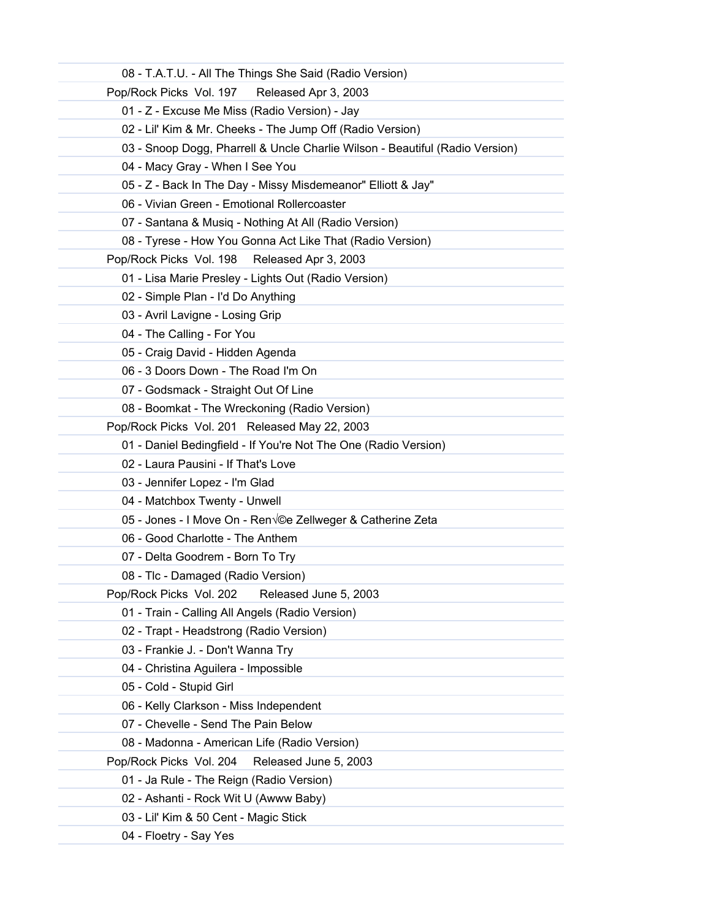08 - T.A.T.U. - All The Things She Said (Radio Version)

Pop/Rock Picks  Vol. 197      Released Apr 3, 2003

01 - Z - Excuse Me Miss (Radio Version) - Jay

02 - Lil' Kim & Mr. Cheeks - The Jump Off (Radio Version)

03 - Snoop Dogg, Pharrell & Uncle Charlie Wilson - Beautiful (Radio Version)

04 - Macy Gray - When I See You

05 - Z - Back In The Day - Missy Misdemeanor" Elliott & Jay"

06 - Vivian Green - Emotional Rollercoaster

07 - Santana & Musiq - Nothing At All (Radio Version)

08 - Tyrese - How You Gonna Act Like That (Radio Version)

Pop/Rock Picks  Vol. 198     Released Apr 3, 2003

01 - Lisa Marie Presley - Lights Out (Radio Version)

02 - Simple Plan - I'd Do Anything

03 - Avril Lavigne - Losing Grip

04 - The Calling - For You

05 - Craig David - Hidden Agenda

06 - 3 Doors Down - The Road I'm On

07 - Godsmack - Straight Out Of Line

08 - Boomkat - The Wreckoning (Radio Version)

Pop/Rock Picks  Vol. 201   Released May 22, 2003

01 - Daniel Bedingfield - If You're Not The One (Radio Version)

02 - Laura Pausini - If That's Love

03 - Jennifer Lopez - I'm Glad

04 - Matchbox Twenty - Unwell

05 - Jones - I Move On - Ren√©e Zellweger & Catherine Zeta

06 - Good Charlotte - The Anthem

07 - Delta Goodrem - Born To Try

08 - Tlc - Damaged (Radio Version)

Pop/Rock Picks  Vol. 202      Released June 5, 2003

01 - Train - Calling All Angels (Radio Version)

02 - Trapt - Headstrong (Radio Version)

03 - Frankie J. - Don't Wanna Try

04 - Christina Aguilera - Impossible

05 - Cold - Stupid Girl

06 - Kelly Clarkson - Miss Independent

07 - Chevelle - Send The Pain Below

08 - Madonna - American Life (Radio Version)

Pop/Rock Picks  Vol. 204     Released June 5, 2003

01 - Ja Rule - The Reign (Radio Version)

02 - Ashanti - Rock Wit U (Awww Baby)

03 - Lil' Kim & 50 Cent - Magic Stick

04 - Floetry - Say Yes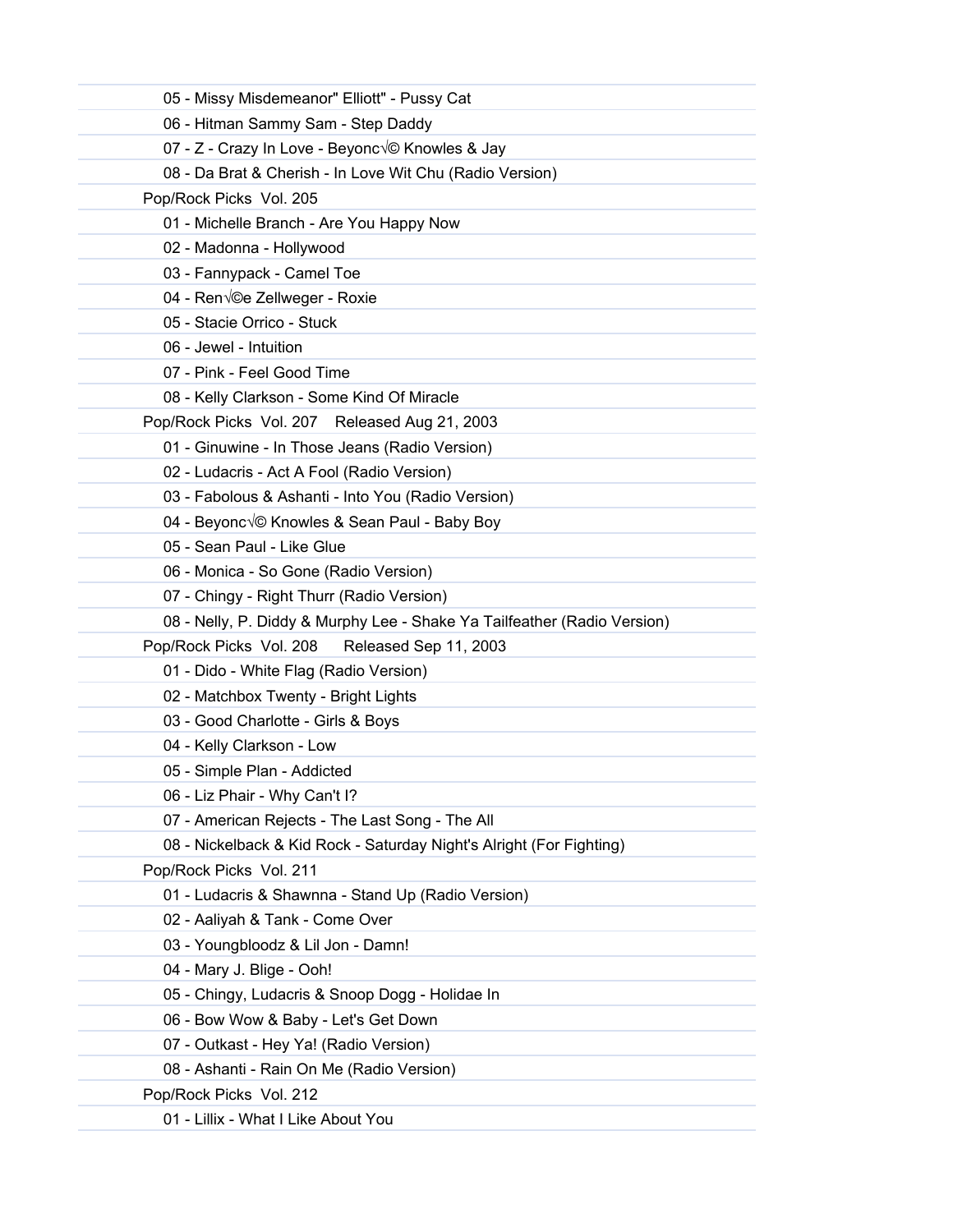05 - Missy Misdemeanor" Elliott" - Pussy Cat

06 - Hitman Sammy Sam - Step Daddy

07 - Z - Crazy In Love - Beyonc√© Knowles & Jay

08 - Da Brat & Cherish - In Love Wit Chu (Radio Version)

Pop/Rock Picks Vol. 205

01 - Michelle Branch - Are You Happy Now

02 - Madonna - Hollywood

03 - Fannypack - Camel Toe

04 - Ren√©e Zellweger - Roxie

05 - Stacie Orrico - Stuck

06 - Jewel - Intuition

07 - Pink - Feel Good Time

08 - Kelly Clarkson - Some Kind Of Miracle

Pop/Rock Picks Vol. 207 Released Aug 21, 2003

01 - Ginuwine - In Those Jeans (Radio Version)

02 - Ludacris - Act A Fool (Radio Version)

03 - Fabolous & Ashanti - Into You (Radio Version)

04 - Beyonc√© Knowles & Sean Paul - Baby Boy

05 - Sean Paul - Like Glue

06 - Monica - So Gone (Radio Version)

07 - Chingy - Right Thurr (Radio Version)

08 - Nelly, P. Diddy & Murphy Lee - Shake Ya Tailfeather (Radio Version)

Pop/Rock Picks Vol. 208 Released Sep 11, 2003

01 - Dido - White Flag (Radio Version)

02 - Matchbox Twenty - Bright Lights

03 - Good Charlotte - Girls & Boys

04 - Kelly Clarkson - Low

05 - Simple Plan - Addicted

06 - Liz Phair - Why Can't I?

07 - American Rejects - The Last Song - The All

08 - Nickelback & Kid Rock - Saturday Night's Alright (For Fighting)

Pop/Rock Picks Vol. 211

01 - Ludacris & Shawnna - Stand Up (Radio Version)

02 - Aaliyah & Tank - Come Over

03 - Youngbloodz & Lil Jon - Damn!

04 - Mary J. Blige - Ooh!

05 - Chingy, Ludacris & Snoop Dogg - Holidae In

06 - Bow Wow & Baby - Let's Get Down

07 - Outkast - Hey Ya! (Radio Version)

08 - Ashanti - Rain On Me (Radio Version)

Pop/Rock Picks Vol. 212

01 - Lillix - What I Like About You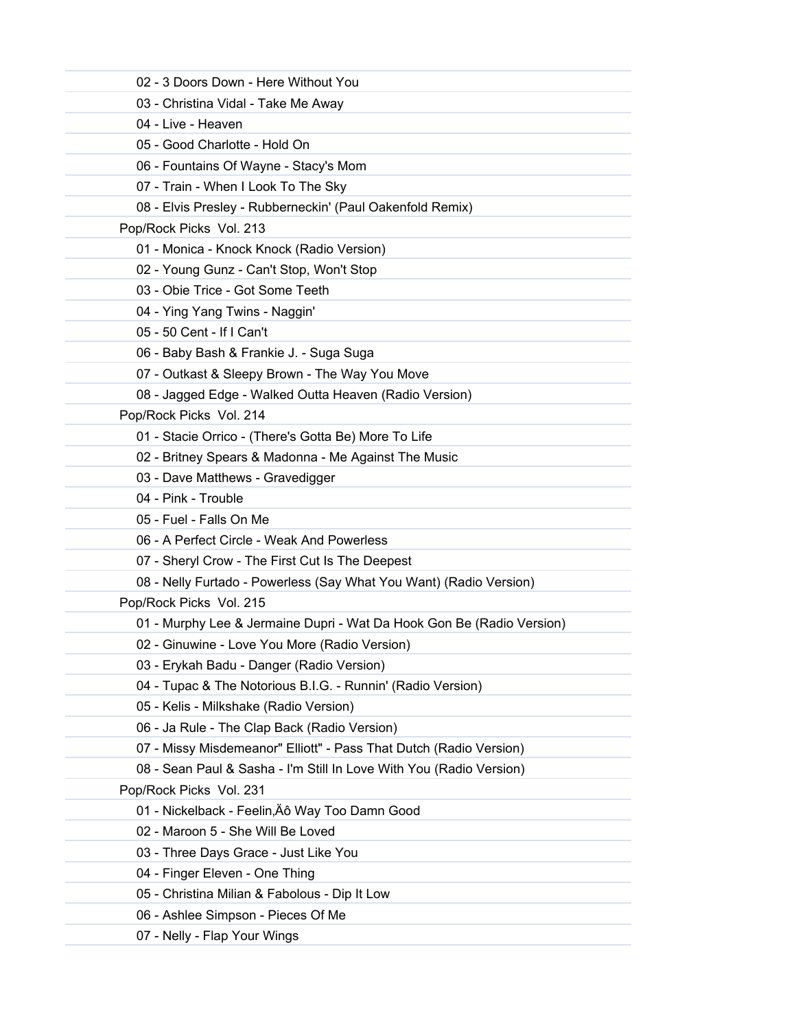02 - 3 Doors Down - Here Without You
03 - Christina Vidal - Take Me Away
04 - Live - Heaven
05 - Good Charlotte - Hold On
06 - Fountains Of Wayne - Stacy's Mom
07 - Train - When I Look To The Sky
08 - Elvis Presley - Rubberneckin' (Paul Oakenfold Remix)

Pop/Rock Picks  Vol. 213

01 - Monica - Knock Knock (Radio Version)
02 - Young Gunz - Can't Stop, Won't Stop
03 - Obie Trice - Got Some Teeth
04 - Ying Yang Twins - Naggin'
05 - 50 Cent - If I Can't
06 - Baby Bash & Frankie J. - Suga Suga
07 - Outkast & Sleepy Brown - The Way You Move
08 - Jagged Edge - Walked Outta Heaven (Radio Version)

Pop/Rock Picks  Vol. 214

01 - Stacie Orrico - (There's Gotta Be) More To Life
02 - Britney Spears & Madonna - Me Against The Music
03 - Dave Matthews - Gravedigger
04 - Pink - Trouble
05 - Fuel - Falls On Me
06 - A Perfect Circle - Weak And Powerless
07 - Sheryl Crow - The First Cut Is The Deepest
08 - Nelly Furtado - Powerless (Say What You Want) (Radio Version)

Pop/Rock Picks  Vol. 215

01 - Murphy Lee & Jermaine Dupri - Wat Da Hook Gon Be (Radio Version)
02 - Ginuwine - Love You More (Radio Version)
03 - Erykah Badu - Danger (Radio Version)
04 - Tupac & The Notorious B.I.G. - Runnin' (Radio Version)
05 - Kelis - Milkshake (Radio Version)
06 - Ja Rule - The Clap Back (Radio Version)
07 - Missy Misdemeanor" Elliott" - Pass That Dutch (Radio Version)
08 - Sean Paul & Sasha - I'm Still In Love With You (Radio Version)

Pop/Rock Picks  Vol. 231

01 - Nickelback - Feelin‚Äô Way Too Damn Good
02 - Maroon 5 - She Will Be Loved
03 - Three Days Grace - Just Like You
04 - Finger Eleven - One Thing
05 - Christina Milian & Fabolous - Dip It Low
06 - Ashlee Simpson - Pieces Of Me
07 - Nelly - Flap Your Wings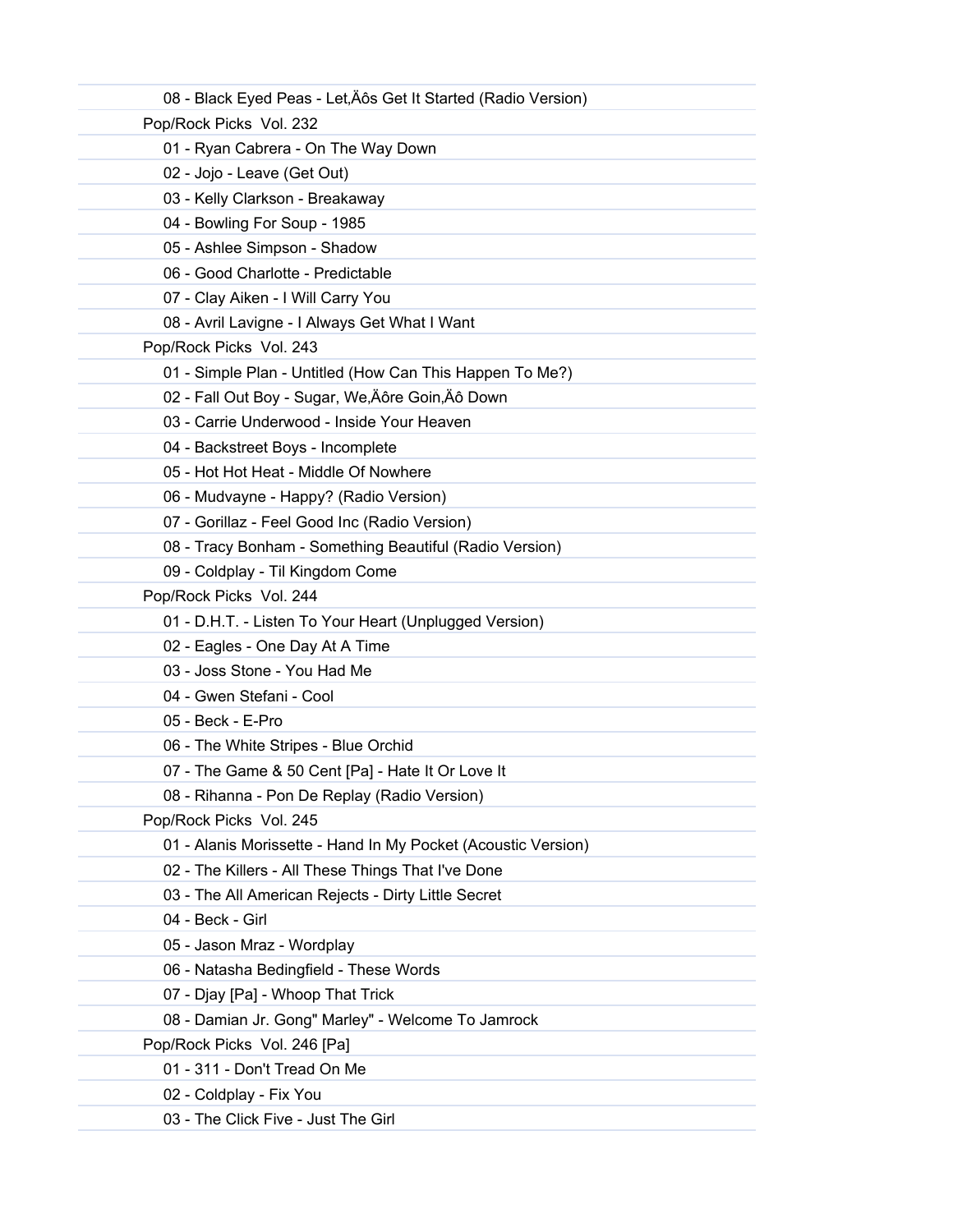08 - Black Eyed Peas - Let‚Äôs Get It Started (Radio Version)

Pop/Rock Picks  Vol. 232

01 - Ryan Cabrera - On The Way Down
02 - Jojo - Leave (Get Out)
03 - Kelly Clarkson - Breakaway
04 - Bowling For Soup - 1985
05 - Ashlee Simpson - Shadow
06 - Good Charlotte - Predictable
07 - Clay Aiken - I Will Carry You
08 - Avril Lavigne - I Always Get What I Want

Pop/Rock Picks  Vol. 243

01 - Simple Plan - Untitled (How Can This Happen To Me?)
02 - Fall Out Boy - Sugar, We‚Äôre Goin‚Äô Down
03 - Carrie Underwood - Inside Your Heaven
04 - Backstreet Boys - Incomplete
05 - Hot Hot Heat - Middle Of Nowhere
06 - Mudvayne - Happy? (Radio Version)
07 - Gorillaz - Feel Good Inc (Radio Version)
08 - Tracy Bonham - Something Beautiful (Radio Version)
09 - Coldplay - Til Kingdom Come

Pop/Rock Picks  Vol. 244

01 - D.H.T. - Listen To Your Heart (Unplugged Version)
02 - Eagles - One Day At A Time
03 - Joss Stone - You Had Me
04 - Gwen Stefani - Cool
05 - Beck - E-Pro
06 - The White Stripes - Blue Orchid
07 - The Game & 50 Cent [Pa] - Hate It Or Love It
08 - Rihanna - Pon De Replay (Radio Version)

Pop/Rock Picks  Vol. 245

01 - Alanis Morissette - Hand In My Pocket (Acoustic Version)
02 - The Killers - All These Things That I've Done
03 - The All American Rejects - Dirty Little Secret
04 - Beck - Girl
05 - Jason Mraz - Wordplay
06 - Natasha Bedingfield - These Words
07 - Djay [Pa] - Whoop That Trick
08 - Damian Jr. Gong" Marley" - Welcome To Jamrock

Pop/Rock Picks  Vol. 246 [Pa]

01 - 311 - Don't Tread On Me
02 - Coldplay - Fix You
03 - The Click Five - Just The Girl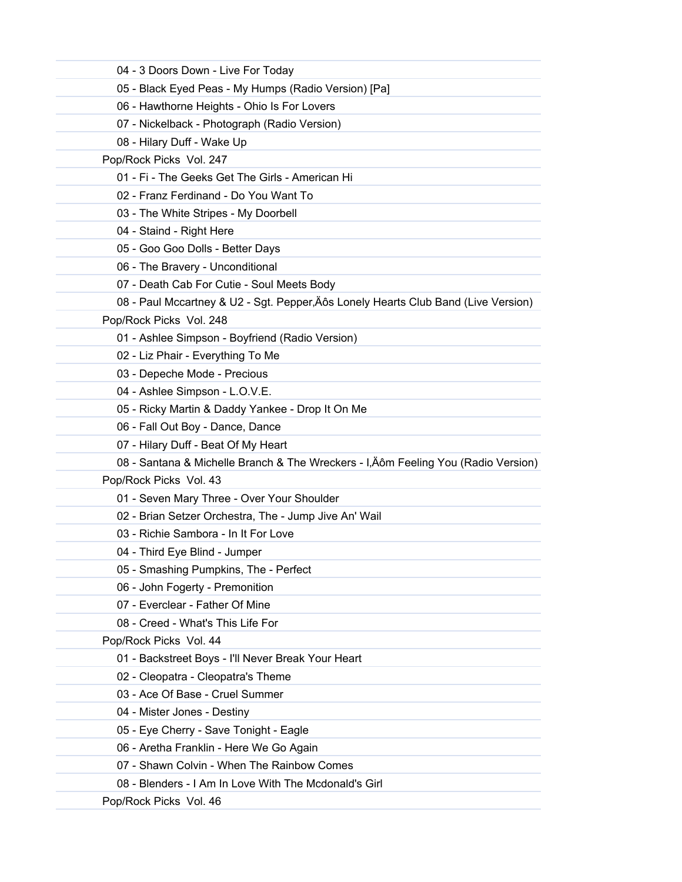- 04 - 3 Doors Down - Live For Today
- 05 - Black Eyed Peas - My Humps (Radio Version) [Pa]
- 06 - Hawthorne Heights - Ohio Is For Lovers
- 07 - Nickelback - Photograph (Radio Version)
- 08 - Hilary Duff - Wake Up

Pop/Rock Picks  Vol. 247

- 01 - Fi - The Geeks Get The Girls - American Hi
- 02 - Franz Ferdinand - Do You Want To
- 03 - The White Stripes - My Doorbell
- 04 - Staind - Right Here
- 05 - Goo Goo Dolls - Better Days
- 06 - The Bravery - Unconditional
- 07 - Death Cab For Cutie - Soul Meets Body
- 08 - Paul Mccartney & U2 - Sgt. Pepper‚Äôs Lonely Hearts Club Band (Live Version)

Pop/Rock Picks  Vol. 248

- 01 - Ashlee Simpson - Boyfriend (Radio Version)
- 02 - Liz Phair - Everything To Me
- 03 - Depeche Mode - Precious
- 04 - Ashlee Simpson - L.O.V.E.
- 05 - Ricky Martin & Daddy Yankee - Drop It On Me
- 06 - Fall Out Boy - Dance, Dance
- 07 - Hilary Duff - Beat Of My Heart
- 08 - Santana & Michelle Branch & The Wreckers - I‚Äôm Feeling You (Radio Version)

Pop/Rock Picks  Vol. 43

- 01 - Seven Mary Three - Over Your Shoulder
- 02 - Brian Setzer Orchestra, The - Jump Jive An' Wail
- 03 - Richie Sambora - In It For Love
- 04 - Third Eye Blind - Jumper
- 05 - Smashing Pumpkins, The - Perfect
- 06 - John Fogerty - Premonition
- 07 - Everclear - Father Of Mine
- 08 - Creed - What's This Life For

Pop/Rock Picks  Vol. 44

- 01 - Backstreet Boys - I'll Never Break Your Heart
- 02 - Cleopatra - Cleopatra's Theme
- 03 - Ace Of Base - Cruel Summer
- 04 - Mister Jones - Destiny
- 05 - Eye Cherry - Save Tonight - Eagle
- 06 - Aretha Franklin - Here We Go Again
- 07 - Shawn Colvin - When The Rainbow Comes
- 08 - Blenders - I Am In Love With The Mcdonald's Girl

Pop/Rock Picks  Vol. 46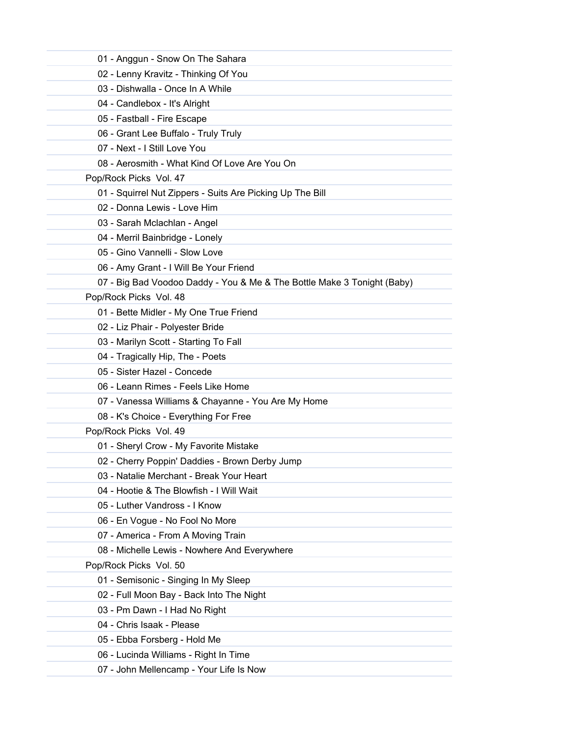01 - Anggun - Snow On The Sahara
02 - Lenny Kravitz - Thinking Of You
03 - Dishwalla - Once In A While
04 - Candlebox - It's Alright
05 - Fastball - Fire Escape
06 - Grant Lee Buffalo - Truly Truly
07 - Next - I Still Love You
08 - Aerosmith - What Kind Of Love Are You On

Pop/Rock Picks Vol. 47

01 - Squirrel Nut Zippers - Suits Are Picking Up The Bill
02 - Donna Lewis - Love Him
03 - Sarah Mclachlan - Angel
04 - Merril Bainbridge - Lonely
05 - Gino Vannelli - Slow Love
06 - Amy Grant - I Will Be Your Friend
07 - Big Bad Voodoo Daddy - You & Me & The Bottle Make 3 Tonight (Baby)

Pop/Rock Picks Vol. 48

01 - Bette Midler - My One True Friend
02 - Liz Phair - Polyester Bride
03 - Marilyn Scott - Starting To Fall
04 - Tragically Hip, The - Poets
05 - Sister Hazel - Concede
06 - Leann Rimes - Feels Like Home
07 - Vanessa Williams & Chayanne - You Are My Home
08 - K's Choice - Everything For Free

Pop/Rock Picks Vol. 49

01 - Sheryl Crow - My Favorite Mistake
02 - Cherry Poppin' Daddies - Brown Derby Jump
03 - Natalie Merchant - Break Your Heart
04 - Hootie & The Blowfish - I Will Wait
05 - Luther Vandross - I Know
06 - En Vogue - No Fool No More
07 - America - From A Moving Train
08 - Michelle Lewis - Nowhere And Everywhere

Pop/Rock Picks Vol. 50

01 - Semisonic - Singing In My Sleep
02 - Full Moon Bay - Back Into The Night
03 - Pm Dawn - I Had No Right
04 - Chris Isaak - Please
05 - Ebba Forsberg - Hold Me
06 - Lucinda Williams - Right In Time
07 - John Mellencamp - Your Life Is Now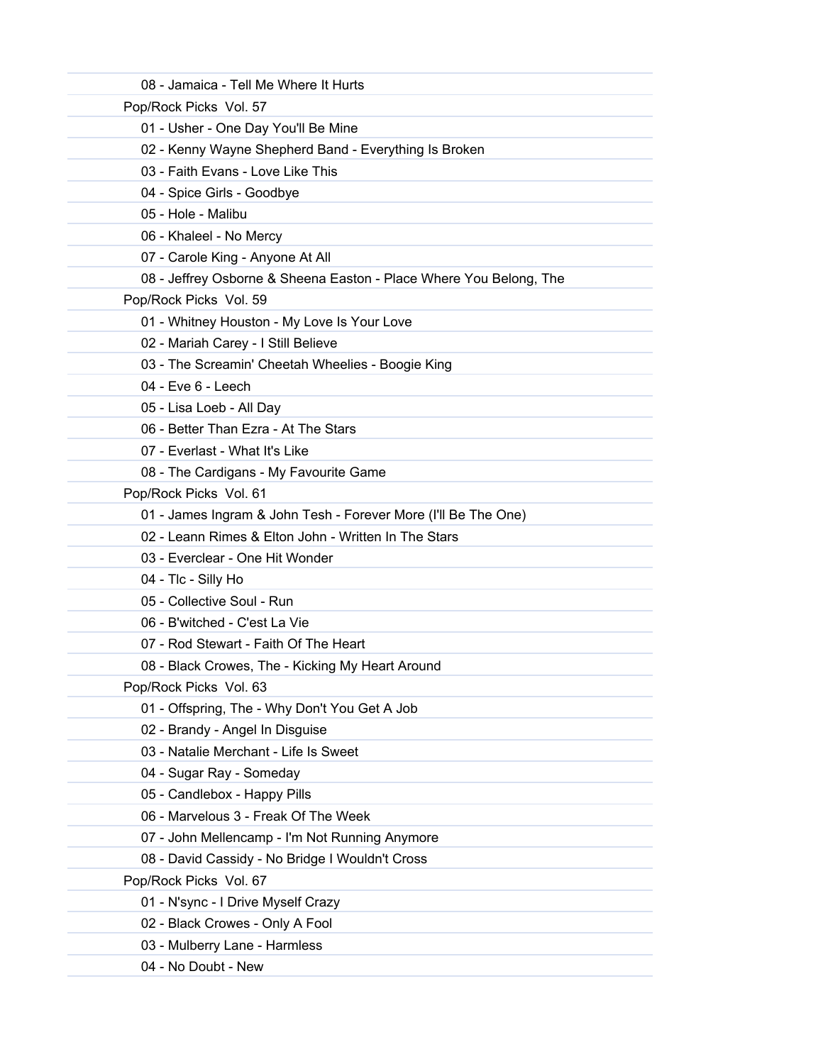- 08 - Jamaica - Tell Me Where It Hurts

Pop/Rock Picks  Vol. 57

- 01 - Usher - One Day You'll Be Mine
- 02 - Kenny Wayne Shepherd Band - Everything Is Broken
- 03 - Faith Evans - Love Like This
- 04 - Spice Girls - Goodbye
- 05 - Hole - Malibu
- 06 - Khaleel - No Mercy
- 07 - Carole King - Anyone At All
- 08 - Jeffrey Osborne & Sheena Easton - Place Where You Belong, The

Pop/Rock Picks  Vol. 59

- 01 - Whitney Houston - My Love Is Your Love
- 02 - Mariah Carey - I Still Believe
- 03 - The Screamin' Cheetah Wheelies - Boogie King
- 04 - Eve 6 - Leech
- 05 - Lisa Loeb - All Day
- 06 - Better Than Ezra - At The Stars
- 07 - Everlast - What It's Like
- 08 - The Cardigans - My Favourite Game

Pop/Rock Picks  Vol. 61

- 01 - James Ingram & John Tesh - Forever More (I'll Be The One)
- 02 - Leann Rimes & Elton John - Written In The Stars
- 03 - Everclear - One Hit Wonder
- 04 - Tlc - Silly Ho
- 05 - Collective Soul - Run
- 06 - B'witched - C'est La Vie
- 07 - Rod Stewart - Faith Of The Heart
- 08 - Black Crowes, The - Kicking My Heart Around

Pop/Rock Picks  Vol. 63

- 01 - Offspring, The - Why Don't You Get A Job
- 02 - Brandy - Angel In Disguise
- 03 - Natalie Merchant - Life Is Sweet
- 04 - Sugar Ray - Someday
- 05 - Candlebox - Happy Pills
- 06 - Marvelous 3 - Freak Of The Week
- 07 - John Mellencamp - I'm Not Running Anymore
- 08 - David Cassidy - No Bridge I Wouldn't Cross

Pop/Rock Picks  Vol. 67

- 01 - N'sync - I Drive Myself Crazy
- 02 - Black Crowes - Only A Fool
- 03 - Mulberry Lane - Harmless
- 04 - No Doubt - New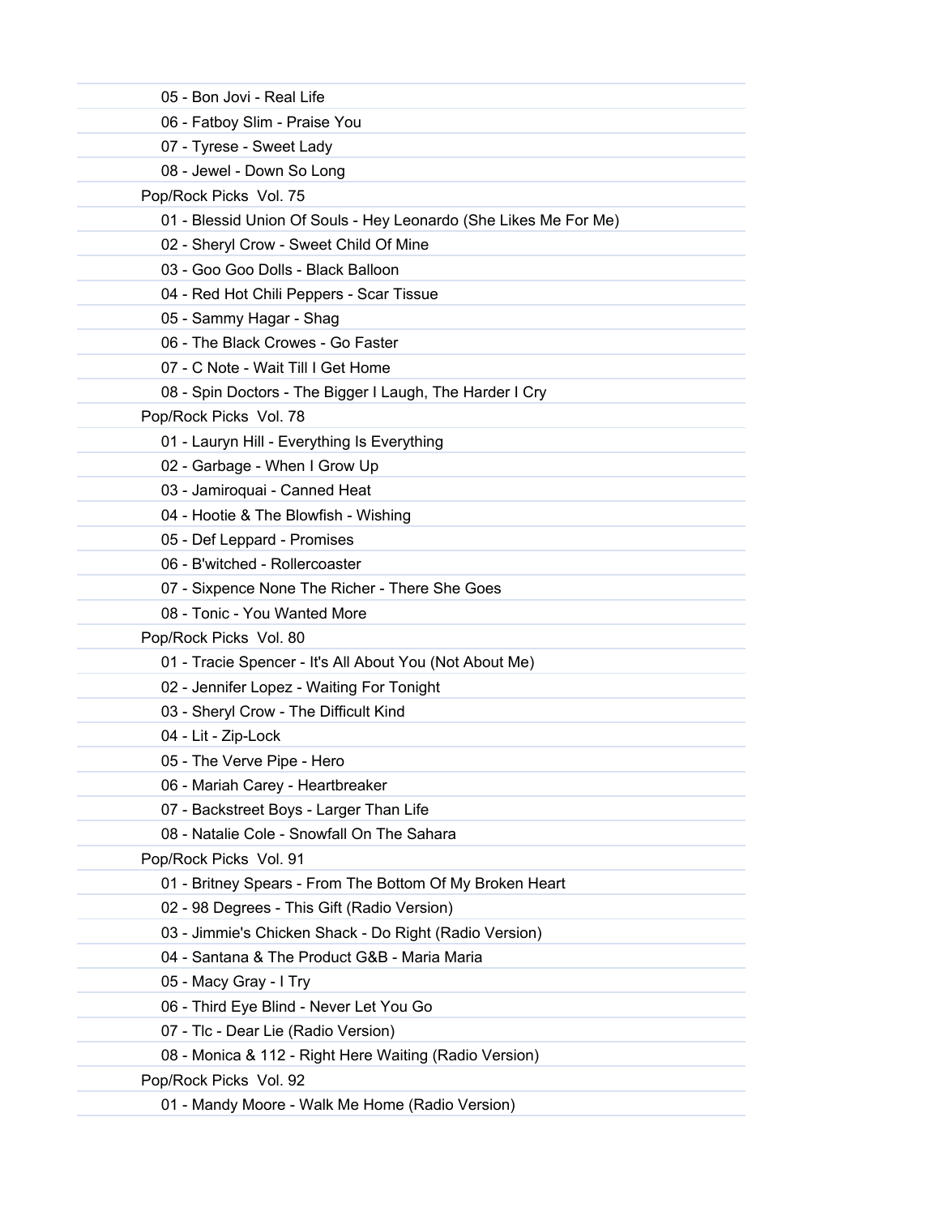05 - Bon Jovi - Real Life

06 - Fatboy Slim - Praise You

07 - Tyrese - Sweet Lady

08 - Jewel - Down So Long

Pop/Rock Picks  Vol. 75

01 - Blessid Union Of Souls - Hey Leonardo (She Likes Me For Me)

02 - Sheryl Crow - Sweet Child Of Mine

03 - Goo Goo Dolls - Black Balloon

04 - Red Hot Chili Peppers - Scar Tissue

05 - Sammy Hagar - Shag

06 - The Black Crowes - Go Faster

07 - C Note - Wait Till I Get Home

08 - Spin Doctors - The Bigger I Laugh, The Harder I Cry

Pop/Rock Picks  Vol. 78

01 - Lauryn Hill - Everything Is Everything

02 - Garbage - When I Grow Up

03 - Jamiroquai - Canned Heat

04 - Hootie & The Blowfish - Wishing

05 - Def Leppard - Promises

06 - B'witched - Rollercoaster

07 - Sixpence None The Richer - There She Goes

08 - Tonic - You Wanted More

Pop/Rock Picks  Vol. 80

01 - Tracie Spencer - It's All About You (Not About Me)

02 - Jennifer Lopez - Waiting For Tonight

03 - Sheryl Crow - The Difficult Kind

04 - Lit - Zip-Lock

05 - The Verve Pipe - Hero

06 - Mariah Carey - Heartbreaker

07 - Backstreet Boys - Larger Than Life

08 - Natalie Cole - Snowfall On The Sahara

Pop/Rock Picks  Vol. 91

01 - Britney Spears - From The Bottom Of My Broken Heart

02 - 98 Degrees - This Gift (Radio Version)

03 - Jimmie's Chicken Shack - Do Right (Radio Version)

04 - Santana & The Product G&B - Maria Maria

05 - Macy Gray - I Try

06 - Third Eye Blind - Never Let You Go

07 - Tlc - Dear Lie (Radio Version)

08 - Monica & 112 - Right Here Waiting (Radio Version)

Pop/Rock Picks  Vol. 92

01 - Mandy Moore - Walk Me Home (Radio Version)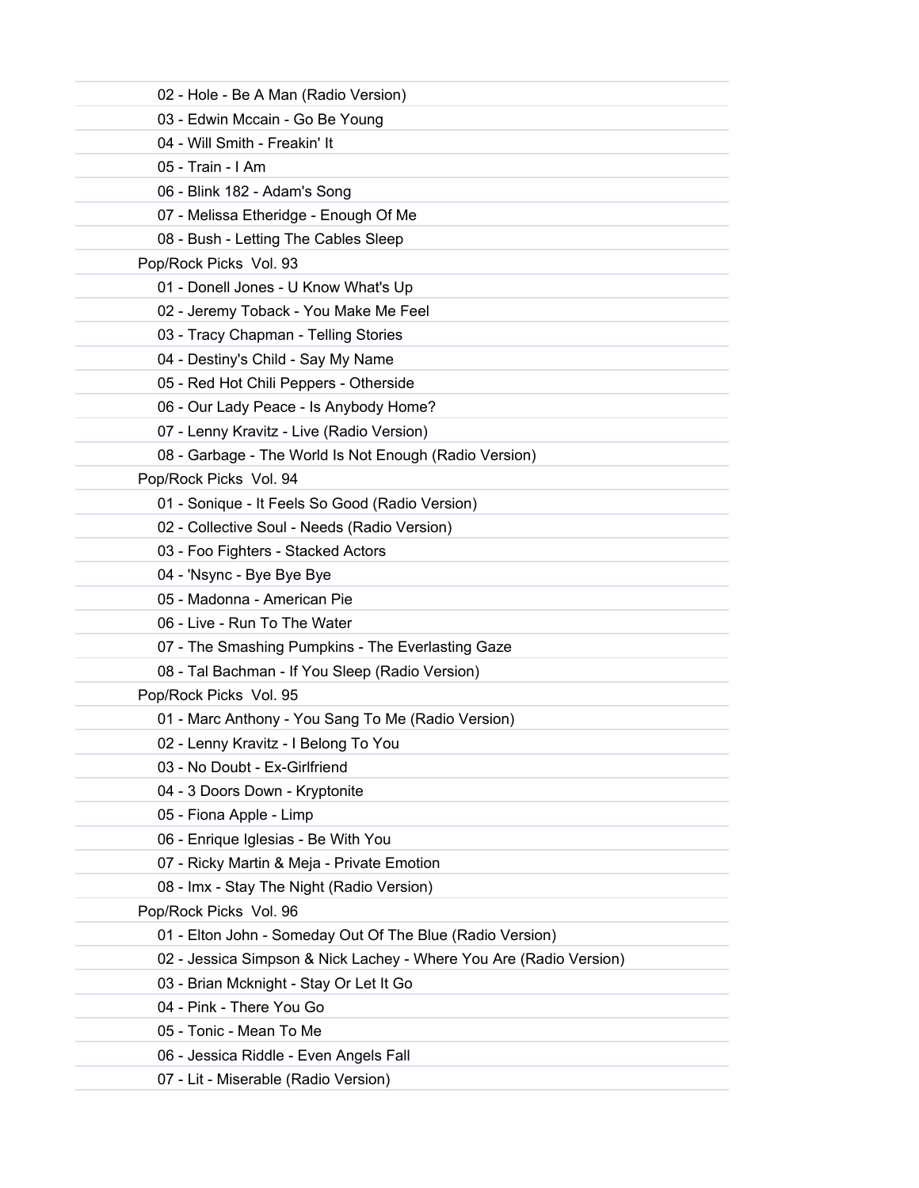- 02 - Hole - Be A Man (Radio Version)
- 03 - Edwin Mccain - Go Be Young
- 04 - Will Smith - Freakin' It
- 05 - Train - I Am
- 06 - Blink 182 - Adam's Song
- 07 - Melissa Etheridge - Enough Of Me
- 08 - Bush - Letting The Cables Sleep

Pop/Rock Picks  Vol. 93

- 01 - Donell Jones - U Know What's Up
- 02 - Jeremy Toback - You Make Me Feel
- 03 - Tracy Chapman - Telling Stories
- 04 - Destiny's Child - Say My Name
- 05 - Red Hot Chili Peppers - Otherside
- 06 - Our Lady Peace - Is Anybody Home?
- 07 - Lenny Kravitz - Live (Radio Version)
- 08 - Garbage - The World Is Not Enough (Radio Version)

Pop/Rock Picks  Vol. 94

- 01 - Sonique - It Feels So Good (Radio Version)
- 02 - Collective Soul - Needs (Radio Version)
- 03 - Foo Fighters - Stacked Actors
- 04 - 'Nsync - Bye Bye Bye
- 05 - Madonna - American Pie
- 06 - Live - Run To The Water
- 07 - The Smashing Pumpkins - The Everlasting Gaze
- 08 - Tal Bachman - If You Sleep (Radio Version)

Pop/Rock Picks  Vol. 95

- 01 - Marc Anthony - You Sang To Me (Radio Version)
- 02 - Lenny Kravitz - I Belong To You
- 03 - No Doubt - Ex-Girlfriend
- 04 - 3 Doors Down - Kryptonite
- 05 - Fiona Apple - Limp
- 06 - Enrique Iglesias - Be With You
- 07 - Ricky Martin & Meja - Private Emotion
- 08 - Imx - Stay The Night (Radio Version)

Pop/Rock Picks  Vol. 96

- 01 - Elton John - Someday Out Of The Blue (Radio Version)
- 02 - Jessica Simpson & Nick Lachey - Where You Are (Radio Version)
- 03 - Brian Mcknight - Stay Or Let It Go
- 04 - Pink - There You Go
- 05 - Tonic - Mean To Me
- 06 - Jessica Riddle - Even Angels Fall
- 07 - Lit - Miserable (Radio Version)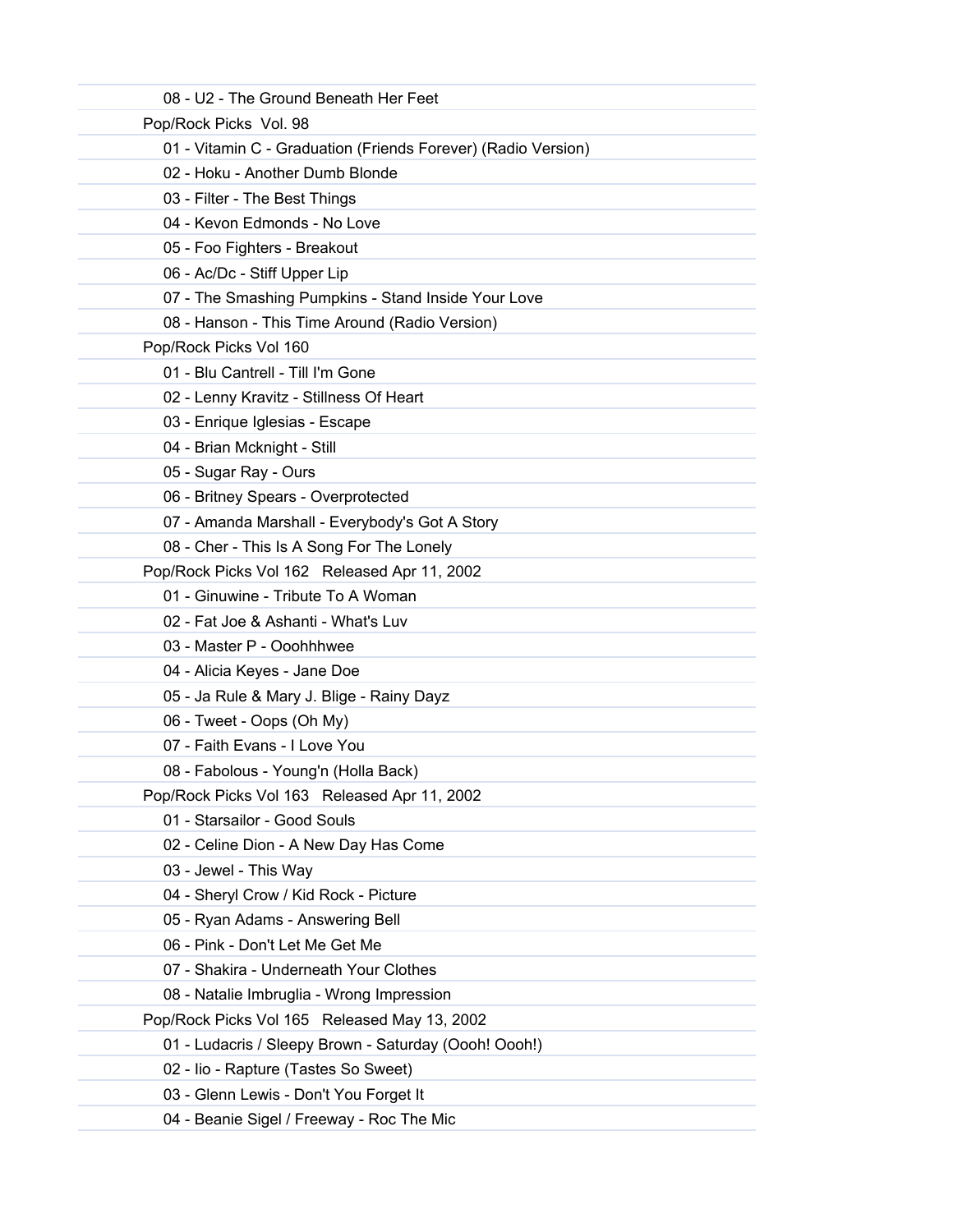- 08 - U2 - The Ground Beneath Her Feet

Pop/Rock Picks  Vol. 98

- 01 - Vitamin C - Graduation (Friends Forever) (Radio Version)
- 02 - Hoku - Another Dumb Blonde
- 03 - Filter - The Best Things
- 04 - Kevon Edmonds - No Love
- 05 - Foo Fighters - Breakout
- 06 - Ac/Dc - Stiff Upper Lip
- 07 - The Smashing Pumpkins - Stand Inside Your Love
- 08 - Hanson - This Time Around (Radio Version)

Pop/Rock Picks Vol 160

- 01 - Blu Cantrell - Till I'm Gone
- 02 - Lenny Kravitz - Stillness Of Heart
- 03 - Enrique Iglesias - Escape
- 04 - Brian Mcknight - Still
- 05 - Sugar Ray - Ours
- 06 - Britney Spears - Overprotected
- 07 - Amanda Marshall - Everybody's Got A Story
- 08 - Cher - This Is A Song For The Lonely

Pop/Rock Picks Vol 162   Released Apr 11, 2002

- 01 - Ginuwine - Tribute To A Woman
- 02 - Fat Joe & Ashanti - What's Luv
- 03 - Master P - Ooohhhwee
- 04 - Alicia Keyes - Jane Doe
- 05 - Ja Rule & Mary J. Blige - Rainy Dayz
- 06 - Tweet - Oops (Oh My)
- 07 - Faith Evans - I Love You
- 08 - Fabolous - Young'n (Holla Back)

Pop/Rock Picks Vol 163   Released Apr 11, 2002

- 01 - Starsailor - Good Souls
- 02 - Celine Dion - A New Day Has Come
- 03 - Jewel - This Way
- 04 - Sheryl Crow / Kid Rock - Picture
- 05 - Ryan Adams - Answering Bell
- 06 - Pink - Don't Let Me Get Me
- 07 - Shakira - Underneath Your Clothes
- 08 - Natalie Imbruglia - Wrong Impression

Pop/Rock Picks Vol 165   Released May 13, 2002

- 01 - Ludacris / Sleepy Brown - Saturday (Oooh! Oooh!)
- 02 - Iio - Rapture (Tastes So Sweet)
- 03 - Glenn Lewis - Don't You Forget It
- 04 - Beanie Sigel / Freeway - Roc The Mic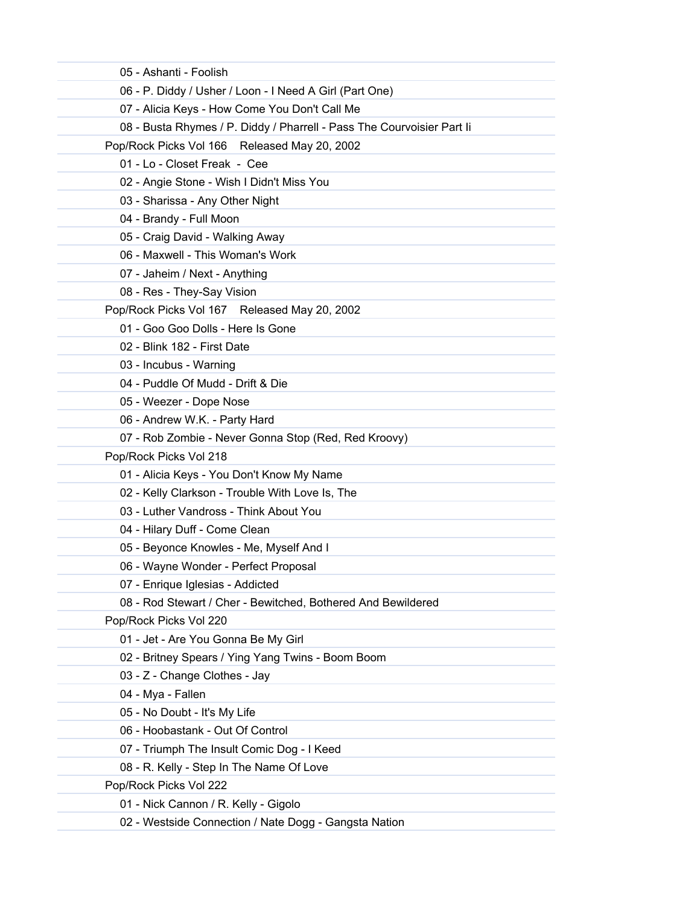05 - Ashanti - Foolish

06 - P. Diddy / Usher / Loon - I Need A Girl (Part One)

07 - Alicia Keys - How Come You Don't Call Me

08 - Busta Rhymes / P. Diddy / Pharrell - Pass The Courvoisier Part Ii

Pop/Rock Picks Vol 166    Released May 20, 2002

01 - Lo - Closet Freak  -  Cee

02 - Angie Stone - Wish I Didn't Miss You

03 - Sharissa - Any Other Night

04 - Brandy - Full Moon

05 - Craig David - Walking Away

06 - Maxwell - This Woman's Work

07 - Jaheim / Next - Anything

08 - Res - They-Say Vision

Pop/Rock Picks Vol 167    Released May 20, 2002

01 - Goo Goo Dolls - Here Is Gone

02 - Blink 182 - First Date

03 - Incubus - Warning

04 - Puddle Of Mudd - Drift & Die

05 - Weezer - Dope Nose

06 - Andrew W.K. - Party Hard

07 - Rob Zombie - Never Gonna Stop (Red, Red Kroovy)

Pop/Rock Picks Vol 218

01 - Alicia Keys - You Don't Know My Name

02 - Kelly Clarkson - Trouble With Love Is, The

03 - Luther Vandross - Think About You

04 - Hilary Duff - Come Clean

05 - Beyonce Knowles - Me, Myself And I

06 - Wayne Wonder - Perfect Proposal

07 - Enrique Iglesias - Addicted

08 - Rod Stewart / Cher - Bewitched, Bothered And Bewildered

Pop/Rock Picks Vol 220

01 - Jet - Are You Gonna Be My Girl

02 - Britney Spears / Ying Yang Twins - Boom Boom

03 - Z - Change Clothes - Jay

04 - Mya - Fallen

05 - No Doubt - It's My Life

06 - Hoobastank - Out Of Control

07 - Triumph The Insult Comic Dog - I Keed

08 - R. Kelly - Step In The Name Of Love

Pop/Rock Picks Vol 222

01 - Nick Cannon / R. Kelly - Gigolo

02 - Westside Connection / Nate Dogg - Gangsta Nation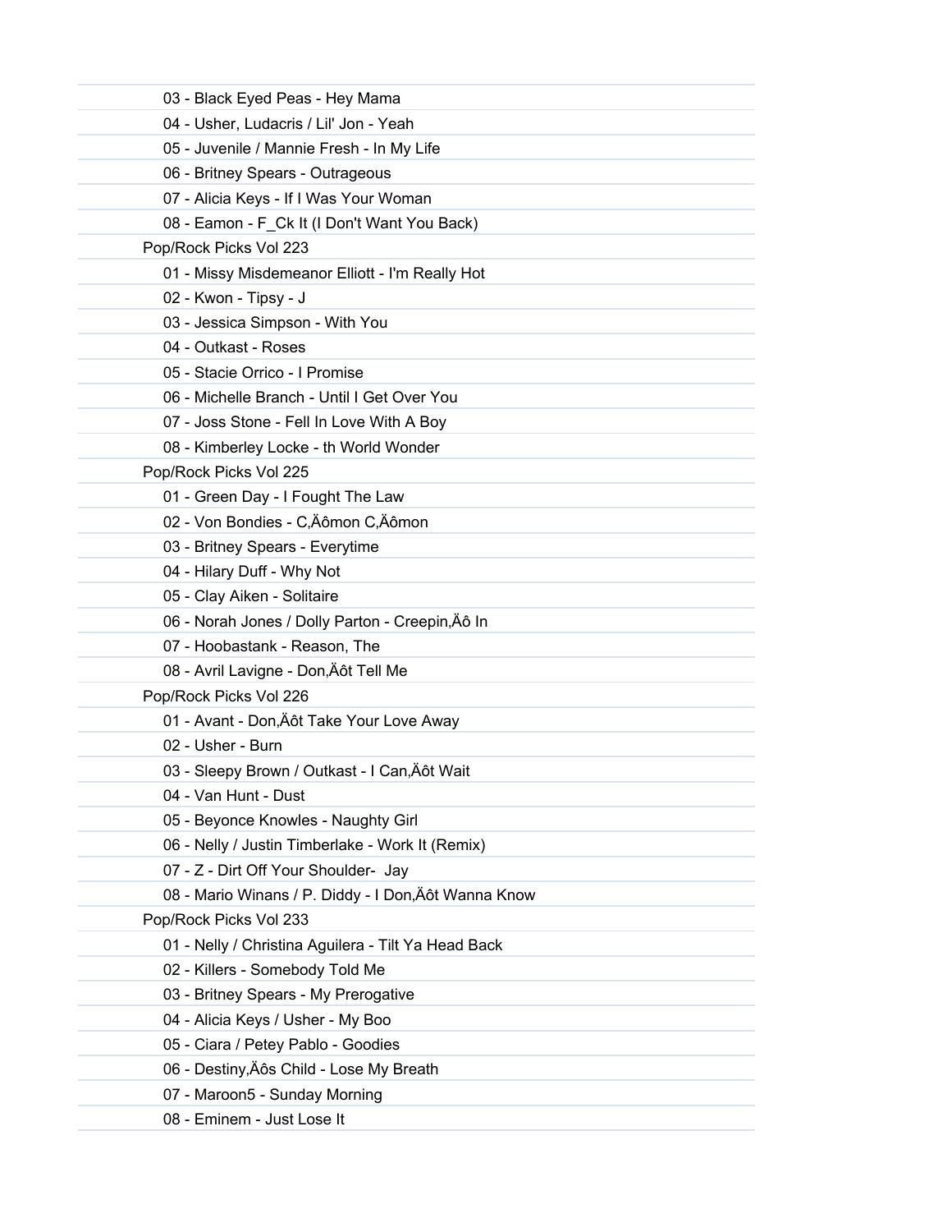03 - Black Eyed Peas - Hey Mama

04 - Usher, Ludacris / Lil' Jon - Yeah

05 - Juvenile / Mannie Fresh - In My Life

06 - Britney Spears - Outrageous

07 - Alicia Keys - If I Was Your Woman

08 - Eamon - F_Ck It (I Don't Want You Back)

Pop/Rock Picks Vol 223

01 - Missy Misdemeanor Elliott - I'm Really Hot

02 - Kwon - Tipsy - J

03 - Jessica Simpson - With You

04 - Outkast - Roses

05 - Stacie Orrico - I Promise

06 - Michelle Branch - Until I Get Over You

07 - Joss Stone - Fell In Love With A Boy

08 - Kimberley Locke - th World Wonder

Pop/Rock Picks Vol 225

01 - Green Day - I Fought The Law

02 - Von Bondies - C‚Äômon C‚Äômon

03 - Britney Spears - Everytime

04 - Hilary Duff - Why Not

05 - Clay Aiken - Solitaire

06 - Norah Jones / Dolly Parton - Creepin‚Äô In

07 - Hoobastank - Reason, The

08 - Avril Lavigne - Don‚Äôt Tell Me

Pop/Rock Picks Vol 226

01 - Avant - Don‚Äôt Take Your Love Away

02 - Usher - Burn

03 - Sleepy Brown / Outkast - I Can‚Äôt Wait

04 - Van Hunt - Dust

05 - Beyonce Knowles - Naughty Girl

06 - Nelly / Justin Timberlake - Work It (Remix)

07 - Z - Dirt Off Your Shoulder-  Jay

08 - Mario Winans / P. Diddy - I Don‚Äôt Wanna Know

Pop/Rock Picks Vol 233

01 - Nelly / Christina Aguilera - Tilt Ya Head Back

02 - Killers - Somebody Told Me

03 - Britney Spears - My Prerogative

04 - Alicia Keys / Usher - My Boo

05 - Ciara / Petey Pablo - Goodies

06 - Destiny‚Äôs Child - Lose My Breath

07 - Maroon5 - Sunday Morning

08 - Eminem - Just Lose It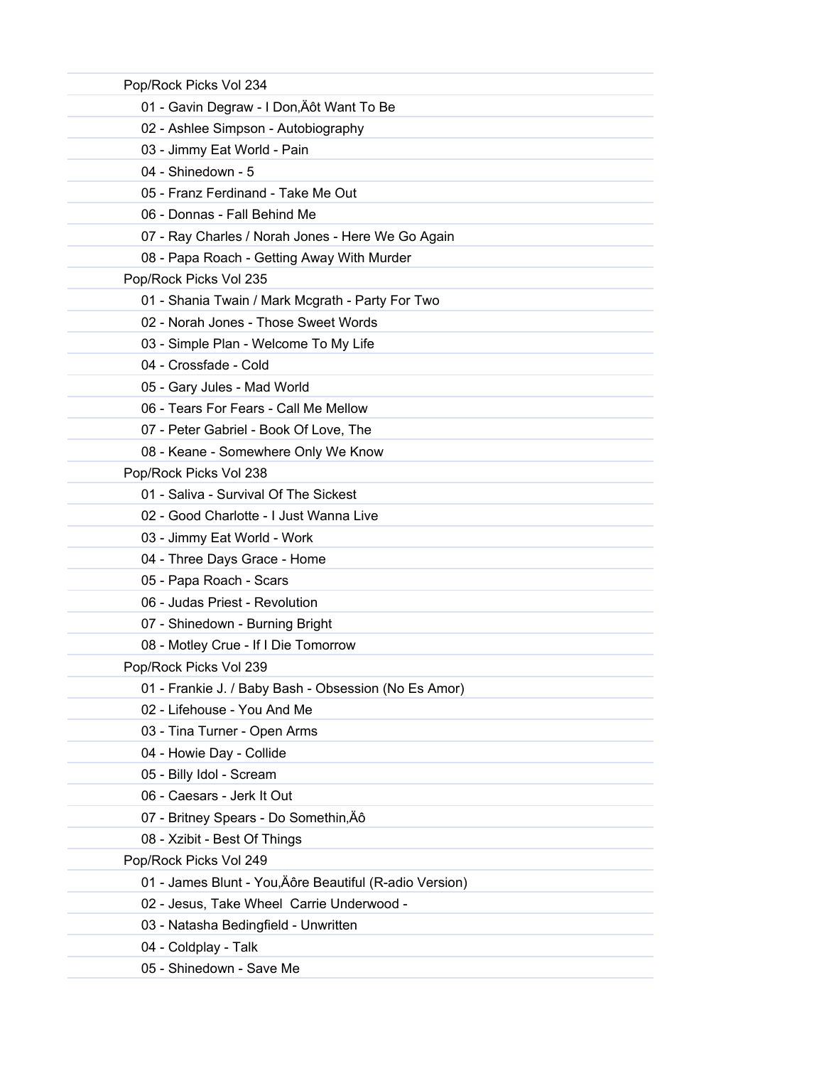Pop/Rock Picks Vol 234

- 01 - Gavin Degraw - I Don‚Äôt Want To Be
- 02 - Ashlee Simpson - Autobiography
- 03 - Jimmy Eat World - Pain
- 04 - Shinedown - 5
- 05 - Franz Ferdinand - Take Me Out
- 06 - Donnas - Fall Behind Me
- 07 - Ray Charles / Norah Jones - Here We Go Again
- 08 - Papa Roach - Getting Away With Murder

Pop/Rock Picks Vol 235

- 01 - Shania Twain / Mark Mcgrath - Party For Two
- 02 - Norah Jones - Those Sweet Words
- 03 - Simple Plan - Welcome To My Life
- 04 - Crossfade - Cold
- 05 - Gary Jules - Mad World
- 06 - Tears For Fears - Call Me Mellow
- 07 - Peter Gabriel - Book Of Love, The
- 08 - Keane - Somewhere Only We Know

Pop/Rock Picks Vol 238

- 01 - Saliva - Survival Of The Sickest
- 02 - Good Charlotte - I Just Wanna Live
- 03 - Jimmy Eat World - Work
- 04 - Three Days Grace - Home
- 05 - Papa Roach - Scars
- 06 - Judas Priest - Revolution
- 07 - Shinedown - Burning Bright
- 08 - Motley Crue - If I Die Tomorrow

Pop/Rock Picks Vol 239

- 01 - Frankie J. / Baby Bash - Obsession (No Es Amor)
- 02 - Lifehouse - You And Me
- 03 - Tina Turner - Open Arms
- 04 - Howie Day - Collide
- 05 - Billy Idol - Scream
- 06 - Caesars - Jerk It Out
- 07 - Britney Spears - Do Somethin‚Äô
- 08 - Xzibit - Best Of Things

Pop/Rock Picks Vol 249

- 01 - James Blunt - You‚Äôre Beautiful (R-adio Version)
- 02 - Jesus, Take Wheel  Carrie Underwood -
- 03 - Natasha Bedingfield - Unwritten
- 04 - Coldplay - Talk
- 05 - Shinedown - Save Me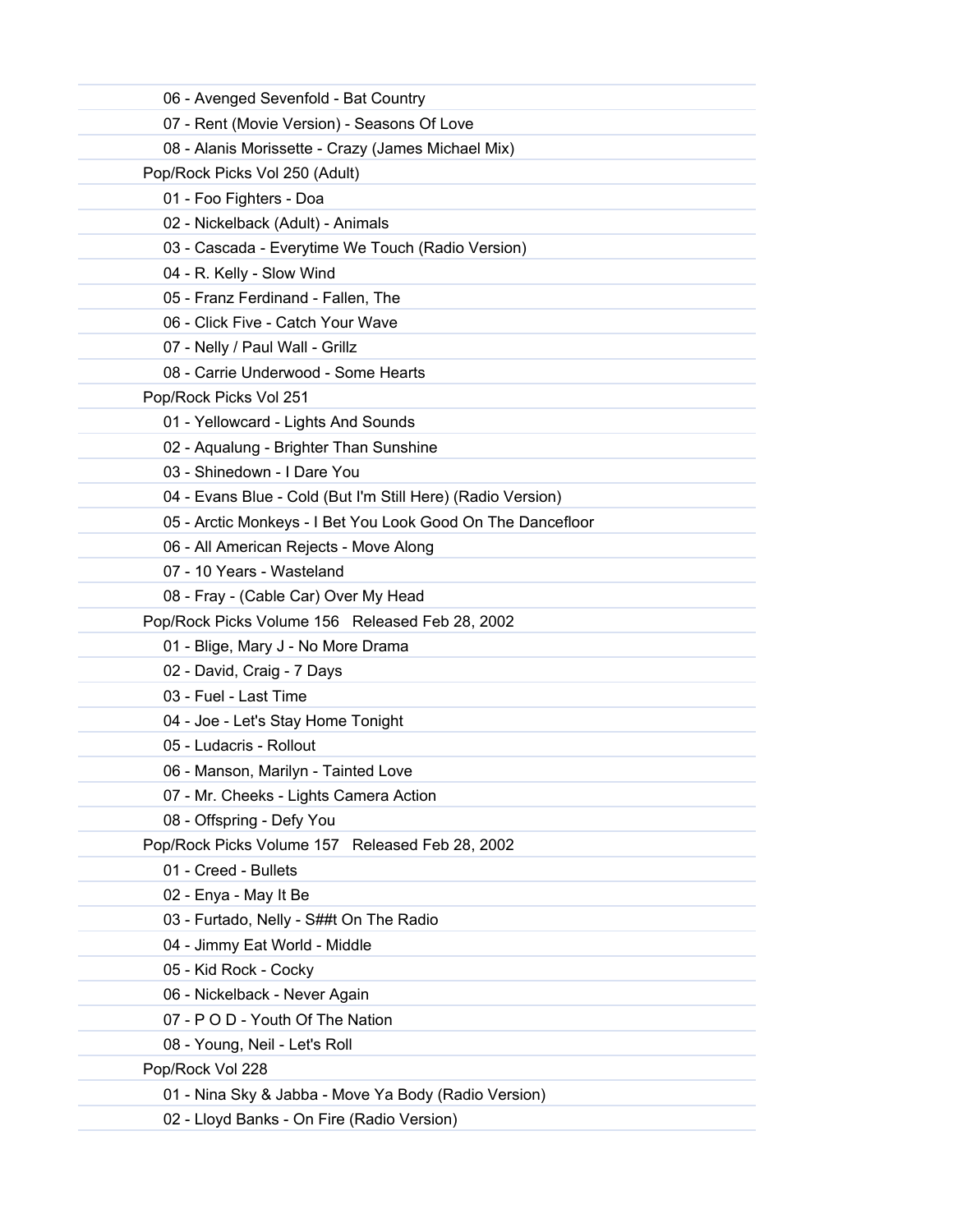- 06 - Avenged Sevenfold - Bat Country
- 07 - Rent (Movie Version) - Seasons Of Love
- 08 - Alanis Morissette - Crazy (James Michael Mix)

Pop/Rock Picks Vol 250 (Adult)

- 01 - Foo Fighters - Doa
- 02 - Nickelback (Adult) - Animals
- 03 - Cascada - Everytime We Touch (Radio Version)
- 04 - R. Kelly - Slow Wind
- 05 - Franz Ferdinand - Fallen, The
- 06 - Click Five - Catch Your Wave
- 07 - Nelly / Paul Wall - Grillz
- 08 - Carrie Underwood - Some Hearts

Pop/Rock Picks Vol 251

- 01 - Yellowcard - Lights And Sounds
- 02 - Aqualung - Brighter Than Sunshine
- 03 - Shinedown - I Dare You
- 04 - Evans Blue - Cold (But I'm Still Here) (Radio Version)
- 05 - Arctic Monkeys - I Bet You Look Good On The Dancefloor
- 06 - All American Rejects - Move Along
- 07 - 10 Years - Wasteland
- 08 - Fray - (Cable Car) Over My Head

Pop/Rock Picks Volume 156   Released Feb 28, 2002

- 01 - Blige, Mary J - No More Drama
- 02 - David, Craig - 7 Days
- 03 - Fuel - Last Time
- 04 - Joe - Let's Stay Home Tonight
- 05 - Ludacris - Rollout
- 06 - Manson, Marilyn - Tainted Love
- 07 - Mr. Cheeks - Lights Camera Action
- 08 - Offspring - Defy You

Pop/Rock Picks Volume 157   Released Feb 28, 2002

- 01 - Creed - Bullets
- 02 - Enya - May It Be
- 03 - Furtado, Nelly - S##t On The Radio
- 04 - Jimmy Eat World - Middle
- 05 - Kid Rock - Cocky
- 06 - Nickelback - Never Again
- 07 - P O D - Youth Of The Nation
- 08 - Young, Neil - Let's Roll

Pop/Rock Vol 228

- 01 - Nina Sky & Jabba - Move Ya Body (Radio Version)
- 02 - Lloyd Banks - On Fire (Radio Version)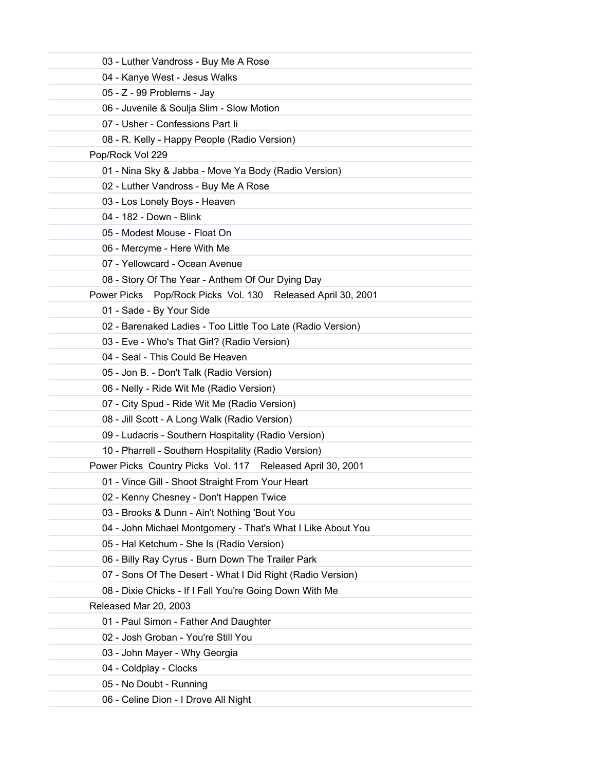03 - Luther Vandross - Buy Me A Rose
04 - Kanye West - Jesus Walks
05 - Z - 99 Problems - Jay
06 - Juvenile & Soulja Slim - Slow Motion
07 - Usher - Confessions Part Ii
08 - R. Kelly - Happy People (Radio Version)

Pop/Rock Vol 229

01 - Nina Sky & Jabba - Move Ya Body (Radio Version)
02 - Luther Vandross - Buy Me A Rose
03 - Los Lonely Boys - Heaven
04 - 182 - Down - Blink
05 - Modest Mouse - Float On
06 - Mercyme - Here With Me
07 - Yellowcard - Ocean Avenue
08 - Story Of The Year - Anthem Of Our Dying Day

Power Picks Pop/Rock Picks Vol. 130 Released April 30, 2001

01 - Sade - By Your Side
02 - Barenaked Ladies - Too Little Too Late (Radio Version)
03 - Eve - Who's That Girl? (Radio Version)
04 - Seal - This Could Be Heaven
05 - Jon B. - Don't Talk (Radio Version)
06 - Nelly - Ride Wit Me (Radio Version)
07 - City Spud - Ride Wit Me (Radio Version)
08 - Jill Scott - A Long Walk (Radio Version)
09 - Ludacris - Southern Hospitality (Radio Version)
10 - Pharrell - Southern Hospitality (Radio Version)

Power Picks Country Picks Vol. 117 Released April 30, 2001

01 - Vince Gill - Shoot Straight From Your Heart
02 - Kenny Chesney - Don't Happen Twice
03 - Brooks & Dunn - Ain't Nothing 'Bout You
04 - John Michael Montgomery - That's What I Like About You
05 - Hal Ketchum - She Is (Radio Version)
06 - Billy Ray Cyrus - Burn Down The Trailer Park
07 - Sons Of The Desert - What I Did Right (Radio Version)
08 - Dixie Chicks - If I Fall You're Going Down With Me

Released Mar 20, 2003

01 - Paul Simon - Father And Daughter
02 - Josh Groban - You're Still You
03 - John Mayer - Why Georgia
04 - Coldplay - Clocks
05 - No Doubt - Running
06 - Celine Dion - I Drove All Night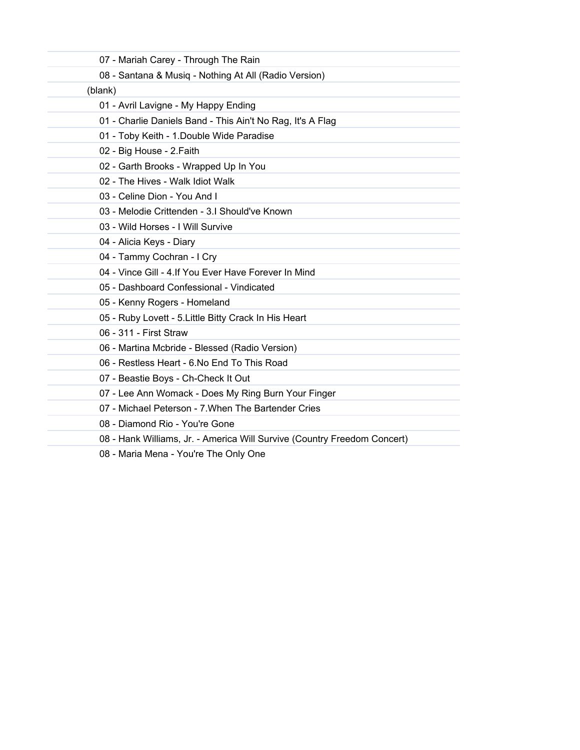07 - Mariah Carey - Through The Rain

08 - Santana & Musiq - Nothing At All (Radio Version)

(blank)

01 - Avril Lavigne - My Happy Ending

01 - Charlie Daniels Band - This Ain't No Rag, It's A Flag

01 - Toby Keith - 1.Double Wide Paradise

02 - Big House - 2.Faith

02 - Garth Brooks - Wrapped Up In You

02 - The Hives - Walk Idiot Walk

03 - Celine Dion - You And I

03 - Melodie Crittenden - 3.I Should've Known

03 - Wild Horses - I Will Survive

04 - Alicia Keys - Diary

04 - Tammy Cochran - I Cry

04 - Vince Gill - 4.If You Ever Have Forever In Mind

05 - Dashboard Confessional - Vindicated

05 - Kenny Rogers - Homeland

05 - Ruby Lovett - 5.Little Bitty Crack In His Heart

06 - 311 - First Straw

06 - Martina Mcbride - Blessed (Radio Version)

06 - Restless Heart - 6.No End To This Road

07 - Beastie Boys - Ch-Check It Out

07 - Lee Ann Womack - Does My Ring Burn Your Finger

07 - Michael Peterson - 7.When The Bartender Cries

08 - Diamond Rio - You're Gone

08 - Hank Williams, Jr. - America Will Survive (Country Freedom Concert)

08 - Maria Mena - You're The Only One